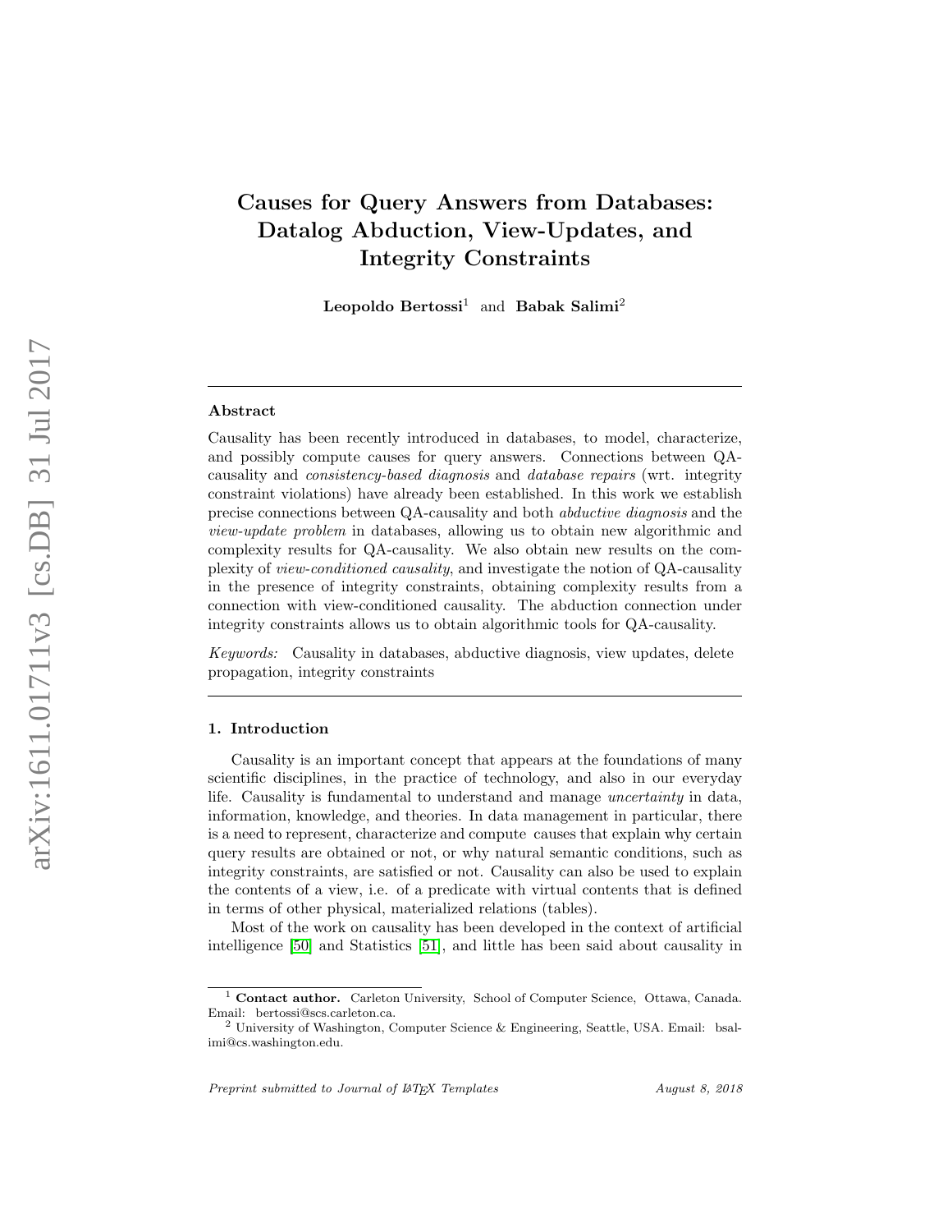# Causes for Query Answers from Databases: Datalog Abduction, View-Updates, and Integrity Constraints

**Leopoldo Bertossi**[1] and **Babak Salimi**[2]

---

## Abstract

Causality has been recently introduced in databases, to model, characterize, and possibly compute causes for query answers. Connections between QA-causality and *consistency-based diagnosis* and *database repairs* (wrt. integrity constraint violations) have already been established. In this work we establish precise connections between QA-causality and both *abductive diagnosis* and the *view-update problem* in databases, allowing us to obtain new algorithmic and complexity results for QA-causality. We also obtain new results on the complexity of *view-conditioned causality*, and investigate the notion of QA-causality in the presence of integrity constraints, obtaining complexity results from a connection with view-conditioned causality. The abduction connection under integrity constraints allows us to obtain algorithmic tools for QA-causality.

*Keywords:* Causality in databases, abductive diagnosis, view updates, delete propagation, integrity constraints

---

## 1. Introduction

Causality is an important concept that appears at the foundations of many scientific disciplines, in the practice of technology, and also in our everyday life. Causality is fundamental to understand and manage *uncertainty* in data, information, knowledge, and theories. In data management in particular, there is a need to represent, characterize and compute causes that explain why certain query results are obtained or not, or why natural semantic conditions, such as integrity constraints, are satisfied or not. Causality can also be used to explain the contents of a view, i.e. of a predicate with virtual contents that is defined in terms of other physical, materialized relations (tables).

Most of the work on causality has been developed in the context of artificial intelligence [50] and Statistics [51], and little has been said about causality in

---

[1] **Contact author.** Carleton University, School of Computer Science, Ottawa, Canada. Email: bertossi@scs.carleton.ca.

[2] University of Washington, Computer Science & Engineering, Seattle, USA. Email: bsalimi@cs.washington.edu.

*Preprint submitted to Journal of LaTeX Templates* August 8, 2018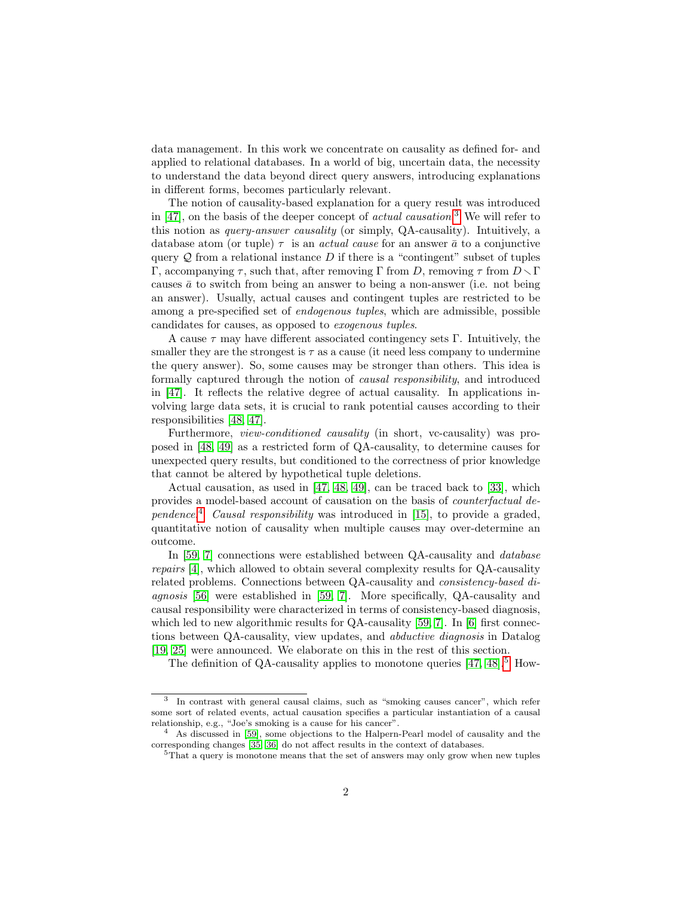data management. In this work we concentrate on causality as defined for- and applied to relational databases. In a world of big, uncertain data, the necessity to understand the data beyond direct query answers, introducing explanations in different forms, becomes particularly relevant.

The notion of causality-based explanation for a query result was introduced in [47], on the basis of the deeper concept of *actual causation*.[3] We will refer to this notion as *query-answer causality* (or simply, QA-causality). Intuitively, a database atom (or tuple) $\tau$ is an *actual cause* for an answer $\bar{a}$ to a conjunctive query $\mathcal{Q}$ from a relational instance $D$ if there is a "contingent" subset of tuples $\Gamma$, accompanying $\tau$, such that, after removing $\Gamma$ from $D$, removing $\tau$ from $D \smallsetminus \Gamma$ causes $\bar{a}$ to switch from being an answer to being a non-answer (i.e. not being an answer). Usually, actual causes and contingent tuples are restricted to be among a pre-specified set of *endogenous tuples*, which are admissible, possible candidates for causes, as opposed to *exogenous tuples*.

A cause $\tau$ may have different associated contingency sets $\Gamma$. Intuitively, the smaller they are the strongest is $\tau$ as a cause (it need less company to undermine the query answer). So, some causes may be stronger than others. This idea is formally captured through the notion of *causal responsibility*, and introduced in [47]. It reflects the relative degree of actual causality. In applications involving large data sets, it is crucial to rank potential causes according to their responsibilities [48, 47].

Furthermore, *view-conditioned causality* (in short, vc-causality) was proposed in [48, 49] as a restricted form of QA-causality, to determine causes for unexpected query results, but conditioned to the correctness of prior knowledge that cannot be altered by hypothetical tuple deletions.

Actual causation, as used in [47, 48, 49], can be traced back to [33], which provides a model-based account of causation on the basis of *counterfactual dependence*.[4] *Causal responsibility* was introduced in [15], to provide a graded, quantitative notion of causality when multiple causes may over-determine an outcome.

In [59, 7] connections were established between QA-causality and *database repairs* [4], which allowed to obtain several complexity results for QA-causality related problems. Connections between QA-causality and *consistency-based diagnosis* [56] were established in [59, 7]. More specifically, QA-causality and causal responsibility were characterized in terms of consistency-based diagnosis, which led to new algorithmic results for QA-causality [59, 7]. In [6] first connections between QA-causality, view updates, and *abductive diagnosis* in Datalog [19, 25] were announced. We elaborate on this in the rest of this section.

The definition of QA-causality applies to monotone queries [47, 48].[5] How-

---

[3] In contrast with general causal claims, such as "smoking causes cancer", which refer some sort of related events, actual causation specifies a particular instantiation of a causal relationship, e.g., "Joe's smoking is a cause for his cancer".

[4] As discussed in [59], some objections to the Halpern-Pearl model of causality and the corresponding changes [35, 36] do not affect results in the context of databases.

[5] That a query is monotone means that the set of answers may only grow when new tuples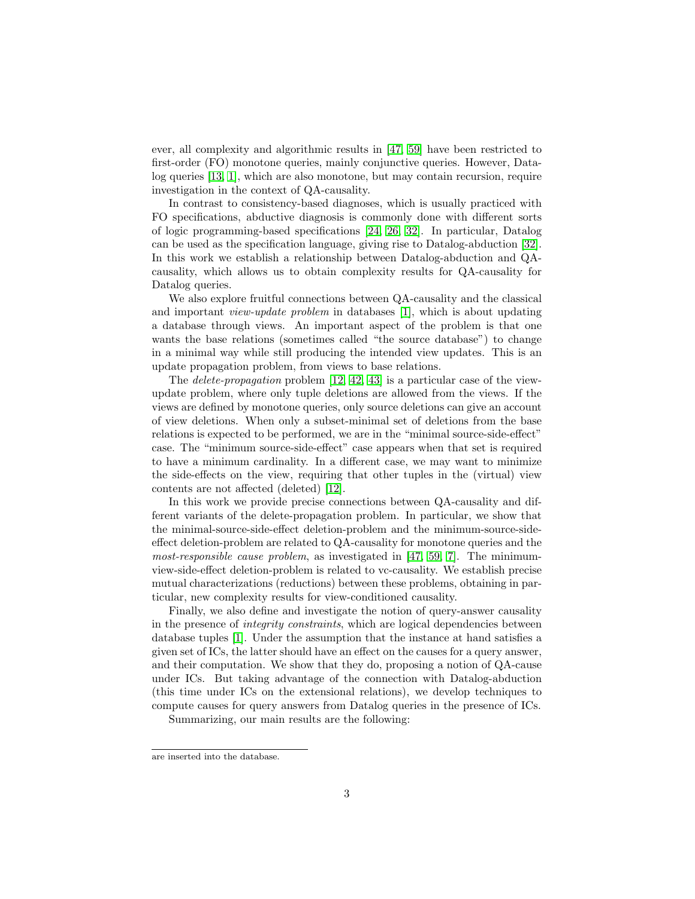ever, all complexity and algorithmic results in [47, 59] have been restricted to first-order (FO) monotone queries, mainly conjunctive queries. However, Datalog queries [13, 1], which are also monotone, but may contain recursion, require investigation in the context of QA-causality.

In contrast to consistency-based diagnoses, which is usually practiced with FO specifications, abductive diagnosis is commonly done with different sorts of logic programming-based specifications [24, 26, 32]. In particular, Datalog can be used as the specification language, giving rise to Datalog-abduction [32]. In this work we establish a relationship between Datalog-abduction and QA-causality, which allows us to obtain complexity results for QA-causality for Datalog queries.

We also explore fruitful connections between QA-causality and the classical and important *view-update problem* in databases [1], which is about updating a database through views. An important aspect of the problem is that one wants the base relations (sometimes called "the source database") to change in a minimal way while still producing the intended view updates. This is an update propagation problem, from views to base relations.

The *delete-propagation* problem [12, 42, 43] is a particular case of the view-update problem, where only tuple deletions are allowed from the views. If the views are defined by monotone queries, only source deletions can give an account of view deletions. When only a subset-minimal set of deletions from the base relations is expected to be performed, we are in the "minimal source-side-effect" case. The "minimum source-side-effect" case appears when that set is required to have a minimum cardinality. In a different case, we may want to minimize the side-effects on the view, requiring that other tuples in the (virtual) view contents are not affected (deleted) [12].

In this work we provide precise connections between QA-causality and different variants of the delete-propagation problem. In particular, we show that the minimal-source-side-effect deletion-problem and the minimum-source-side-effect deletion-problem are related to QA-causality for monotone queries and the *most-responsible cause problem*, as investigated in [47, 59, 7]. The minimum-view-side-effect deletion-problem is related to vc-causality. We establish precise mutual characterizations (reductions) between these problems, obtaining in particular, new complexity results for view-conditioned causality.

Finally, we also define and investigate the notion of query-answer causality in the presence of *integrity constraints*, which are logical dependencies between database tuples [1]. Under the assumption that the instance at hand satisfies a given set of ICs, the latter should have an effect on the causes for a query answer, and their computation. We show that they do, proposing a notion of QA-cause under ICs. But taking advantage of the connection with Datalog-abduction (this time under ICs on the extensional relations), we develop techniques to compute causes for query answers from Datalog queries in the presence of ICs.

Summarizing, our main results are the following:

---

are inserted into the database.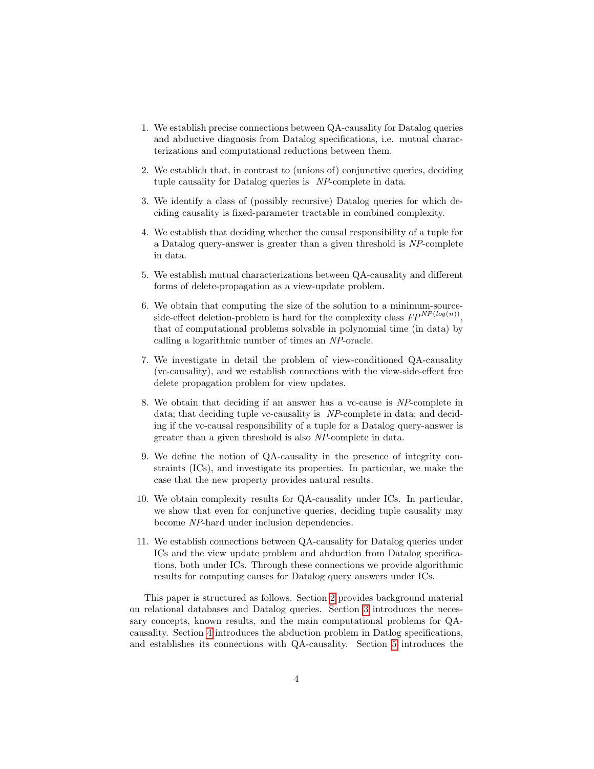1. We establish precise connections between QA-causality for Datalog queries and abductive diagnosis from Datalog specifications, i.e. mutual characterizations and computational reductions between them.

2. We establich that, in contrast to (unions of) conjunctive queries, deciding tuple causality for Datalog queries is *NP*-complete in data.

3. We identify a class of (possibly recursive) Datalog queries for which deciding causality is fixed-parameter tractable in combined complexity.

4. We establish that deciding whether the causal responsibility of a tuple for a Datalog query-answer is greater than a given threshold is *NP*-complete in data.

5. We establish mutual characterizations between QA-causality and different forms of delete-propagation as a view-update problem.

6. We obtain that computing the size of the solution to a minimum-source-side-effect deletion-problem is hard for the complexity class $FP^{NP(log(n))}$, that of computational problems solvable in polynomial time (in data) by calling a logarithmic number of times an *NP*-oracle.

7. We investigate in detail the problem of view-conditioned QA-causality (vc-causality), and we establish connections with the view-side-effect free delete propagation problem for view updates.

8. We obtain that deciding if an answer has a vc-cause is *NP*-complete in data; that deciding tuple vc-causality is *NP*-complete in data; and deciding if the vc-causal responsibility of a tuple for a Datalog query-answer is greater than a given threshold is also *NP*-complete in data.

9. We define the notion of QA-causality in the presence of integrity constraints (ICs), and investigate its properties. In particular, we make the case that the new property provides natural results.

10. We obtain complexity results for QA-causality under ICs. In particular, we show that even for conjunctive queries, deciding tuple causality may become *NP*-hard under inclusion dependencies.

11. We establish connections between QA-causality for Datalog queries under ICs and the view update problem and abduction from Datalog specifications, both under ICs. Through these connections we provide algorithmic results for computing causes for Datalog query answers under ICs.

This paper is structured as follows. Section 2 provides background material on relational databases and Datalog queries. Section 3 introduces the necessary concepts, known results, and the main computational problems for QA-causality. Section 4 introduces the abduction problem in Datlog specifications, and establishes its connections with QA-causality. Section 5 introduces the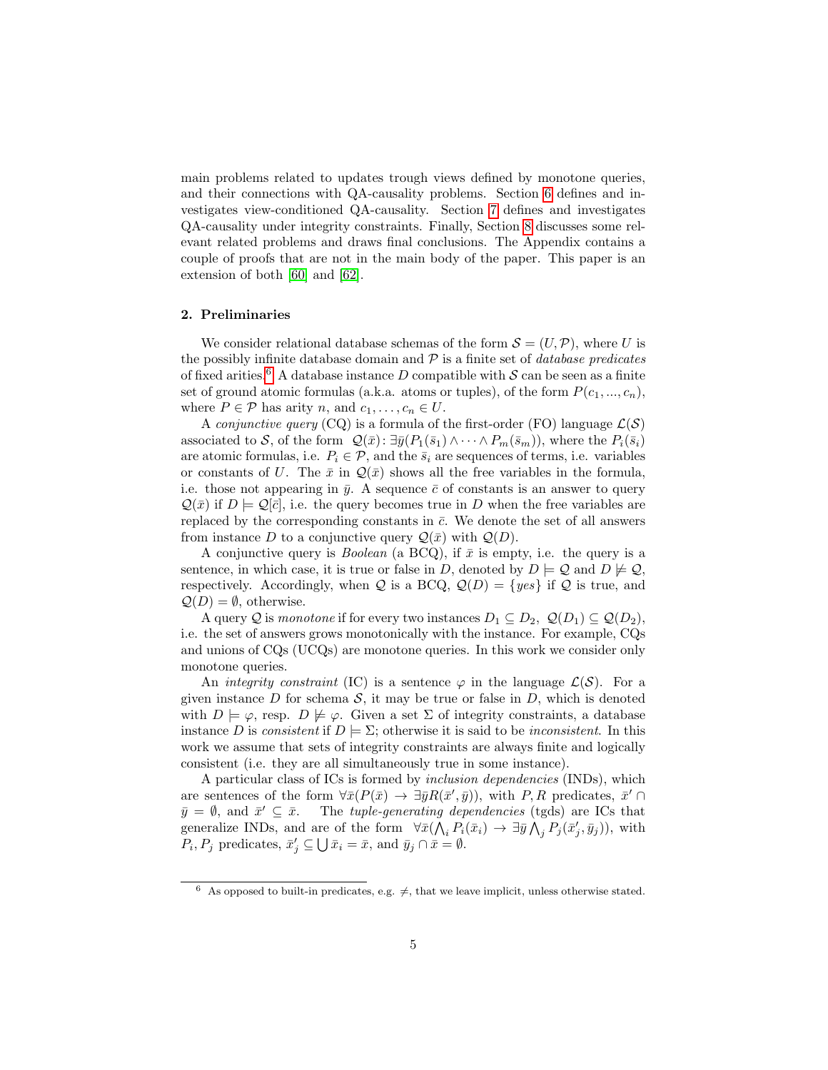main problems related to updates trough views defined by monotone queries, and their connections with QA-causality problems. Section 6 defines and investigates view-conditioned QA-causality. Section 7 defines and investigates QA-causality under integrity constraints. Finally, Section 8 discusses some relevant related problems and draws final conclusions. The Appendix contains a couple of proofs that are not in the main body of the paper. This paper is an extension of both [60] and [62].

## 2. Preliminaries

We consider relational database schemas of the form $\mathcal{S} = (U, \mathcal{P})$, where $U$ is the possibly infinite database domain and $\mathcal{P}$ is a finite set of *database predicates* of fixed arities.[6] A database instance $D$ compatible with $\mathcal{S}$ can be seen as a finite set of ground atomic formulas (a.k.a. atoms or tuples), of the form $P(c_1, ..., c_n)$, where $P \in \mathcal{P}$ has arity $n$, and $c_1, \ldots, c_n \in U$.

A *conjunctive query* (CQ) is a formula of the first-order (FO) language $\mathcal{L}(\mathcal{S})$ associated to $\mathcal{S}$, of the form $\mathcal{Q}(\bar{x})\colon \exists \bar{y}(P_1(\bar{s}_1) \wedge \cdots \wedge P_m(\bar{s}_m))$, where the $P_i(\bar{s}_i)$ are atomic formulas, i.e. $P_i \in \mathcal{P}$, and the $\bar{s}_i$ are sequences of terms, i.e. variables or constants of $U$. The $\bar{x}$ in $\mathcal{Q}(\bar{x})$ shows all the free variables in the formula, i.e. those not appearing in $\bar{y}$. A sequence $\bar{c}$ of constants is an answer to query $\mathcal{Q}(\bar{x})$ if $D \models \mathcal{Q}[\bar{c}]$, i.e. the query becomes true in $D$ when the free variables are replaced by the corresponding constants in $\bar{c}$. We denote the set of all answers from instance $D$ to a conjunctive query $\mathcal{Q}(\bar{x})$ with $\mathcal{Q}(D)$.

A conjunctive query is *Boolean* (a BCQ), if $\bar{x}$ is empty, i.e. the query is a sentence, in which case, it is true or false in $D$, denoted by $D \models \mathcal{Q}$ and $D \not\models \mathcal{Q}$, respectively. Accordingly, when $\mathcal{Q}$ is a BCQ, $\mathcal{Q}(D) = \{yes\}$ if $\mathcal{Q}$ is true, and $\mathcal{Q}(D) = \emptyset$, otherwise.

A query $\mathcal{Q}$ is *monotone* if for every two instances $D_1 \subseteq D_2$, $\mathcal{Q}(D_1) \subseteq \mathcal{Q}(D_2)$, i.e. the set of answers grows monotonically with the instance. For example, CQs and unions of CQs (UCQs) are monotone queries. In this work we consider only monotone queries.

An *integrity constraint* (IC) is a sentence $\varphi$ in the language $\mathcal{L}(\mathcal{S})$. For a given instance $D$ for schema $\mathcal{S}$, it may be true or false in $D$, which is denoted with $D \models \varphi$, resp. $D \not\models \varphi$. Given a set $\Sigma$ of integrity constraints, a database instance $D$ is *consistent* if $D \models \Sigma$; otherwise it is said to be *inconsistent*. In this work we assume that sets of integrity constraints are always finite and logically consistent (i.e. they are all simultaneously true in some instance).

A particular class of ICs is formed by *inclusion dependencies* (INDs), which are sentences of the form $\forall \bar{x}(P(\bar{x}) \rightarrow \exists \bar{y} R(\bar{x}', \bar{y}))$, with $P, R$ predicates, $\bar{x}' \cap \bar{y} = \emptyset$, and $\bar{x}' \subseteq \bar{x}$. The *tuple-generating dependencies* (tgds) are ICs that generalize INDs, and are of the form $\forall \bar{x}(\bigwedge_i P_i(\bar{x}_i) \rightarrow \exists \bar{y} \bigwedge_j P_j(\bar{x}'_j, \bar{y}_j))$, with $P_i, P_j$ predicates, $\bar{x}'_j \subseteq \bigcup \bar{x}_i = \bar{x}$, and $\bar{y}_j \cap \bar{x} = \emptyset$.

[6] As opposed to built-in predicates, e.g. $\neq$, that we leave implicit, unless otherwise stated.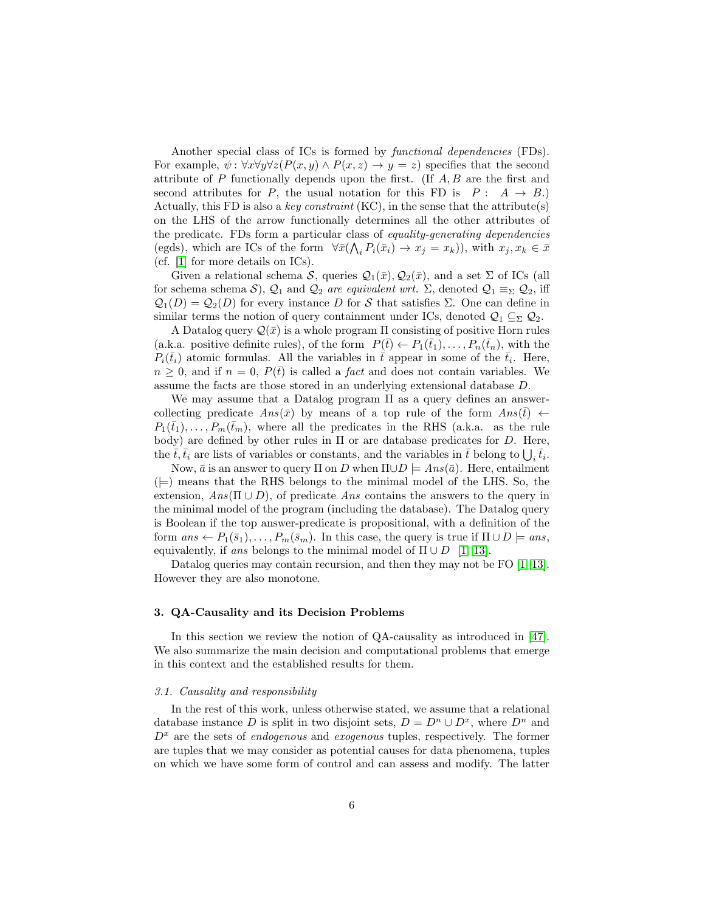Another special class of ICs is formed by *functional dependencies* (FDs). For example, $\psi\colon \forall x \forall y \forall z(P(x,y) \wedge P(x,z) \rightarrow y = z)$ specifies that the second attribute of $P$ functionally depends upon the first. (If $A, B$ are the first and second attributes for $P$, the usual notation for this FD is $P\colon\ A \rightarrow B$.) Actually, this FD is also a *key constraint* (KC), in the sense that the attribute(s) on the LHS of the arrow functionally determines all the other attributes of the predicate. FDs form a particular class of *equality-generating dependencies* (egds), which are ICs of the form $\forall \bar{x}(\bigwedge_i P_i(\bar{x}_i) \rightarrow x_j = x_k))$, with $x_j, x_k \in \bar{x}$ (cf. [1] for more details on ICs).

Given a relational schema $\mathcal{S}$, queries $\mathcal{Q}_1(\bar{x}), \mathcal{Q}_2(\bar{x})$, and a set $\Sigma$ of ICs (all for schema schema $\mathcal{S}$), $\mathcal{Q}_1$ and $\mathcal{Q}_2$ *are equivalent wrt.* $\Sigma$, denoted $\mathcal{Q}_1 \equiv_\Sigma \mathcal{Q}_2$, iff $\mathcal{Q}_1(D) = \mathcal{Q}_2(D)$ for every instance $D$ for $\mathcal{S}$ that satisfies $\Sigma$. One can define in similar terms the notion of query containment under ICs, denoted $\mathcal{Q}_1 \subseteq_\Sigma \mathcal{Q}_2$.

A Datalog query $\mathcal{Q}(\bar{x})$ is a whole program $\Pi$ consisting of positive Horn rules (a.k.a. positive definite rules), of the form $P(\bar{t}) \leftarrow P_1(\bar{t}_1), \ldots, P_n(\bar{t}_n)$, with the $P_i(\bar{t}_i)$ atomic formulas. All the variables in $\bar{t}$ appear in some of the $\bar{t}_i$. Here, $n \geq 0$, and if $n = 0$, $P(\bar{t})$ is called a *fact* and does not contain variables. We assume the facts are those stored in an underlying extensional database $D$.

We may assume that a Datalog program $\Pi$ as a query defines an answer-collecting predicate $Ans(\bar{x})$ by means of a top rule of the form $Ans(\bar{t}) \leftarrow P_1(\bar{t}_1), \ldots, P_m(\bar{t}_m)$, where all the predicates in the RHS (a.k.a. as the rule body) are defined by other rules in $\Pi$ or are database predicates for $D$. Here, the $\bar{t}, \bar{t}_i$ are lists of variables or constants, and the variables in $\bar{t}$ belong to $\bigcup_i \bar{t}_i$.

Now, $\bar{a}$ is an answer to query $\Pi$ on $D$ when $\Pi \cup D \models Ans(\bar{a})$. Here, entailment ($\models$) means that the RHS belongs to the minimal model of the LHS. So, the extension, $Ans(\Pi \cup D)$, of predicate $Ans$ contains the answers to the query in the minimal model of the program (including the database). The Datalog query is Boolean if the top answer-predicate is propositional, with a definition of the form $ans \leftarrow P_1(\bar{s}_1), \ldots, P_m(\bar{s}_m)$. In this case, the query is true if $\Pi \cup D \models ans$, equivalently, if $ans$ belongs to the minimal model of $\Pi \cup D$ [1, 13].

Datalog queries may contain recursion, and then they may not be FO [1, 13]. However they are also monotone.

## 3. QA-Causality and its Decision Problems

In this section we review the notion of QA-causality as introduced in [47]. We also summarize the main decision and computational problems that emerge in this context and the established results for them.

### 3.1. Causality and responsibility

In the rest of this work, unless otherwise stated, we assume that a relational database instance $D$ is split in two disjoint sets, $D = D^n \cup D^x$, where $D^n$ and $D^x$ are the sets of *endogenous* and *exogenous* tuples, respectively. The former are tuples that we may consider as potential causes for data phenomena, tuples on which we have some form of control and can assess and modify. The latter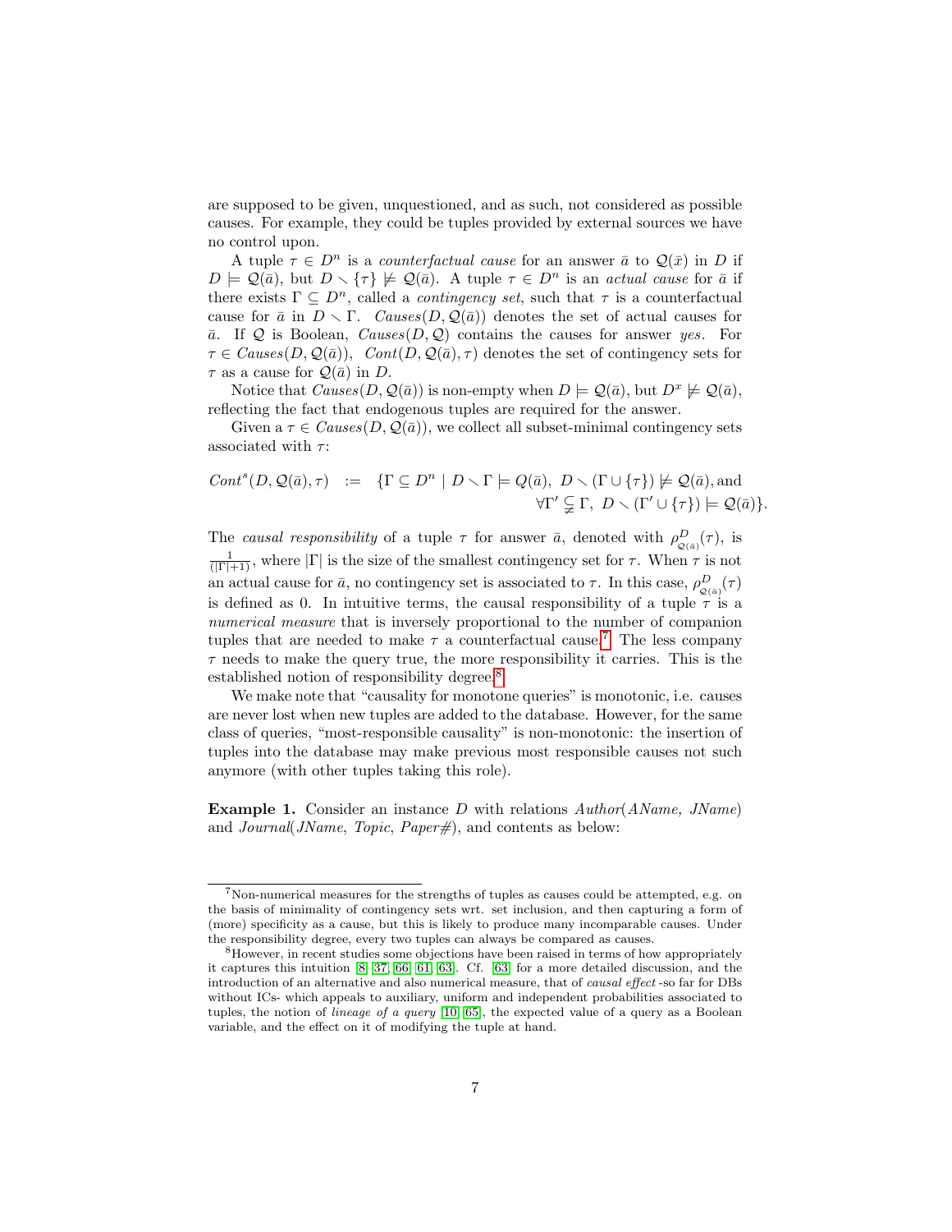are supposed to be given, unquestioned, and as such, not considered as possible causes. For example, they could be tuples provided by external sources we have no control upon.

A tuple $\tau \in D^n$ is a *counterfactual cause* for an answer $\bar{a}$ to $\mathcal{Q}(\bar{x})$ in $D$ if $D \models \mathcal{Q}(\bar{a})$, but $D \smallsetminus \{\tau\} \not\models \mathcal{Q}(\bar{a})$. A tuple $\tau \in D^n$ is an *actual cause* for $\bar{a}$ if there exists $\Gamma \subseteq D^n$, called a *contingency set*, such that $\tau$ is a counterfactual cause for $\bar{a}$ in $D \smallsetminus \Gamma$. *Causes*$(D, \mathcal{Q}(\bar{a}))$ denotes the set of actual causes for $\bar{a}$. If $\mathcal{Q}$ is Boolean, *Causes*$(D, \mathcal{Q})$ contains the causes for answer *yes*. For $\tau \in$ *Causes*$(D, \mathcal{Q}(\bar{a}))$, *Cont*$(D, \mathcal{Q}(\bar{a}), \tau)$ denotes the set of contingency sets for $\tau$ as a cause for $\mathcal{Q}(\bar{a})$ in $D$.

Notice that *Causes*$(D, \mathcal{Q}(\bar{a}))$ is non-empty when $D \models \mathcal{Q}(\bar{a})$, but $D^x \not\models \mathcal{Q}(\bar{a})$, reflecting the fact that endogenous tuples are required for the answer.

Given a $\tau \in$ *Causes*$(D, \mathcal{Q}(\bar{a}))$, we collect all subset-minimal contingency sets associated with $\tau$:

$$
\begin{aligned}
\mathit{Cont}^s(D, \mathcal{Q}(\bar{a}), \tau) \;\; := \;\; \{\Gamma \subseteq D^n \mid D \smallsetminus \Gamma \models Q(\bar{a}),\ D \smallsetminus (\Gamma \cup \{\tau\}) \not\models \mathcal{Q}(\bar{a}), \text{and} \\
\forall \Gamma' \subsetneqq \Gamma,\ D \smallsetminus (\Gamma' \cup \{\tau\}) \models \mathcal{Q}(\bar{a})\}.
\end{aligned}
$$

The *causal responsibility* of a tuple $\tau$ for answer $\bar{a}$, denoted with $\rho^D_{\mathcal{Q}(\bar{a})}(\tau)$, is $\frac{1}{(|\Gamma|+1)}$, where $|\Gamma|$ is the size of the smallest contingency set for $\tau$. When $\tau$ is not an actual cause for $\bar{a}$, no contingency set is associated to $\tau$. In this case, $\rho^D_{\mathcal{Q}(\bar{a})}(\tau)$ is defined as 0. In intuitive terms, the causal responsibility of a tuple $\tau$ is a *numerical measure* that is inversely proportional to the number of companion tuples that are needed to make $\tau$ a counterfactual cause.[7] The less company $\tau$ needs to make the query true, the more responsibility it carries. This is the established notion of responsibility degree.[8]

We make note that "causality for monotone queries" is monotonic, i.e. causes are never lost when new tuples are added to the database. However, for the same class of queries, "most-responsible causality" is non-monotonic: the insertion of tuples into the database may make previous most responsible causes not such anymore (with other tuples taking this role).

**Example 1.** Consider an instance $D$ with relations *Author*(*AName, JName*) and *Journal*(*JName, Topic, Paper#*), and contents as below:

---

[7] Non-numerical measures for the strengths of tuples as causes could be attempted, e.g. on the basis of minimality of contingency sets wrt. set inclusion, and then capturing a form of (more) specificity as a cause, but this is likely to produce many incomparable causes. Under the responsibility degree, every two tuples can always be compared as causes.

[8] However, in recent studies some objections have been raised in terms of how appropriately it captures this intuition [8, 37, 66, 61, 63]. Cf. [63] for a more detailed discussion, and the introduction of an alternative and also numerical measure, that of *causal effect* -so far for DBs without ICs- which appeals to auxiliary, uniform and independent probabilities associated to tuples, the notion of *lineage of a query* [10, 65], the expected value of a query as a Boolean variable, and the effect on it of modifying the tuple at hand.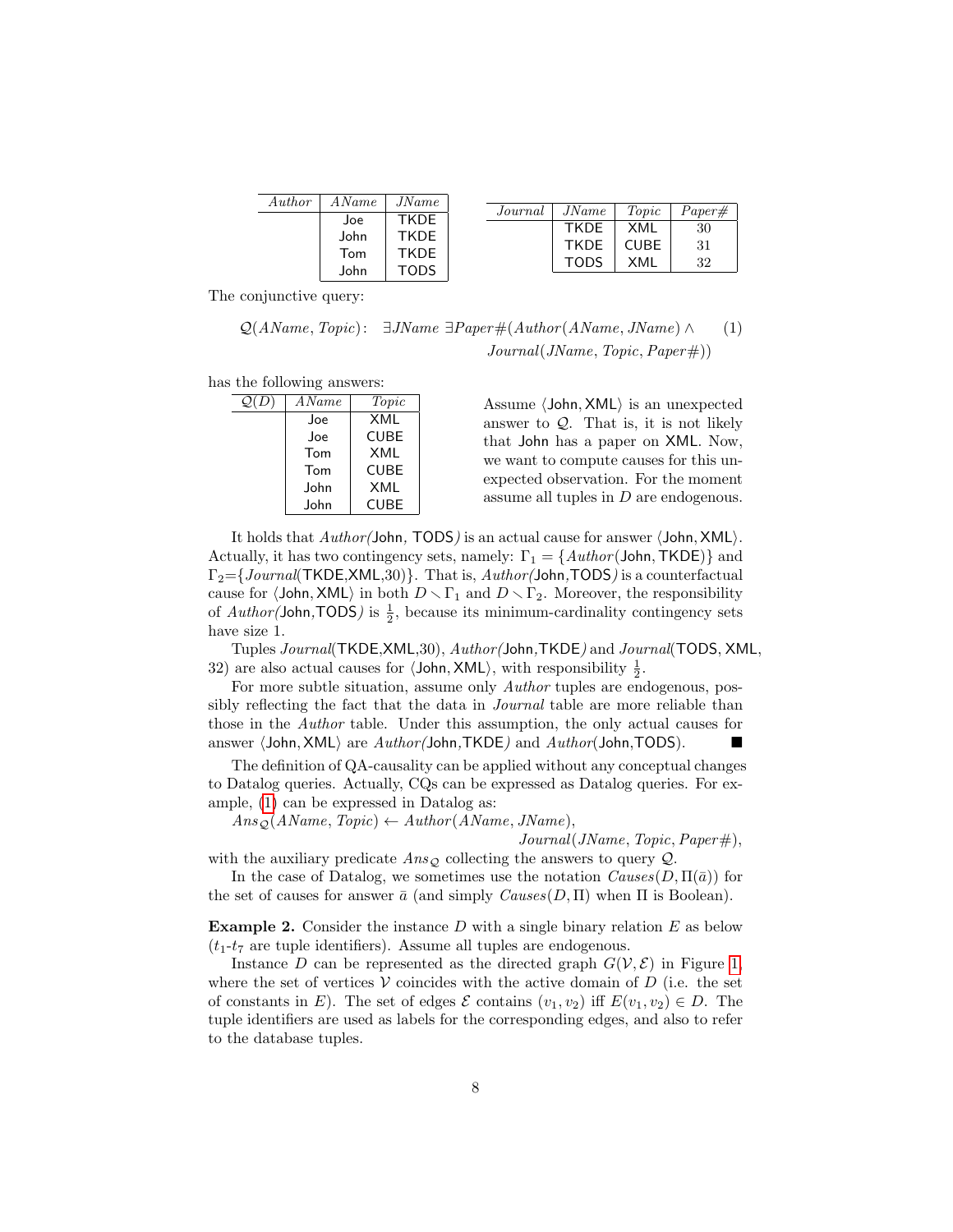| *Author* | *AName* | *JName* |
|---|---|---|
| | Joe | TKDE |
| | John | TKDE |
| | Tom | TKDE |
| | John | TODS |

| *Journal* | *JName* | *Topic* | *Paper#* |
|---|---|---|---|
| | TKDE | XML | 30 |
| | TKDE | CUBE | 31 |
| | TODS | XML | 32 |

The conjunctive query:

$$\mathcal{Q}(AName, Topic)\colon \quad \exists JName\ \exists Paper\#(Author(AName, JName) \wedge Journal(JName, Topic, Paper\#)) \tag{1}$$

has the following answers:

| $\mathcal{Q}(D)$ | *AName* | *Topic* |
|---|---|---|
| | Joe | XML |
| | Joe | CUBE |
| | Tom | XML |
| | Tom | CUBE |
| | John | XML |
| | John | CUBE |

Assume ⟨John, XML⟩ is an unexpected answer to $\mathcal{Q}$. That is, it is not likely that John has a paper on XML. Now, we want to compute causes for this unexpected observation. For the moment assume all tuples in $D$ are endogenous.

It holds that *Author*(John, TODS) is an actual cause for answer ⟨John, XML⟩. Actually, it has two contingency sets, namely: $\Gamma_1 = \{$*Author*(John, TKDE)$\}$ and $\Gamma_2$=$\{$*Journal*(TKDE,XML,30)$\}$. That is, *Author*(John,TODS) is a counterfactual cause for ⟨John, XML⟩ in both $D \smallsetminus \Gamma_1$ and $D \smallsetminus \Gamma_2$. Moreover, the responsibility of *Author*(John,TODS) is $\frac{1}{2}$, because its minimum-cardinality contingency sets have size 1.

Tuples *Journal*(TKDE,XML,30), *Author*(John,TKDE) and *Journal*(TODS, XML, 32) are also actual causes for ⟨John, XML⟩, with responsibility $\frac{1}{2}$.

For more subtle situation, assume only *Author* tuples are endogenous, possibly reflecting the fact that the data in *Journal* table are more reliable than those in the *Author* table. Under this assumption, the only actual causes for answer ⟨John, XML⟩ are *Author*(John,TKDE) and *Author*(John,TODS). ■

The definition of QA-causality can be applied without any conceptual changes to Datalog queries. Actually, CQs can be expressed as Datalog queries. For example, (1) can be expressed in Datalog as:

$Ans_{\mathcal{Q}}(AName, Topic) \leftarrow Author(AName, JName),$
$\qquad Journal(JName, Topic, Paper\#),$

with the auxiliary predicate $Ans_{\mathcal{Q}}$ collecting the answers to query $\mathcal{Q}$.

In the case of Datalog, we sometimes use the notation $Causes(D, \Pi(\bar{a}))$ for the set of causes for answer $\bar{a}$ (and simply $Causes(D, \Pi)$ when $\Pi$ is Boolean).

**Example 2.** Consider the instance $D$ with a single binary relation $E$ as below ($t_1$-$t_7$ are tuple identifiers). Assume all tuples are endogenous.

Instance $D$ can be represented as the directed graph $G(\mathcal{V}, \mathcal{E})$ in Figure 1, where the set of vertices $\mathcal{V}$ coincides with the active domain of $D$ (i.e. the set of constants in $E$). The set of edges $\mathcal{E}$ contains $(v_1, v_2)$ iff $E(v_1, v_2) \in D$. The tuple identifiers are used as labels for the corresponding edges, and also to refer to the database tuples.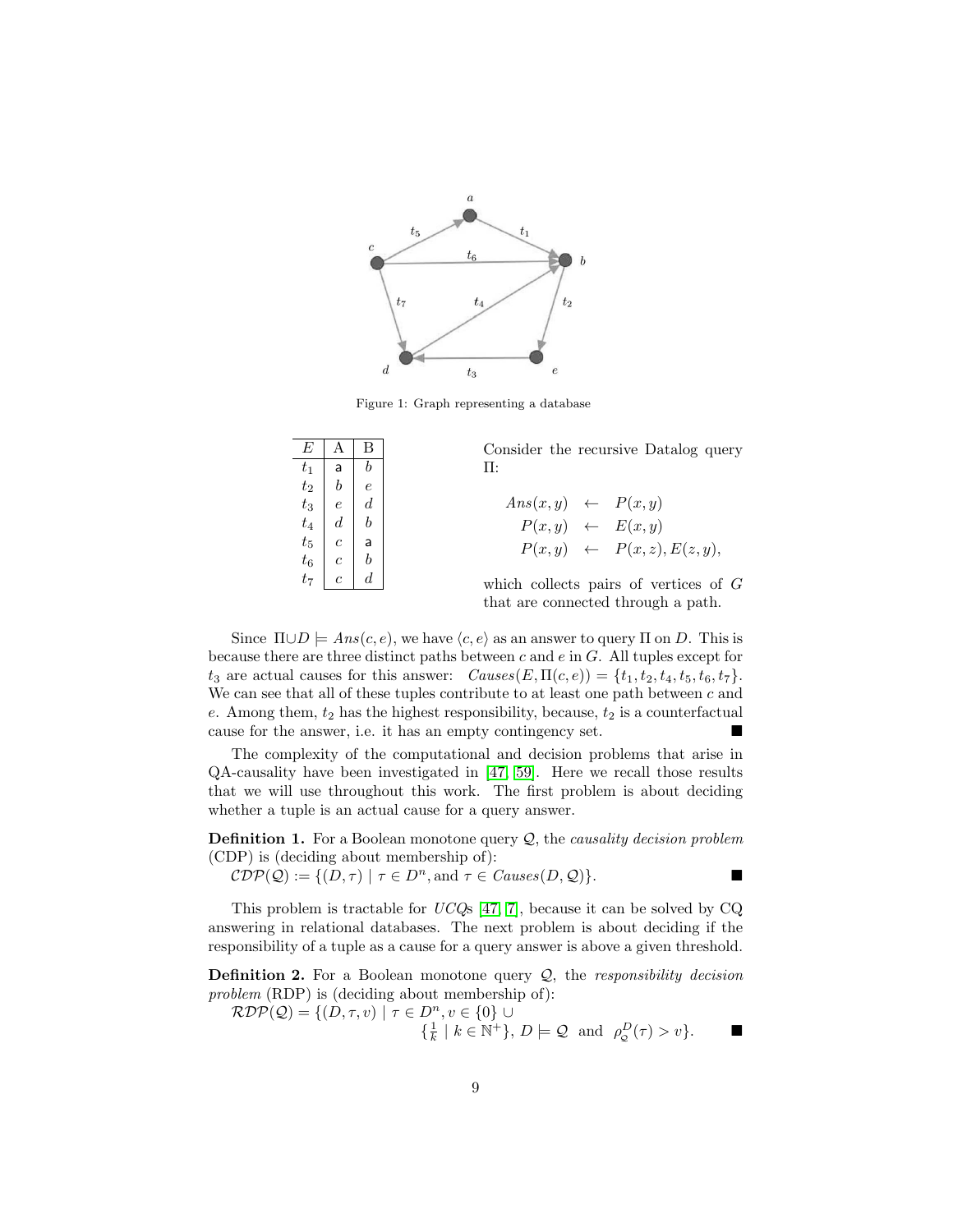Figure 1: Graph representing a database

| $E$ | A | B |
|---|---|---|
| $t_1$ | a | $b$ |
| $t_2$ | $b$ | $e$ |
| $t_3$ | $e$ | $d$ |
| $t_4$ | $d$ | $b$ |
| $t_5$ | $c$ | a |
| $t_6$ | $c$ | $b$ |
| $t_7$ | $c$ | $d$ |

Consider the recursive Datalog query $\Pi$:

$$\begin{aligned} Ans(x, y) &\leftarrow P(x, y) \\ P(x, y) &\leftarrow E(x, y) \\ P(x, y) &\leftarrow P(x, z), E(z, y), \end{aligned}$$

which collects pairs of vertices of $G$ that are connected through a path.

Since $\Pi \cup D \models Ans(c, e)$, we have $\langle c, e \rangle$ as an answer to query $\Pi$ on $D$. This is because there are three distinct paths between $c$ and $e$ in $G$. All tuples except for $t_3$ are actual causes for this answer: $Causes(E, \Pi(c, e)) = \{t_1, t_2, t_4, t_5, t_6, t_7\}$. We can see that all of these tuples contribute to at least one path between $c$ and $e$. Among them, $t_2$ has the highest responsibility, because, $t_2$ is a counterfactual cause for the answer, i.e. it has an empty contingency set. ■

The complexity of the computational and decision problems that arise in QA-causality have been investigated in [47, 59]. Here we recall those results that we will use throughout this work. The first problem is about deciding whether a tuple is an actual cause for a query answer.

**Definition 1.** For a Boolean monotone query $\mathcal{Q}$, the *causality decision problem* (CDP) is (deciding about membership of):
$\mathcal{CDP}(\mathcal{Q}) := \{(D, \tau) \mid \tau \in D^n, \text{and } \tau \in Causes(D, \mathcal{Q})\}$. ■

This problem is tractable for *UCQ*s [47, 7], because it can be solved by CQ answering in relational databases. The next problem is about deciding if the responsibility of a tuple as a cause for a query answer is above a given threshold.

**Definition 2.** For a Boolean monotone query $\mathcal{Q}$, the *responsibility decision problem* (RDP) is (deciding about membership of):
$\mathcal{RDP}(\mathcal{Q}) = \{(D, \tau, v) \mid \tau \in D^n, v \in \{0\} \cup \{\frac{1}{k} \mid k \in \mathbb{N}^+\},\ D \models \mathcal{Q} \text{ and } \rho_{\mathcal{Q}}^{D}(\tau) > v\}$. ■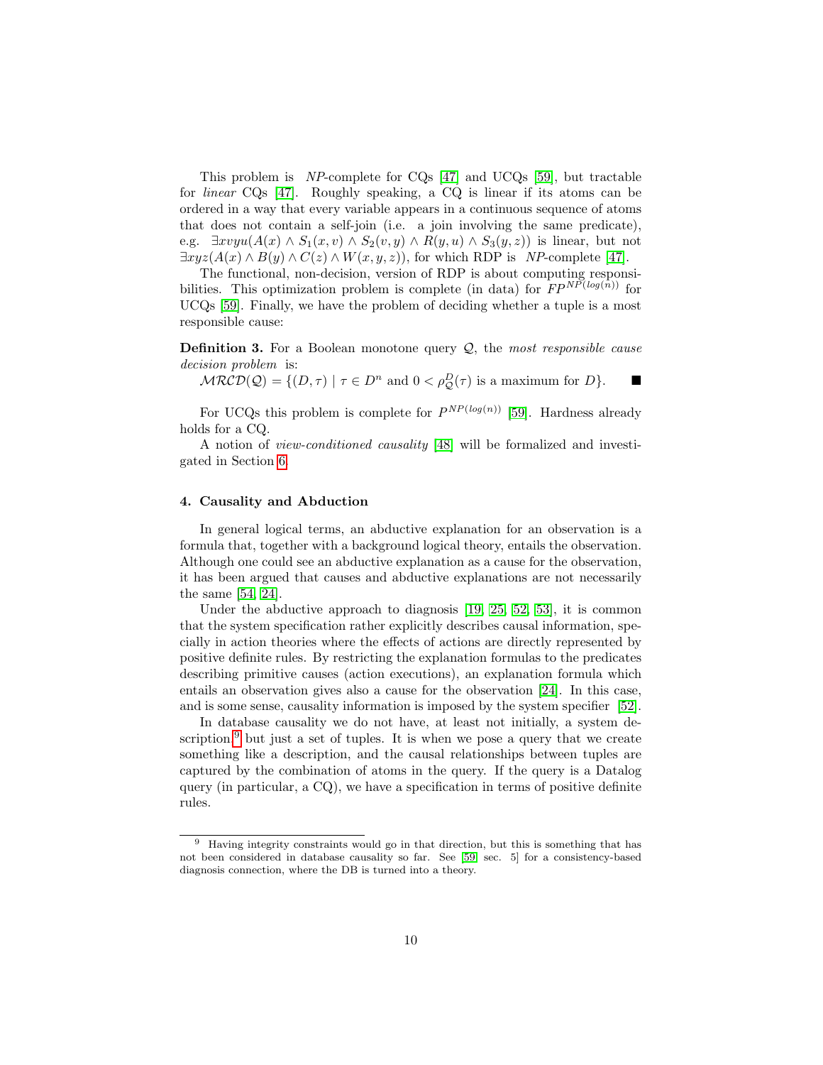This problem is *NP*-complete for CQs [47] and UCQs [59], but tractable for *linear* CQs [47]. Roughly speaking, a CQ is linear if its atoms can be ordered in a way that every variable appears in a continuous sequence of atoms that does not contain a self-join (i.e. a join involving the same predicate), e.g. $\exists xvyu(A(x) \wedge S_1(x,v) \wedge S_2(v,y) \wedge R(y,u) \wedge S_3(y,z))$ is linear, but not $\exists xyz(A(x) \wedge B(y) \wedge C(z) \wedge W(x,y,z))$, for which RDP is *NP*-complete [47].

The functional, non-decision, version of RDP is about computing responsibilities. This optimization problem is complete (in data) for $FP^{NP(log(n))}$ for UCQs [59]. Finally, we have the problem of deciding whether a tuple is a most responsible cause:

**Definition 3.** For a Boolean monotone query $\mathcal{Q}$, the *most responsible cause decision problem* is:
$\mathcal{MRCD}(\mathcal{Q}) = \{(D,\tau) \mid \tau \in D^n \text{ and } 0 < \rho_{\mathcal{Q}}^{D}(\tau) \text{ is a maximum for } D\}$. ■

For UCQs this problem is complete for $P^{NP(log(n))}$ [59]. Hardness already holds for a CQ.

A notion of *view-conditioned causality* [48] will be formalized and investigated in Section 6.

## 4. Causality and Abduction

In general logical terms, an abductive explanation for an observation is a formula that, together with a background logical theory, entails the observation. Although one could see an abductive explanation as a cause for the observation, it has been argued that causes and abductive explanations are not necessarily the same [54, 24].

Under the abductive approach to diagnosis [19, 25, 52, 53], it is common that the system specification rather explicitly describes causal information, specially in action theories where the effects of actions are directly represented by positive definite rules. By restricting the explanation formulas to the predicates describing primitive causes (action executions), an explanation formula which entails an observation gives also a cause for the observation [24]. In this case, and is some sense, causality information is imposed by the system specifier [52].

In database causality we do not have, at least not initially, a system description,[9] but just a set of tuples. It is when we pose a query that we create something like a description, and the causal relationships between tuples are captured by the combination of atoms in the query. If the query is a Datalog query (in particular, a CQ), we have a specification in terms of positive definite rules.

[9] Having integrity constraints would go in that direction, but this is something that has not been considered in database causality so far. See [59, sec. 5] for a consistency-based diagnosis connection, where the DB is turned into a theory.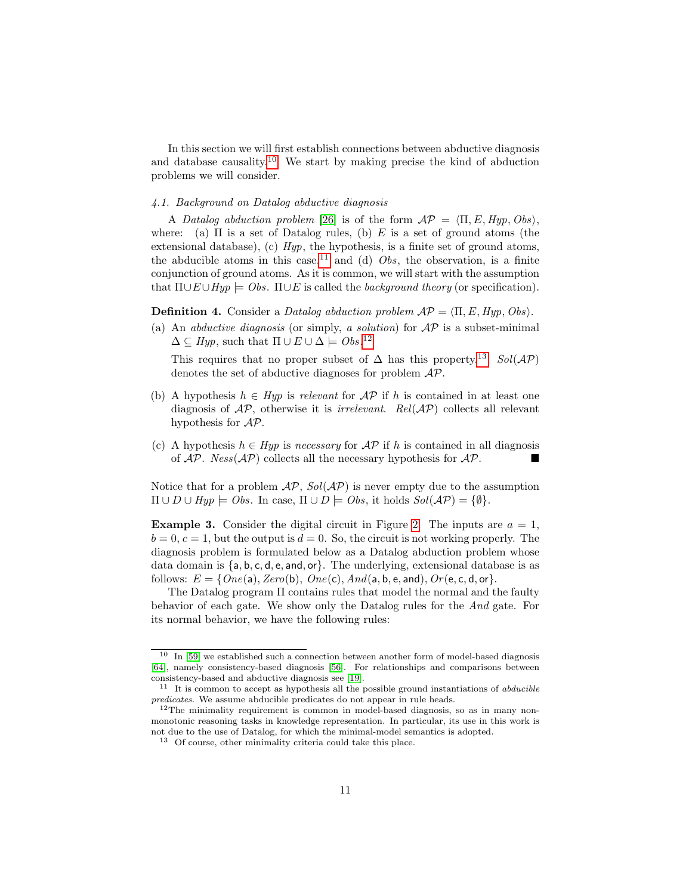In this section we will first establish connections between abductive diagnosis and database causality.[10] We start by making precise the kind of abduction problems we will consider.

### 4.1. Background on Datalog abductive diagnosis

A *Datalog abduction problem* [26] is of the form $\mathcal{AP} = \langle \Pi, E, \mathit{Hyp}, \mathit{Obs}\rangle$, where: (a) $\Pi$ is a set of Datalog rules, (b) $E$ is a set of ground atoms (the extensional database), (c) $\mathit{Hyp}$, the hypothesis, is a finite set of ground atoms, the abducible atoms in this case,[11] and (d) $\mathit{Obs}$, the observation, is a finite conjunction of ground atoms. As it is common, we will start with the assumption that $\Pi \cup E \cup \mathit{Hyp} \models \mathit{Obs}$. $\Pi \cup E$ is called the *background theory* (or specification).

**Definition 4.** Consider a *Datalog abduction problem* $\mathcal{AP} = \langle \Pi, E, \mathit{Hyp}, \mathit{Obs}\rangle$.

(a) An *abductive diagnosis* (or simply, *a solution*) for $\mathcal{AP}$ is a subset-minimal $\Delta \subseteq \mathit{Hyp}$, such that $\Pi \cup E \cup \Delta \models \mathit{Obs}$.[12]

This requires that no proper subset of $\Delta$ has this property.[13] $\mathit{Sol}(\mathcal{AP})$ denotes the set of abductive diagnoses for problem $\mathcal{AP}$.

(b) A hypothesis $h \in \mathit{Hyp}$ is *relevant* for $\mathcal{AP}$ if $h$ is contained in at least one diagnosis of $\mathcal{AP}$, otherwise it is *irrelevant*. $\mathit{Rel}(\mathcal{AP})$ collects all relevant hypothesis for $\mathcal{AP}$.

(c) A hypothesis $h \in \mathit{Hyp}$ is *necessary* for $\mathcal{AP}$ if $h$ is contained in all diagnosis of $\mathcal{AP}$. $\mathit{Ness}(\mathcal{AP})$ collects all the necessary hypothesis for $\mathcal{AP}$. ■

Notice that for a problem $\mathcal{AP}$, $\mathit{Sol}(\mathcal{AP})$ is never empty due to the assumption $\Pi \cup D \cup \mathit{Hyp} \models \mathit{Obs}$. In case, $\Pi \cup D \models \mathit{Obs}$, it holds $\mathit{Sol}(\mathcal{AP}) = \{\emptyset\}$.

**Example 3.** Consider the digital circuit in Figure 2. The inputs are $a = 1$, $b = 0$, $c = 1$, but the output is $d = 0$. So, the circuit is not working properly. The diagnosis problem is formulated below as a Datalog abduction problem whose data domain is $\{\mathsf{a}, \mathsf{b}, \mathsf{c}, \mathsf{d}, \mathsf{e}, \mathsf{and}, \mathsf{or}\}$. The underlying, extensional database is as follows: $E = \{\mathit{One}(\mathsf{a}), \mathit{Zero}(\mathsf{b}), \mathit{One}(\mathsf{c}), \mathit{And}(\mathsf{a}, \mathsf{b}, \mathsf{e}, \mathsf{and}), \mathit{Or}(\mathsf{e}, \mathsf{c}, \mathsf{d}, \mathsf{or}\}$.

The Datalog program $\Pi$ contains rules that model the normal and the faulty behavior of each gate. We show only the Datalog rules for the *And* gate. For its normal behavior, we have the following rules:

---

[10] In [59] we established such a connection between another form of model-based diagnosis [64], namely consistency-based diagnosis [56]. For relationships and comparisons between consistency-based and abductive diagnosis see [19].

[11] It is common to accept as hypothesis all the possible ground instantiations of *abducible predicates*. We assume abducible predicates do not appear in rule heads.

[12] The minimality requirement is common in model-based diagnosis, so as in many non-monotonic reasoning tasks in knowledge representation. In particular, its use in this work is not due to the use of Datalog, for which the minimal-model semantics is adopted.

[13] Of course, other minimality criteria could take this place.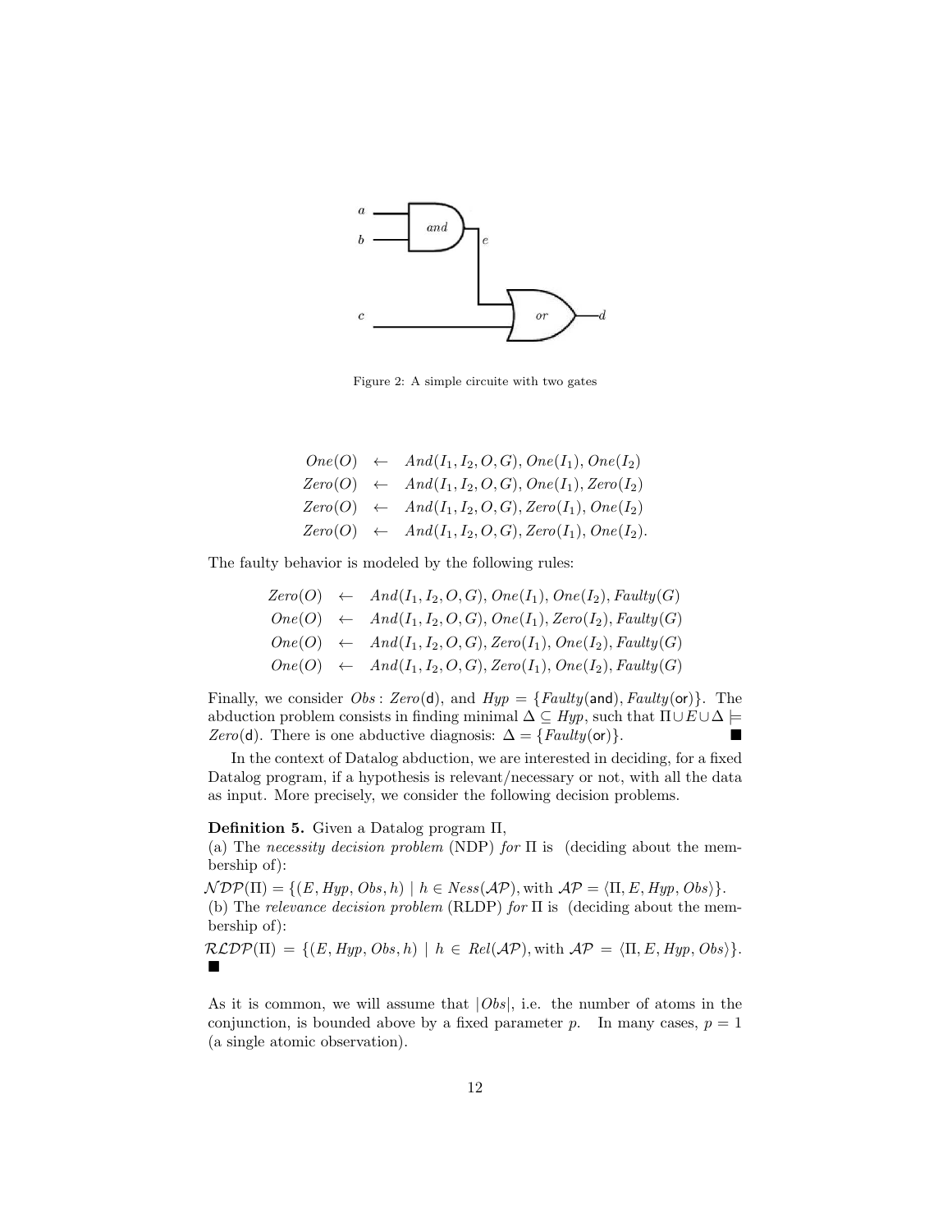Figure 2: A simple circuite with two gates

$$
\begin{array}{rcl}
One(O) & \leftarrow & And(I_1, I_2, O, G), One(I_1), One(I_2) \\
Zero(O) & \leftarrow & And(I_1, I_2, O, G), One(I_1), Zero(I_2) \\
Zero(O) & \leftarrow & And(I_1, I_2, O, G), Zero(I_1), One(I_2) \\
Zero(O) & \leftarrow & And(I_1, I_2, O, G), Zero(I_1), One(I_2).
\end{array}
$$

The faulty behavior is modeled by the following rules:

$$
\begin{array}{rcl}
Zero(O) & \leftarrow & And(I_1, I_2, O, G), One(I_1), One(I_2), Faulty(G) \\
One(O) & \leftarrow & And(I_1, I_2, O, G), One(I_1), Zero(I_2), Faulty(G) \\
One(O) & \leftarrow & And(I_1, I_2, O, G), Zero(I_1), One(I_2), Faulty(G) \\
One(O) & \leftarrow & And(I_1, I_2, O, G), Zero(I_1), One(I_2), Faulty(G)
\end{array}
$$

Finally, we consider $Obs: Zero(\mathsf{d})$, and $Hyp = \{Faulty(\mathsf{and}), Faulty(\mathsf{or})\}$. The abduction problem consists in finding minimal $\Delta \subseteq Hyp$, such that $\Pi \cup E \cup \Delta \models Zero(\mathsf{d})$. There is one abductive diagnosis: $\Delta = \{Faulty(\mathsf{or})\}$. ■

In the context of Datalog abduction, we are interested in deciding, for a fixed Datalog program, if a hypothesis is relevant/necessary or not, with all the data as input. More precisely, we consider the following decision problems.

**Definition 5.** Given a Datalog program $\Pi$,
(a) The *necessity decision problem* (NDP) *for* $\Pi$ is (deciding about the membership of):

$\mathcal{NDP}(\Pi) = \{(E, Hyp, Obs, h) \mid h \in Ness(\mathcal{AP}), \text{with } \mathcal{AP} = \langle \Pi, E, Hyp, Obs\rangle\}$.
(b) The *relevance decision problem* (RLDP) *for* $\Pi$ is (deciding about the membership of):

$\mathcal{RLDP}(\Pi) = \{(E, Hyp, Obs, h) \mid h \in Rel(\mathcal{AP}), \text{with } \mathcal{AP} = \langle \Pi, E, Hyp, Obs\rangle\}$. ■

As it is common, we will assume that $|Obs|$, i.e. the number of atoms in the conjunction, is bounded above by a fixed parameter $p$. In many cases, $p = 1$ (a single atomic observation).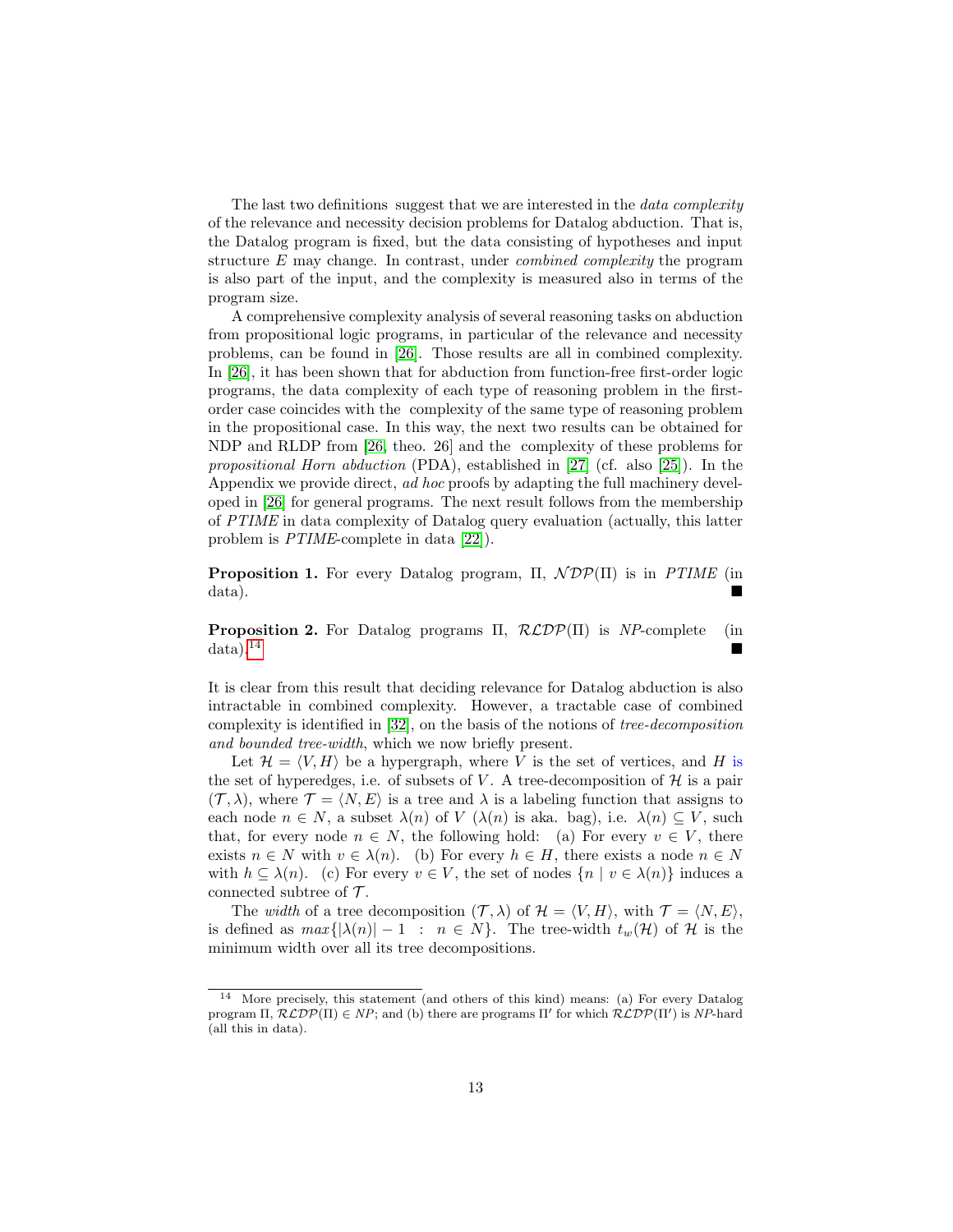The last two definitions suggest that we are interested in the *data complexity* of the relevance and necessity decision problems for Datalog abduction. That is, the Datalog program is fixed, but the data consisting of hypotheses and input structure $E$ may change. In contrast, under *combined complexity* the program is also part of the input, and the complexity is measured also in terms of the program size.

A comprehensive complexity analysis of several reasoning tasks on abduction from propositional logic programs, in particular of the relevance and necessity problems, can be found in [26]. Those results are all in combined complexity. In [26], it has been shown that for abduction from function-free first-order logic programs, the data complexity of each type of reasoning problem in the first-order case coincides with the complexity of the same type of reasoning problem in the propositional case. In this way, the next two results can be obtained for NDP and RLDP from [26, theo. 26] and the complexity of these problems for *propositional Horn abduction* (PDA), established in [27] (cf. also [25]). In the Appendix we provide direct, *ad hoc* proofs by adapting the full machinery developed in [26] for general programs. The next result follows from the membership of *PTIME* in data complexity of Datalog query evaluation (actually, this latter problem is *PTIME*-complete in data [22]).

**Proposition 1.** For every Datalog program, $\Pi$, $\mathcal{NDP}(\Pi)$ is in *PTIME* (in data). ■

**Proposition 2.** For Datalog programs $\Pi$, $\mathcal{RLDP}(\Pi)$ is *NP*-complete (in data).[14] ■

It is clear from this result that deciding relevance for Datalog abduction is also intractable in combined complexity. However, a tractable case of combined complexity is identified in [32], on the basis of the notions of *tree-decomposition and bounded tree-width*, which we now briefly present.

Let $\mathcal{H} = \langle V, H\rangle$ be a hypergraph, where $V$ is the set of vertices, and $H$ is the set of hyperedges, i.e. of subsets of $V$. A tree-decomposition of $\mathcal{H}$ is a pair $(\mathcal{T}, \lambda)$, where $\mathcal{T} = \langle N, E\rangle$ is a tree and $\lambda$ is a labeling function that assigns to each node $n \in N$, a subset $\lambda(n)$ of $V$ ($\lambda(n)$ is aka. bag), i.e. $\lambda(n) \subseteq V$, such that, for every node $n \in N$, the following hold: (a) For every $v \in V$, there exists $n \in N$ with $v \in \lambda(n)$. (b) For every $h \in H$, there exists a node $n \in N$ with $h \subseteq \lambda(n)$. (c) For every $v \in V$, the set of nodes $\{n \mid v \in \lambda(n)\}$ induces a connected subtree of $\mathcal{T}$.

The *width* of a tree decomposition $(\mathcal{T}, \lambda)$ of $\mathcal{H} = \langle V, H\rangle$, with $\mathcal{T} = \langle N, E\rangle$, is defined as $max\{|\lambda(n)| - 1 \ : \ n \in N\}$. The tree-width $t_w(\mathcal{H})$ of $\mathcal{H}$ is the minimum width over all its tree decompositions.

[14] More precisely, this statement (and others of this kind) means: (a) For every Datalog program $\Pi$, $\mathcal{RLDP}(\Pi) \in NP$; and (b) there are programs $\Pi'$ for which $\mathcal{RLDP}(\Pi')$ is *NP*-hard (all this in data).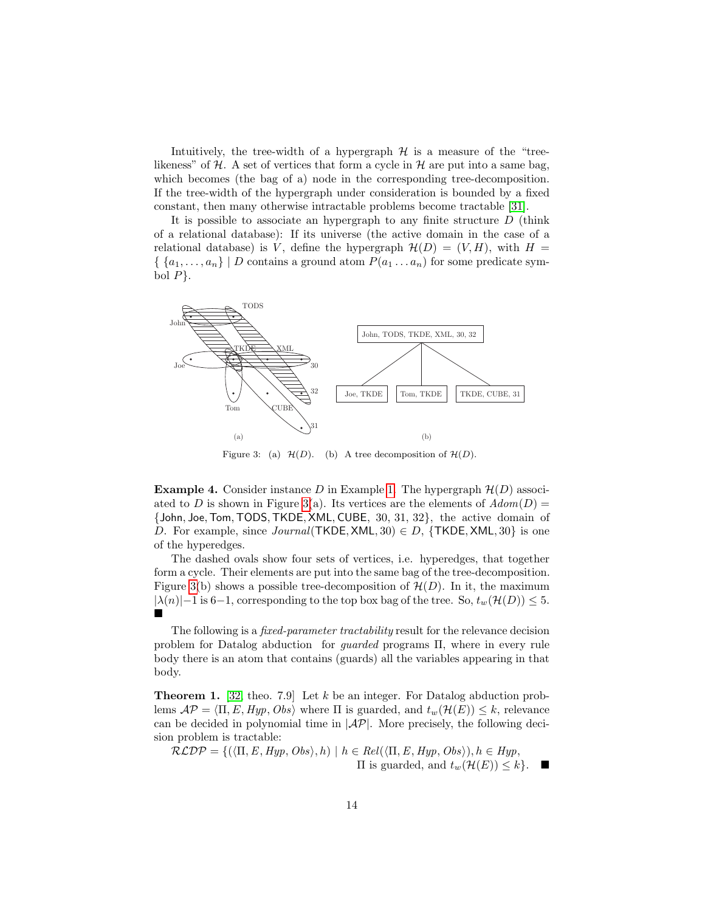Intuitively, the tree-width of a hypergraph $\mathcal{H}$ is a measure of the "tree-likeness" of $\mathcal{H}$. A set of vertices that form a cycle in $\mathcal{H}$ are put into a same bag, which becomes (the bag of a) node in the corresponding tree-decomposition. If the tree-width of the hypergraph under consideration is bounded by a fixed constant, then many otherwise intractable problems become tractable [31].

It is possible to associate an hypergraph to any finite structure $D$ (think of a relational database): If its universe (the active domain in the case of a relational database) is $V$, define the hypergraph $\mathcal{H}(D) = (V, H)$, with $H = \{\ \{a_1, \ldots, a_n\} \mid D \text{ contains a ground atom } P(a_1 \ldots a_n) \text{ for some predicate symbol } P\}$.

Figure 3: (a) $\mathcal{H}(D)$. (b) A tree decomposition of $\mathcal{H}(D)$.

**Example 4.** Consider instance $D$ in Example 1. The hypergraph $\mathcal{H}(D)$ associated to $D$ is shown in Figure 3(a). Its vertices are the elements of $Adom(D) = \{\mathsf{John}, \mathsf{Joe}, \mathsf{Tom}, \mathsf{TODS}, \mathsf{TKDE}, \mathsf{XML}, \mathsf{CUBE},\ 30,\ 31,\ 32\}$, the active domain of $D$. For example, since $Journal(\mathsf{TKDE}, \mathsf{XML}, 30) \in D$, $\{\mathsf{TKDE}, \mathsf{XML}, 30\}$ is one of the hyperedges.

The dashed ovals show four sets of vertices, i.e. hyperedges, that together form a cycle. Their elements are put into the same bag of the tree-decomposition. Figure 3(b) shows a possible tree-decomposition of $\mathcal{H}(D)$. In it, the maximum $|\lambda(n)|-1$ is $6-1$, corresponding to the top box bag of the tree. So, $t_w(\mathcal{H}(D)) \leq 5$. ■

The following is a *fixed-parameter tractability* result for the relevance decision problem for Datalog abduction for *guarded* programs $\Pi$, where in every rule body there is an atom that contains (guards) all the variables appearing in that body.

**Theorem 1.** [32, theo. 7.9] Let $k$ be an integer. For Datalog abduction problems $\mathcal{AP} = \langle \Pi, E, Hyp, Obs \rangle$ where $\Pi$ is guarded, and $t_w(\mathcal{H}(E)) \leq k$, relevance can be decided in polynomial time in $|\mathcal{AP}|$. More precisely, the following decision problem is tractable:

$$\mathcal{RLDP} = \{(\langle \Pi, E, Hyp, Obs \rangle, h) \mid h \in Rel(\langle \Pi, E, Hyp, Obs \rangle), h \in Hyp, \\ \Pi \text{ is guarded, and } t_w(\mathcal{H}(E)) \leq k\}. \quad \blacksquare$$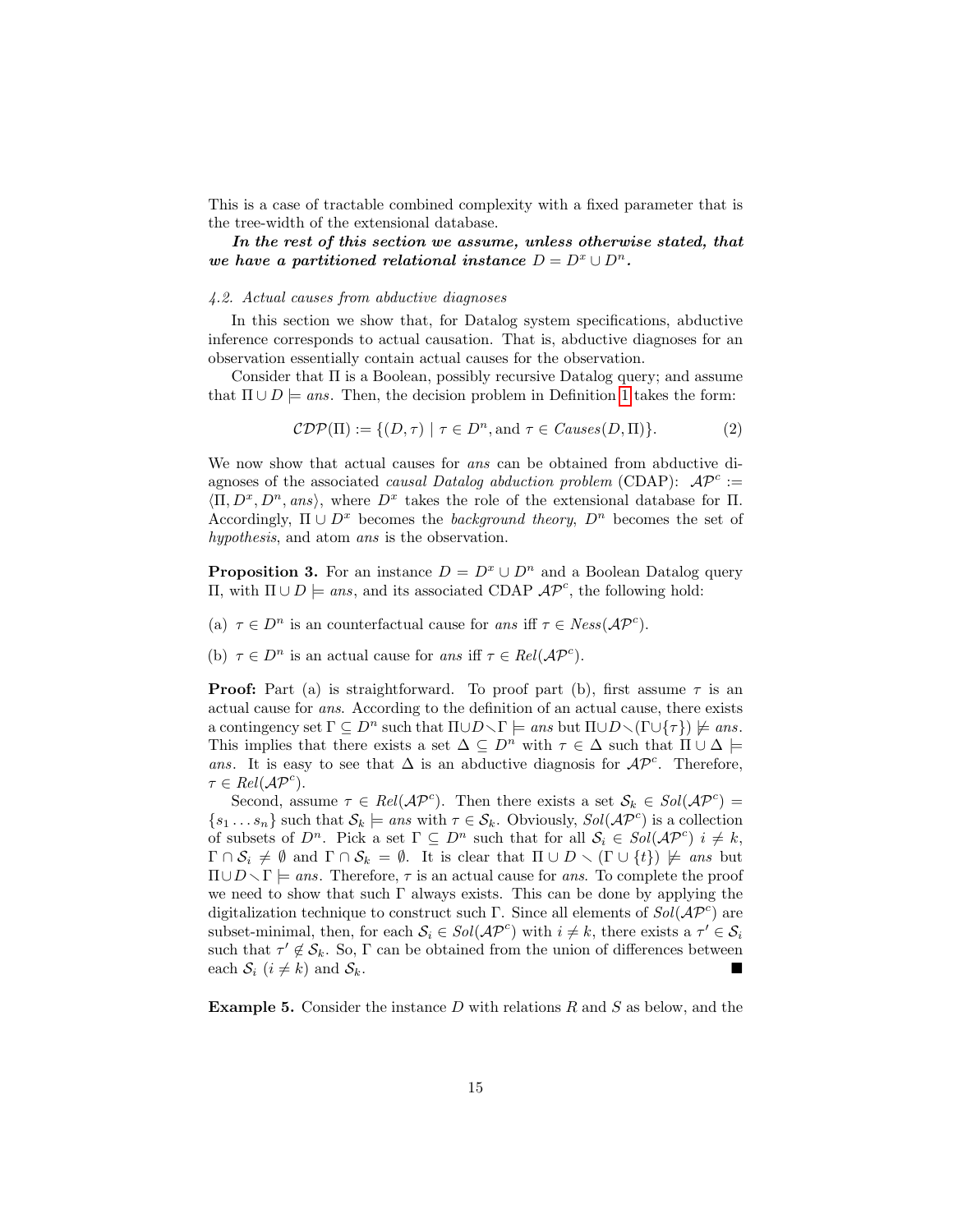This is a case of tractable combined complexity with a fixed parameter that is the tree-width of the extensional database.

***In the rest of this section we assume, unless otherwise stated, that we have a partitioned relational instance $D = D^x \cup D^n$.***

### *4.2. Actual causes from abductive diagnoses*

In this section we show that, for Datalog system specifications, abductive inference corresponds to actual causation. That is, abductive diagnoses for an observation essentially contain actual causes for the observation.

Consider that $\Pi$ is a Boolean, possibly recursive Datalog query; and assume that $\Pi \cup D \models \mathit{ans}$. Then, the decision problem in Definition 1 takes the form:

$$\mathcal{CDP}(\Pi) := \{(D, \tau) \mid \tau \in D^n, \text{and } \tau \in \mathit{Causes}(D, \Pi)\}. \tag{2}$$

We now show that actual causes for $\mathit{ans}$ can be obtained from abductive diagnoses of the associated *causal Datalog abduction problem* (CDAP): $\mathcal{AP}^c := \langle \Pi, D^x, D^n, \mathit{ans}\rangle$, where $D^x$ takes the role of the extensional database for $\Pi$. Accordingly, $\Pi \cup D^x$ becomes the *background theory*, $D^n$ becomes the set of *hypothesis*, and atom $\mathit{ans}$ is the observation.

**Proposition 3.** For an instance $D = D^x \cup D^n$ and a Boolean Datalog query $\Pi$, with $\Pi \cup D \models \mathit{ans}$, and its associated CDAP $\mathcal{AP}^c$, the following hold:

(a) $\tau \in D^n$ is an counterfactual cause for $\mathit{ans}$ iff $\tau \in \mathit{Ness}(\mathcal{AP}^c)$.

(b) $\tau \in D^n$ is an actual cause for $\mathit{ans}$ iff $\tau \in \mathit{Rel}(\mathcal{AP}^c)$.

**Proof:** Part (a) is straightforward. To proof part (b), first assume $\tau$ is an actual cause for $\mathit{ans}$. According to the definition of an actual cause, there exists a contingency set $\Gamma \subseteq D^n$ such that $\Pi \cup D \smallsetminus \Gamma \models \mathit{ans}$ but $\Pi \cup D \smallsetminus (\Gamma \cup \{\tau\}) \not\models \mathit{ans}$. This implies that there exists a set $\Delta \subseteq D^n$ with $\tau \in \Delta$ such that $\Pi \cup \Delta \models \mathit{ans}$. It is easy to see that $\Delta$ is an abductive diagnosis for $\mathcal{AP}^c$. Therefore, $\tau \in \mathit{Rel}(\mathcal{AP}^c)$.

Second, assume $\tau \in \mathit{Rel}(\mathcal{AP}^c)$. Then there exists a set $\mathcal{S}_k \in \mathit{Sol}(\mathcal{AP}^c) = \{s_1 \ldots s_n\}$ such that $\mathcal{S}_k \models \mathit{ans}$ with $\tau \in \mathcal{S}_k$. Obviously, $\mathit{Sol}(\mathcal{AP}^c)$ is a collection of subsets of $D^n$. Pick a set $\Gamma \subseteq D^n$ such that for all $\mathcal{S}_i \in \mathit{Sol}(\mathcal{AP}^c)$ $i \neq k$, $\Gamma \cap \mathcal{S}_i \neq \emptyset$ and $\Gamma \cap \mathcal{S}_k = \emptyset$. It is clear that $\Pi \cup D \smallsetminus (\Gamma \cup \{t\}) \not\models \mathit{ans}$ but $\Pi \cup D \smallsetminus \Gamma \models \mathit{ans}$. Therefore, $\tau$ is an actual cause for $\mathit{ans}$. To complete the proof we need to show that such $\Gamma$ always exists. This can be done by applying the digitalization technique to construct such $\Gamma$. Since all elements of $\mathit{Sol}(\mathcal{AP}^c)$ are subset-minimal, then, for each $\mathcal{S}_i \in \mathit{Sol}(\mathcal{AP}^c)$ with $i \neq k$, there exists a $\tau' \in \mathcal{S}_i$ such that $\tau' \notin \mathcal{S}_k$. So, $\Gamma$ can be obtained from the union of differences between each $\mathcal{S}_i$ $(i \neq k)$ and $\mathcal{S}_k$. ■

**Example 5.** Consider the instance $D$ with relations $R$ and $S$ as below, and the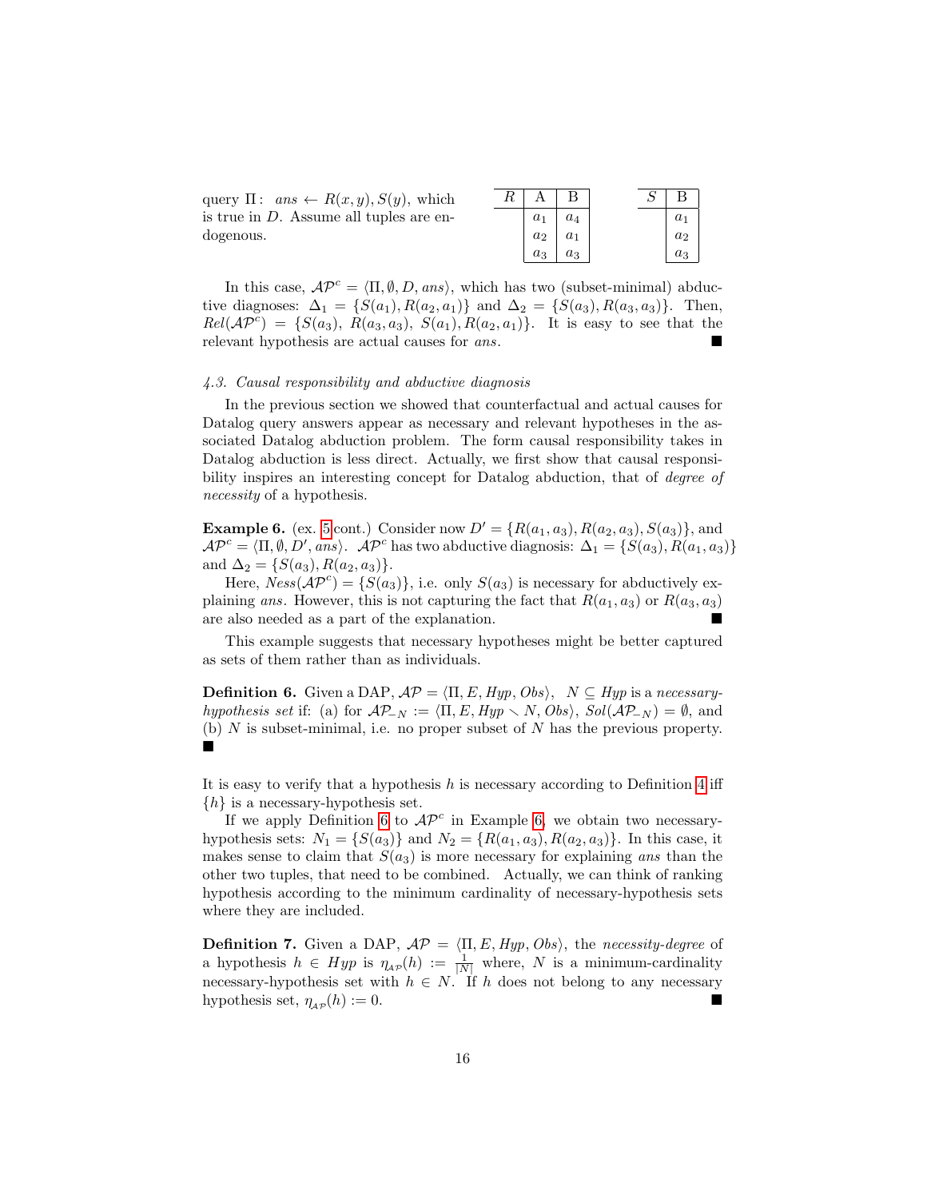query $\Pi$: $ans \leftarrow R(x, y), S(y)$, which is true in $D$. Assume all tuples are endogenous.

| $R$ | A | B |
|---|---|---|
| | $a_1$ | $a_4$ |
| | $a_2$ | $a_1$ |
| | $a_3$ | $a_3$ |

| $S$ | B |
|---|---|
| | $a_1$ |
| | $a_2$ |
| | $a_3$ |

In this case, $\mathcal{AP}^c = \langle \Pi, \emptyset, D, ans \rangle$, which has two (subset-minimal) abductive diagnoses: $\Delta_1 = \{S(a_1), R(a_2, a_1)\}$ and $\Delta_2 = \{S(a_3), R(a_3, a_3)\}$. Then, $Rel(\mathcal{AP}^c) = \{S(a_3),\ R(a_3, a_3),\ S(a_1), R(a_2, a_1)\}$. It is easy to see that the relevant hypothesis are actual causes for $ans$. ■

#### 4.3. Causal responsibility and abductive diagnosis

In the previous section we showed that counterfactual and actual causes for Datalog query answers appear as necessary and relevant hypotheses in the associated Datalog abduction problem. The form causal responsibility takes in Datalog abduction is less direct. Actually, we first show that causal responsibility inspires an interesting concept for Datalog abduction, that of *degree of necessity* of a hypothesis.

**Example 6.** (ex. 5 cont.) Consider now $D' = \{R(a_1, a_3), R(a_2, a_3), S(a_3)\}$, and $\mathcal{AP}^c = \langle \Pi, \emptyset, D', ans \rangle$. $\mathcal{AP}^c$ has two abductive diagnosis: $\Delta_1 = \{S(a_3), R(a_1, a_3)\}$ and $\Delta_2 = \{S(a_3), R(a_2, a_3)\}$.

Here, $Ness(\mathcal{AP}^c) = \{S(a_3)\}$, i.e. only $S(a_3)$ is necessary for abductively explaining $ans$. However, this is not capturing the fact that $R(a_1, a_3)$ or $R(a_3, a_3)$ are also needed as a part of the explanation. ■

This example suggests that necessary hypotheses might be better captured as sets of them rather than as individuals.

**Definition 6.** Given a DAP, $\mathcal{AP} = \langle \Pi, E, Hyp, Obs \rangle$, $N \subseteq Hyp$ is a *necessary-hypothesis set* if: (a) for $\mathcal{AP}_{-N} := \langle \Pi, E, Hyp \smallsetminus N, Obs \rangle$, $Sol(\mathcal{AP}_{-N}) = \emptyset$, and (b) $N$ is subset-minimal, i.e. no proper subset of $N$ has the previous property. ■

It is easy to verify that a hypothesis $h$ is necessary according to Definition 4 iff $\{h\}$ is a necessary-hypothesis set.

If we apply Definition 6 to $\mathcal{AP}^c$ in Example 6, we obtain two necessary-hypothesis sets: $N_1 = \{S(a_3)\}$ and $N_2 = \{R(a_1, a_3), R(a_2, a_3)\}$. In this case, it makes sense to claim that $S(a_3)$ is more necessary for explaining $ans$ than the other two tuples, that need to be combined. Actually, we can think of ranking hypothesis according to the minimum cardinality of necessary-hypothesis sets where they are included.

**Definition 7.** Given a DAP, $\mathcal{AP} = \langle \Pi, E, Hyp, Obs \rangle$, the *necessity-degree* of a hypothesis $h \in Hyp$ is $\eta_{\mathcal{AP}}(h) := \frac{1}{|N|}$ where, $N$ is a minimum-cardinality necessary-hypothesis set with $h \in N$. If $h$ does not belong to any necessary hypothesis set, $\eta_{\mathcal{AP}}(h) := 0$. ■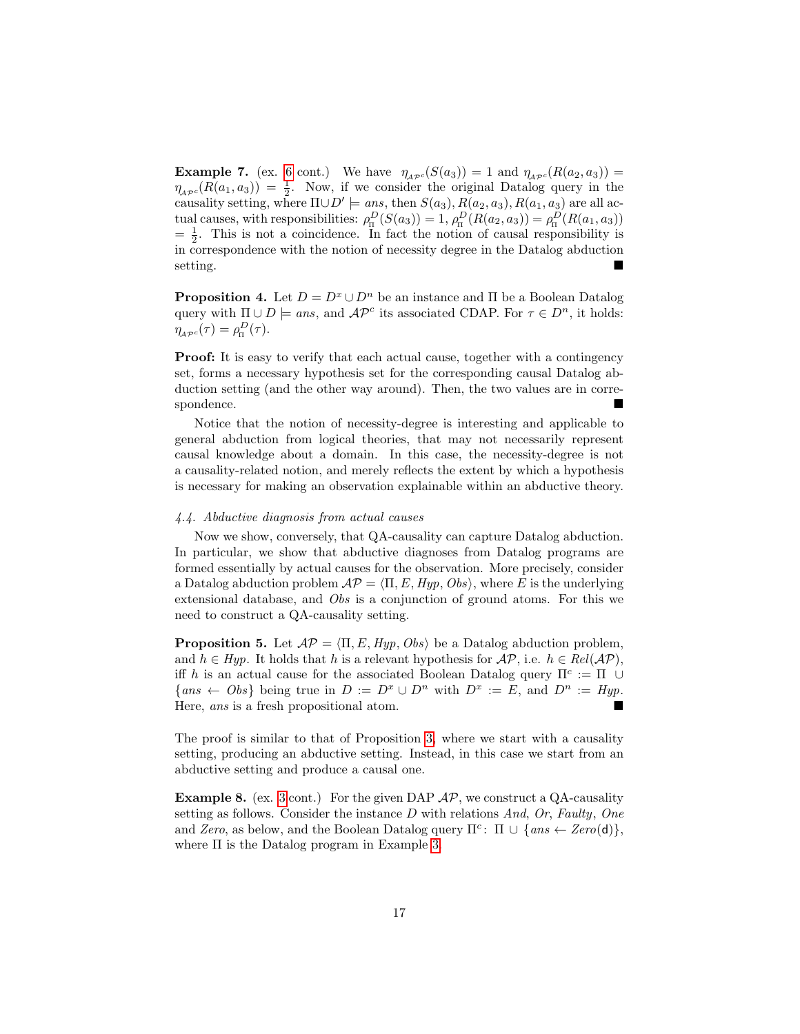**Example 7.** (ex. 6 cont.) We have $\eta_{\mathcal{AP}^c}(S(a_3)) = 1$ and $\eta_{\mathcal{AP}^c}(R(a_2, a_3)) = \eta_{\mathcal{AP}^c}(R(a_1, a_3)) = \frac{1}{2}$. Now, if we consider the original Datalog query in the causality setting, where $\Pi \cup D' \models ans$, then $S(a_3), R(a_2, a_3), R(a_1, a_3)$ are all actual causes, with responsibilities: $\rho_{_\Pi}^{D}(S(a_3)) = 1$, $\rho_{_\Pi}^{D}(R(a_2, a_3)) = \rho_{_\Pi}^{D}(R(a_1, a_3)) = \frac{1}{2}$. This is not a coincidence. In fact the notion of causal responsibility is in correspondence with the notion of necessity degree in the Datalog abduction setting. ■

**Proposition 4.** Let $D = D^x \cup D^n$ be an instance and $\Pi$ be a Boolean Datalog query with $\Pi \cup D \models ans$, and $\mathcal{AP}^c$ its associated CDAP. For $\tau \in D^n$, it holds: $\eta_{\mathcal{AP}^c}(\tau) = \rho_{_\Pi}^{D}(\tau)$.

**Proof:** It is easy to verify that each actual cause, together with a contingency set, forms a necessary hypothesis set for the corresponding causal Datalog abduction setting (and the other way around). Then, the two values are in correspondence. ■

Notice that the notion of necessity-degree is interesting and applicable to general abduction from logical theories, that may not necessarily represent causal knowledge about a domain. In this case, the necessity-degree is not a causality-related notion, and merely reflects the extent by which a hypothesis is necessary for making an observation explainable within an abductive theory.

#### *4.4. Abductive diagnosis from actual causes*

Now we show, conversely, that QA-causality can capture Datalog abduction. In particular, we show that abductive diagnoses from Datalog programs are formed essentially by actual causes for the observation. More precisely, consider a Datalog abduction problem $\mathcal{AP} = \langle \Pi, E, Hyp, Obs \rangle$, where $E$ is the underlying extensional database, and $Obs$ is a conjunction of ground atoms. For this we need to construct a QA-causality setting.

**Proposition 5.** Let $\mathcal{AP} = \langle \Pi, E, Hyp, Obs \rangle$ be a Datalog abduction problem, and $h \in Hyp$. It holds that $h$ is a relevant hypothesis for $\mathcal{AP}$, i.e. $h \in Rel(\mathcal{AP})$, iff $h$ is an actual cause for the associated Boolean Datalog query $\Pi^c := \Pi \cup \{ans \leftarrow Obs\}$ being true in $D := D^x \cup D^n$ with $D^x := E$, and $D^n := Hyp$. Here, $ans$ is a fresh propositional atom. ■

The proof is similar to that of Proposition 3, where we start with a causality setting, producing an abductive setting. Instead, in this case we start from an abductive setting and produce a causal one.

**Example 8.** (ex. 3 cont.) For the given DAP $\mathcal{AP}$, we construct a QA-causality setting as follows. Consider the instance $D$ with relations *And*, *Or*, *Faulty*, *One* and *Zero*, as below, and the Boolean Datalog query $\Pi^c$: $\Pi \cup \{ans \leftarrow Zero(\mathsf{d})\}$, where $\Pi$ is the Datalog program in Example 3.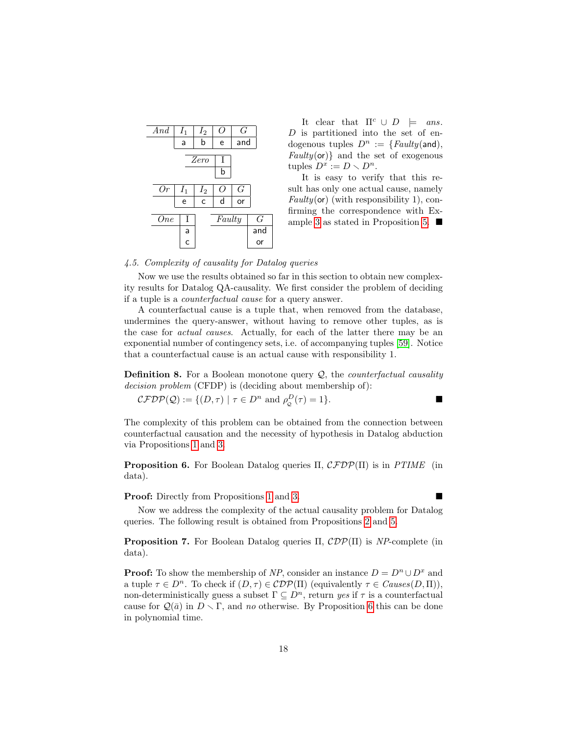| *And* | $I_1$ | $I_2$ | $O$ | $G$ |
|---|---|---|---|---|
| | a | b | e | and |

| *Zero* | I |
|---|---|
| | b |

| *Or* | $I_1$ | $I_2$ | $O$ | $G$ |
|---|---|---|---|---|
| | e | c | d | or |

| *One* | I |
|---|---|
| | a |
| | c |

| *Faulty* | G |
|---|---|
| | and |
| | or |

It clear that $\Pi^c \cup D \models ans$. $D$ is partitioned into the set of endogenous tuples $D^n := \{Faulty(\mathsf{and}), Faulty(\mathsf{or})\}$ and the set of exogenous tuples $D^x := D \smallsetminus D^n$.

It is easy to verify that this result has only one actual cause, namely $Faulty(\mathsf{or})$ (with responsibility 1), confirming the correspondence with Example 3 as stated in Proposition 5. ■

*4.5. Complexity of causality for Datalog queries*

Now we use the results obtained so far in this section to obtain new complexity results for Datalog QA-causality. We first consider the problem of deciding if a tuple is a *counterfactual cause* for a query answer.

A counterfactual cause is a tuple that, when removed from the database, undermines the query-answer, without having to remove other tuples, as is the case for *actual causes*. Actually, for each of the latter there may be an exponential number of contingency sets, i.e. of accompanying tuples [59]. Notice that a counterfactual cause is an actual cause with responsibility 1.

**Definition 8.** For a Boolean monotone query $\mathcal{Q}$, the *counterfactual causality decision problem* (CFDP) is (deciding about membership of):

$\mathcal{CFDP}(\mathcal{Q}) := \{(D, \tau) \mid \tau \in D^n \text{ and } \rho_{_\mathcal{Q}}^{D}(\tau) = 1\}$. ■

The complexity of this problem can be obtained from the connection between counterfactual causation and the necessity of hypothesis in Datalog abduction via Propositions 1 and 3.

**Proposition 6.** For Boolean Datalog queries $\Pi$, $\mathcal{CFDP}(\Pi)$ is in *PTIME* (in data).

**Proof:** Directly from Propositions 1 and 3. ■

Now we address the complexity of the actual causality problem for Datalog queries. The following result is obtained from Propositions 2 and 5.

**Proposition 7.** For Boolean Datalog queries $\Pi$, $\mathcal{CDP}(\Pi)$ is *NP*-complete (in data).

**Proof:** To show the membership of *NP*, consider an instance $D = D^n \cup D^x$ and a tuple $\tau \in D^n$. To check if $(D, \tau) \in \mathcal{CDP}(\Pi)$ (equivalently $\tau \in Causes(D, \Pi)$), non-deterministically guess a subset $\Gamma \subseteq D^n$, return *yes* if $\tau$ is a counterfactual cause for $\mathcal{Q}(\bar{a})$ in $D \smallsetminus \Gamma$, and *no* otherwise. By Proposition 6 this can be done in polynomial time.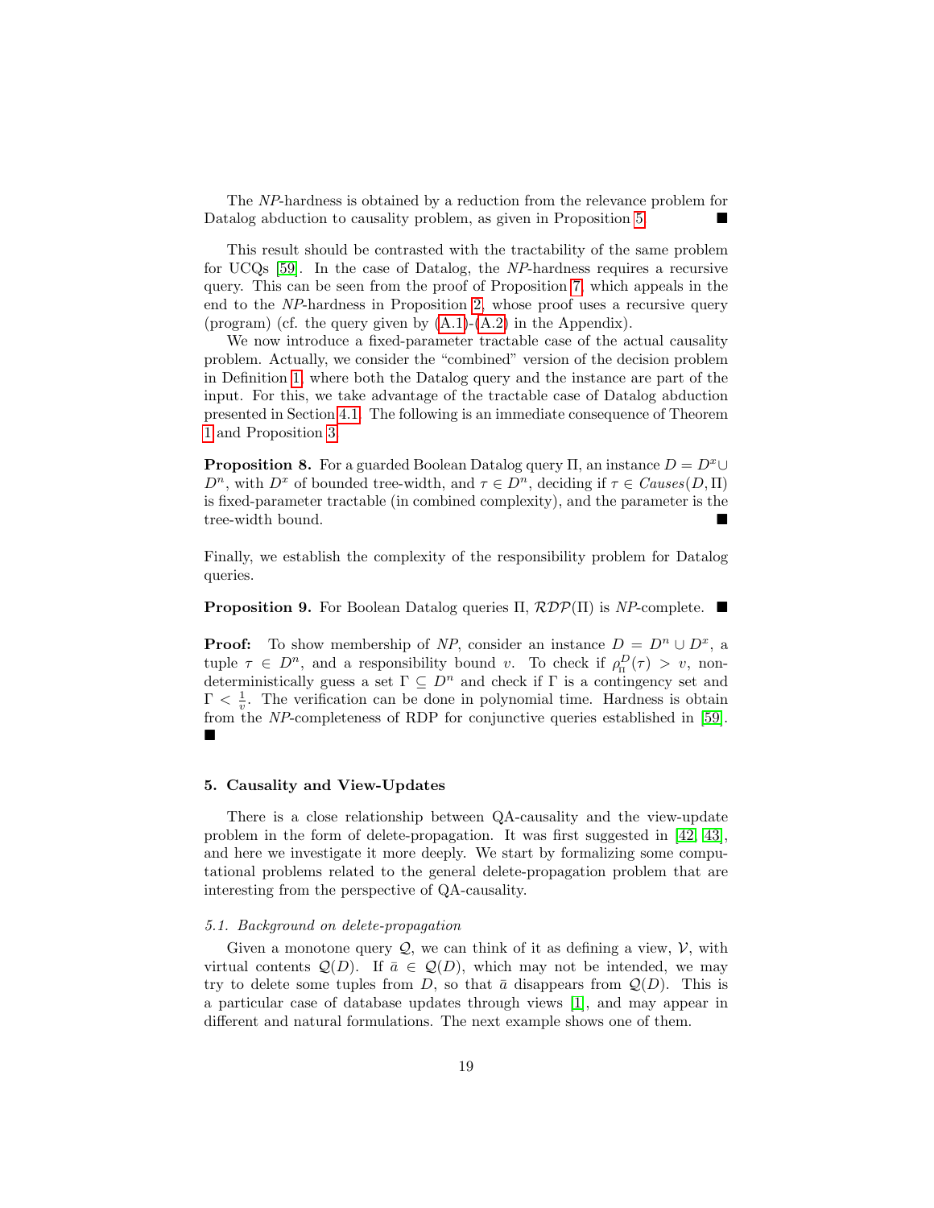The *NP*-hardness is obtained by a reduction from the relevance problem for Datalog abduction to causality problem, as given in Proposition 5. ■

This result should be contrasted with the tractability of the same problem for UCQs [59]. In the case of Datalog, the *NP*-hardness requires a recursive query. This can be seen from the proof of Proposition 7, which appeals in the end to the *NP*-hardness in Proposition 2, whose proof uses a recursive query (program) (cf. the query given by (A.1)-(A.2) in the Appendix).

We now introduce a fixed-parameter tractable case of the actual causality problem. Actually, we consider the "combined" version of the decision problem in Definition 1, where both the Datalog query and the instance are part of the input. For this, we take advantage of the tractable case of Datalog abduction presented in Section 4.1. The following is an immediate consequence of Theorem 1 and Proposition 3.

**Proposition 8.** For a guarded Boolean Datalog query $\Pi$, an instance $D = D^x \cup D^n$, with $D^x$ of bounded tree-width, and $\tau \in D^n$, deciding if $\tau \in \mathit{Causes}(D, \Pi)$ is fixed-parameter tractable (in combined complexity), and the parameter is the tree-width bound. ■

Finally, we establish the complexity of the responsibility problem for Datalog queries.

**Proposition 9.** For Boolean Datalog queries $\Pi$, $\mathcal{RDP}(\Pi)$ is *NP*-complete. ■

**Proof:** To show membership of *NP*, consider an instance $D = D^n \cup D^x$, a tuple $\tau \in D^n$, and a responsibility bound $v$. To check if $\rho_{\Pi}^{D}(\tau) > v$, non-deterministically guess a set $\Gamma \subseteq D^n$ and check if $\Gamma$ is a contingency set and $\Gamma < \frac{1}{v}$. The verification can be done in polynomial time. Hardness is obtain from the *NP*-completeness of RDP for conjunctive queries established in [59]. ■

## 5. Causality and View-Updates

There is a close relationship between QA-causality and the view-update problem in the form of delete-propagation. It was first suggested in [42, 43], and here we investigate it more deeply. We start by formalizing some computational problems related to the general delete-propagation problem that are interesting from the perspective of QA-causality.

### *5.1. Background on delete-propagation*

Given a monotone query $\mathcal{Q}$, we can think of it as defining a view, $\mathcal{V}$, with virtual contents $\mathcal{Q}(D)$. If $\bar{a} \in \mathcal{Q}(D)$, which may not be intended, we may try to delete some tuples from $D$, so that $\bar{a}$ disappears from $\mathcal{Q}(D)$. This is a particular case of database updates through views [1], and may appear in different and natural formulations. The next example shows one of them.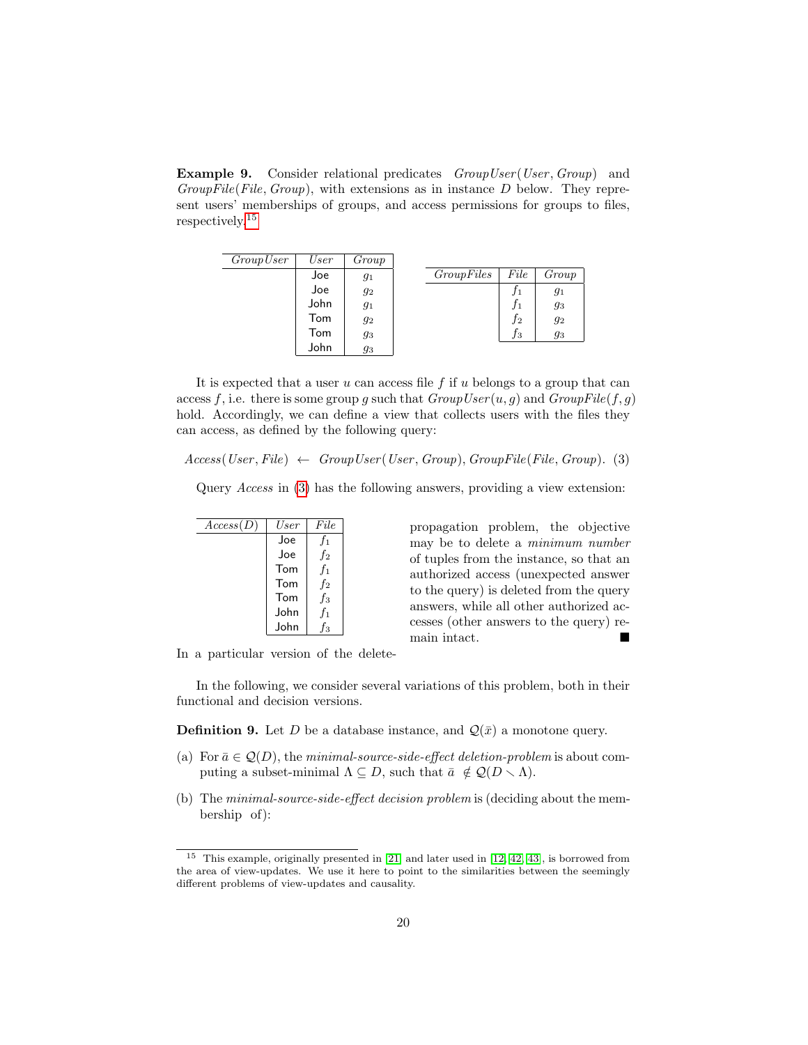**Example 9.** Consider relational predicates *GroupUser*(*User*, *Group*) and *GroupFile*(*File*, *Group*), with extensions as in instance $D$ below. They represent users' memberships of groups, and access permissions for groups to files, respectively.[15]

| *GroupUser* | *User* | *Group* |
|---|---|---|
| | Joe | $g_1$ |
| | Joe | $g_2$ |
| | John | $g_1$ |
| | Tom | $g_2$ |
| | Tom | $g_3$ |
| | John | $g_3$ |

| *GroupFiles* | *File* | *Group* |
|---|---|---|
| | $f_1$ | $g_1$ |
| | $f_1$ | $g_3$ |
| | $f_2$ | $g_2$ |
| | $f_3$ | $g_3$ |

It is expected that a user $u$ can access file $f$ if $u$ belongs to a group that can access $f$, i.e. there is some group $g$ such that $GroupUser(u, g)$ and $GroupFile(f, g)$ hold. Accordingly, we can define a view that collects users with the files they can access, as defined by the following query:

$$Access(User, File) \leftarrow GroupUser(User, Group), GroupFile(File, Group). \quad (3)$$

Query *Access* in (3) has the following answers, providing a view extension:

| *Access*($D$) | *User* | *File* |
|---|---|---|
| | Joe | $f_1$ |
| | Joe | $f_2$ |
| | Tom | $f_1$ |
| | Tom | $f_2$ |
| | Tom | $f_3$ |
| | John | $f_1$ |
| | John | $f_3$ |

In a particular version of the delete-propagation problem, the objective may be to delete a *minimum number* of tuples from the instance, so that an authorized access (unexpected answer to the query) is deleted from the query answers, while all other authorized accesses (other answers to the query) remain intact. ■

In the following, we consider several variations of this problem, both in their functional and decision versions.

**Definition 9.** Let $D$ be a database instance, and $\mathcal{Q}(\bar{x})$ a monotone query.

(a) For $\bar{a} \in \mathcal{Q}(D)$, the *minimal-source-side-effect deletion-problem* is about computing a subset-minimal $\Lambda \subseteq D$, such that $\bar{a} \notin \mathcal{Q}(D \smallsetminus \Lambda)$.

(b) The *minimal-source-side-effect decision problem* is (deciding about the membership of):

[15] This example, originally presented in [21] and later used in [12, 42, 43], is borrowed from the area of view-updates. We use it here to point to the similarities between the seemingly different problems of view-updates and causality.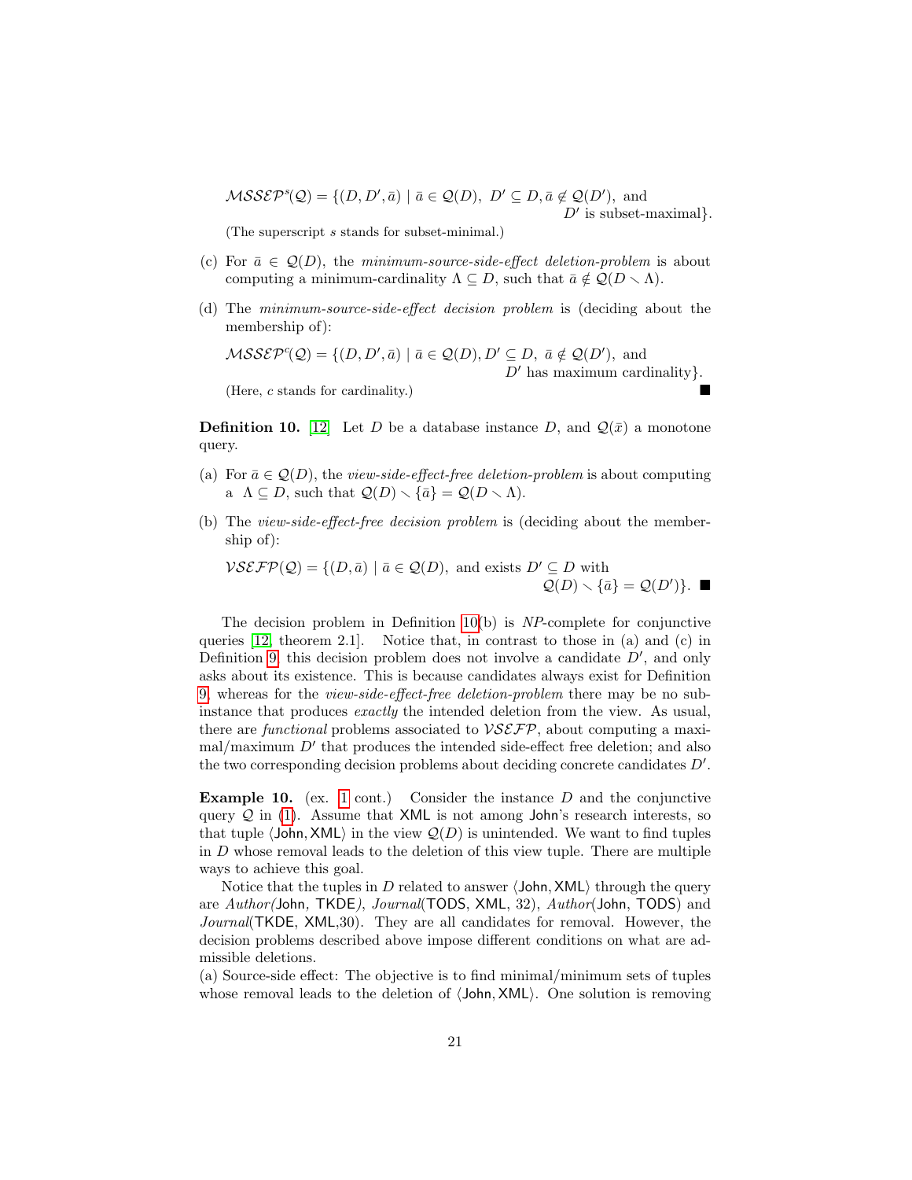$$\mathcal{MSSEP}^s(\mathcal{Q}) = \{(D, D', \bar{a}) \mid \bar{a} \in \mathcal{Q}(D),\ D' \subseteq D, \bar{a} \notin \mathcal{Q}(D'), \text{ and } D' \text{ is subset-maximal}\}.$$

(The superscript $s$ stands for subset-minimal.)

(c) For $\bar{a} \in \mathcal{Q}(D)$, the *minimum-source-side-effect deletion-problem* is about computing a minimum-cardinality $\Lambda \subseteq D$, such that $\bar{a} \notin \mathcal{Q}(D \smallsetminus \Lambda)$.

(d) The *minimum-source-side-effect decision problem* is (deciding about the membership of):

$$\mathcal{MSSEP}^c(\mathcal{Q}) = \{(D, D', \bar{a}) \mid \bar{a} \in \mathcal{Q}(D), D' \subseteq D,\ \bar{a} \notin \mathcal{Q}(D'), \text{ and } D' \text{ has maximum cardinality}\}.$$

(Here, $c$ stands for cardinality.) ■

**Definition 10.** [12] Let $D$ be a database instance $D$, and $\mathcal{Q}(\bar{x})$ a monotone query.

(a) For $\bar{a} \in \mathcal{Q}(D)$, the *view-side-effect-free deletion-problem* is about computing a $\Lambda \subseteq D$, such that $\mathcal{Q}(D) \smallsetminus \{\bar{a}\} = \mathcal{Q}(D \smallsetminus \Lambda)$.

(b) The *view-side-effect-free decision problem* is (deciding about the membership of):

$$\mathcal{VSEFP}(\mathcal{Q}) = \{(D, \bar{a}) \mid \bar{a} \in \mathcal{Q}(D), \text{ and exists } D' \subseteq D \text{ with } \mathcal{Q}(D) \smallsetminus \{\bar{a}\} = \mathcal{Q}(D')\}.$$ ■

The decision problem in Definition 10(b) is *NP*-complete for conjunctive queries [12, theorem 2.1]. Notice that, in contrast to those in (a) and (c) in Definition 9, this decision problem does not involve a candidate $D'$, and only asks about its existence. This is because candidates always exist for Definition 9, whereas for the *view-side-effect-free deletion-problem* there may be no subinstance that produces *exactly* the intended deletion from the view. As usual, there are *functional* problems associated to $\mathcal{VSEFP}$, about computing a maximal/maximum $D'$ that produces the intended side-effect free deletion; and also the two corresponding decision problems about deciding concrete candidates $D'$.

**Example 10.** (ex. 1 cont.) Consider the instance $D$ and the conjunctive query $\mathcal{Q}$ in (1). Assume that XML is not among John's research interests, so that tuple $\langle$John, XML$\rangle$ in the view $\mathcal{Q}(D)$ is unintended. We want to find tuples in $D$ whose removal leads to the deletion of this view tuple. There are multiple ways to achieve this goal.

Notice that the tuples in $D$ related to answer $\langle$John, XML$\rangle$ through the query are *Author(*John, TKDE*)*, *Journal*(TODS, XML, 32), *Author*(John, TODS) and *Journal*(TKDE, XML,30). They are all candidates for removal. However, the decision problems described above impose different conditions on what are admissible deletions.

(a) Source-side effect: The objective is to find minimal/minimum sets of tuples whose removal leads to the deletion of $\langle$John, XML$\rangle$. One solution is removing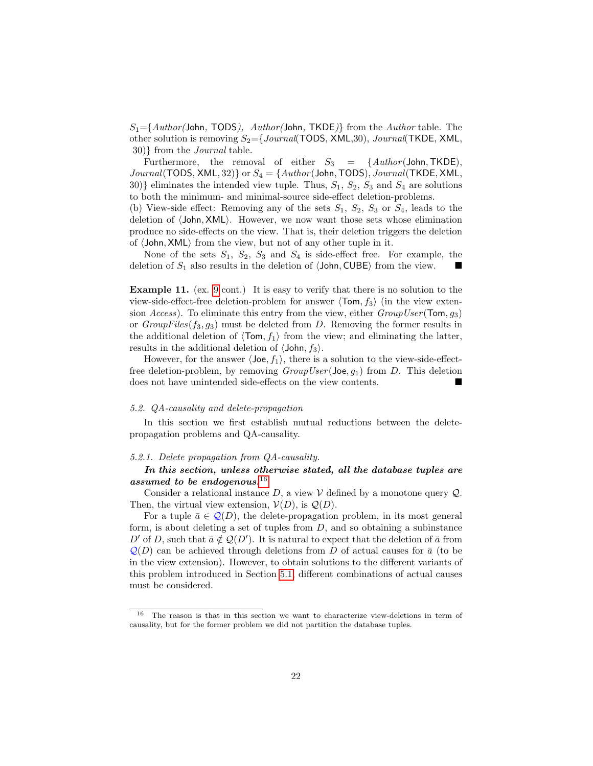$S_1$={*Author*(John, TODS), *Author*(John, TKDE)} from the *Author* table. The other solution is removing $S_2$={*Journal*(TODS, XML,30), *Journal*(TKDE, XML, 30)} from the *Journal* table.

Furthermore, the removal of either $S_3$ = {*Author*(John, TKDE), *Journal*(TODS, XML, 32)} or $S_4$ = {*Author*(John, TODS), *Journal*(TKDE, XML, 30)} eliminates the intended view tuple. Thus, $S_1$, $S_2$, $S_3$ and $S_4$ are solutions to both the minimum- and minimal-source side-effect deletion-problems.

(b) View-side effect: Removing any of the sets $S_1$, $S_2$, $S_3$ or $S_4$, leads to the deletion of ⟨John, XML⟩. However, we now want those sets whose elimination produce no side-effects on the view. That is, their deletion triggers the deletion of ⟨John, XML⟩ from the view, but not of any other tuple in it.

None of the sets $S_1$, $S_2$, $S_3$ and $S_4$ is side-effect free. For example, the deletion of $S_1$ also results in the deletion of ⟨John, CUBE⟩ from the view. ■

**Example 11.** (ex. 9 cont.) It is easy to verify that there is no solution to the view-side-effect-free deletion-problem for answer ⟨Tom, $f_3$⟩ (in the view extension *Access*). To eliminate this entry from the view, either *GroupUser*(Tom, $g_3$) or *GroupFiles*($f_3$, $g_3$) must be deleted from $D$. Removing the former results in the additional deletion of ⟨Tom, $f_1$⟩ from the view; and eliminating the latter, results in the additional deletion of ⟨John, $f_3$⟩.

However, for the answer ⟨Joe, $f_1$⟩, there is a solution to the view-side-effect-free deletion-problem, by removing *GroupUser*(Joe, $g_1$) from $D$. This deletion does not have unintended side-effects on the view contents. ■

### 5.2. QA-causality and delete-propagation

In this section we first establish mutual reductions between the delete-propagation problems and QA-causality.

#### 5.2.1. Delete propagation from QA-causality.

***In this section, unless otherwise stated, all the database tuples are assumed to be endogenous.***[16]

Consider a relational instance $D$, a view $\mathcal{V}$ defined by a monotone query $\mathcal{Q}$. Then, the virtual view extension, $\mathcal{V}(D)$, is $\mathcal{Q}(D)$.

For a tuple $\bar{a} \in \mathcal{Q}(D)$, the delete-propagation problem, in its most general form, is about deleting a set of tuples from $D$, and so obtaining a subinstance $D'$ of $D$, such that $\bar{a} \notin \mathcal{Q}(D')$. It is natural to expect that the deletion of $\bar{a}$ from $\mathcal{Q}(D)$ can be achieved through deletions from $D$ of actual causes for $\bar{a}$ (to be in the view extension). However, to obtain solutions to the different variants of this problem introduced in Section 5.1, different combinations of actual causes must be considered.

[16] The reason is that in this section we want to characterize view-deletions in term of causality, but for the former problem we did not partition the database tuples.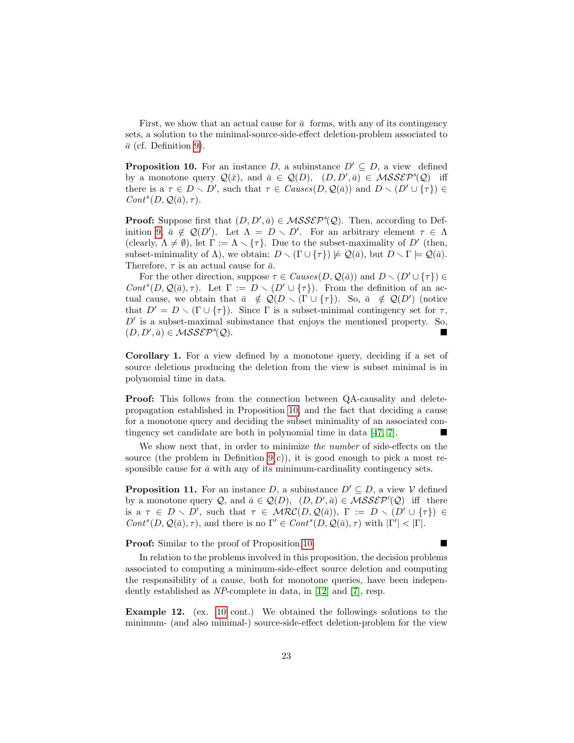First, we show that an actual cause for $\bar{a}$ forms, with any of its contingency sets, a solution to the minimal-source-side-effect deletion-problem associated to $\bar{a}$ (cf. Definition 9).

**Proposition 10.** For an instance $D$, a subinstance $D' \subseteq D$, a view defined by a monotone query $\mathcal{Q}(\bar{x})$, and $\bar{a} \in \mathcal{Q}(D)$, $(D, D', \bar{a}) \in \mathcal{MSSEP}^s(\mathcal{Q})$ iff there is a $\tau \in D \smallsetminus D'$, such that $\tau \in \mathit{Causes}(D, \mathcal{Q}(\bar{a}))$ and $D \smallsetminus (D' \cup \{\tau\}) \in \mathit{Cont}^s(D, \mathcal{Q}(\bar{a}), \tau)$.

**Proof:** Suppose first that $(D, D', \bar{a}) \in \mathcal{MSSEP}^s(\mathcal{Q})$. Then, according to Definition 9, $\bar{a} \notin \mathcal{Q}(D')$. Let $\Lambda = D \smallsetminus D'$. For an arbitrary element $\tau \in \Lambda$ (clearly, $\Lambda \neq \emptyset$), let $\Gamma := \Lambda \smallsetminus \{\tau\}$. Due to the subset-maximality of $D'$ (then, subset-minimality of $\Lambda$), we obtain: $D \smallsetminus (\Gamma \cup \{\tau\}) \not\models \mathcal{Q}(\bar{a})$, but $D \smallsetminus \Gamma \models \mathcal{Q}(\bar{a})$. Therefore, $\tau$ is an actual cause for $\bar{a}$.

For the other direction, suppose $\tau \in \mathit{Causes}(D, \mathcal{Q}(\bar{a}))$ and $D \smallsetminus (D' \cup \{\tau\}) \in \mathit{Cont}^s(D, \mathcal{Q}(\bar{a}), \tau)$. Let $\Gamma := D \smallsetminus (D' \cup \{\tau\})$. From the definition of an actual cause, we obtain that $\bar{a} \notin \mathcal{Q}(D \smallsetminus (\Gamma \cup \{\tau\})$. So, $\bar{a} \notin \mathcal{Q}(D')$ (notice that $D' = D \smallsetminus (\Gamma \cup \{\tau\})$. Since $\Gamma$ is a subset-minimal contingency set for $\tau$, $D'$ is a subset-maximal subinstance that enjoys the mentioned property. So, $(D, D', \bar{a}) \in \mathcal{MSSEP}^s(\mathcal{Q})$. ■

**Corollary 1.** For a view defined by a monotone query, deciding if a set of source deletions producing the deletion from the view is subset minimal is in polynomial time in data.

**Proof:** This follows from the connection between QA-causality and delete-propagation established in Proposition 10, and the fact that deciding a cause for a monotone query and deciding the subset minimality of an associated contingency set candidate are both in polynomial time in data [47, 7]. ■

We show next that, in order to minimize *the number* of side-effects on the source (the problem in Definition 9(c)), it is good enough to pick a most responsible cause for $\bar{a}$ with any of its minimum-cardinality contingency sets.

**Proposition 11.** For an instance $D$, a subinstance $D' \subseteq D$, a view $\mathcal{V}$ defined by a monotone query $\mathcal{Q}$, and $\bar{a} \in \mathcal{Q}(D)$, $(D, D', \bar{a}) \in \mathcal{MSSEP}^c(\mathcal{Q})$ iff there is a $\tau \in D \smallsetminus D'$, such that $\tau \in \mathcal{MRC}(D, \mathcal{Q}(\bar{a}))$, $\Gamma := D \smallsetminus (D' \cup \{\tau\}) \in \mathit{Cont}^s(D, \mathcal{Q}(\bar{a}), \tau)$, and there is no $\Gamma' \in \mathit{Cont}^s(D, \mathcal{Q}(\bar{a}), \tau)$ with $|\Gamma'| < |\Gamma|$.

**Proof:** Similar to the proof of Proposition 10. ■

In relation to the problems involved in this proposition, the decision problems associated to computing a minimum-side-effect source deletion and computing the responsibility of a cause, both for monotone queries, have been independently established as *NP*-complete in data, in [12] and [7], resp.

**Example 12.** (ex. 10 cont.) We obtained the followings solutions to the minimum- (and also minimal-) source-side-effect deletion-problem for the view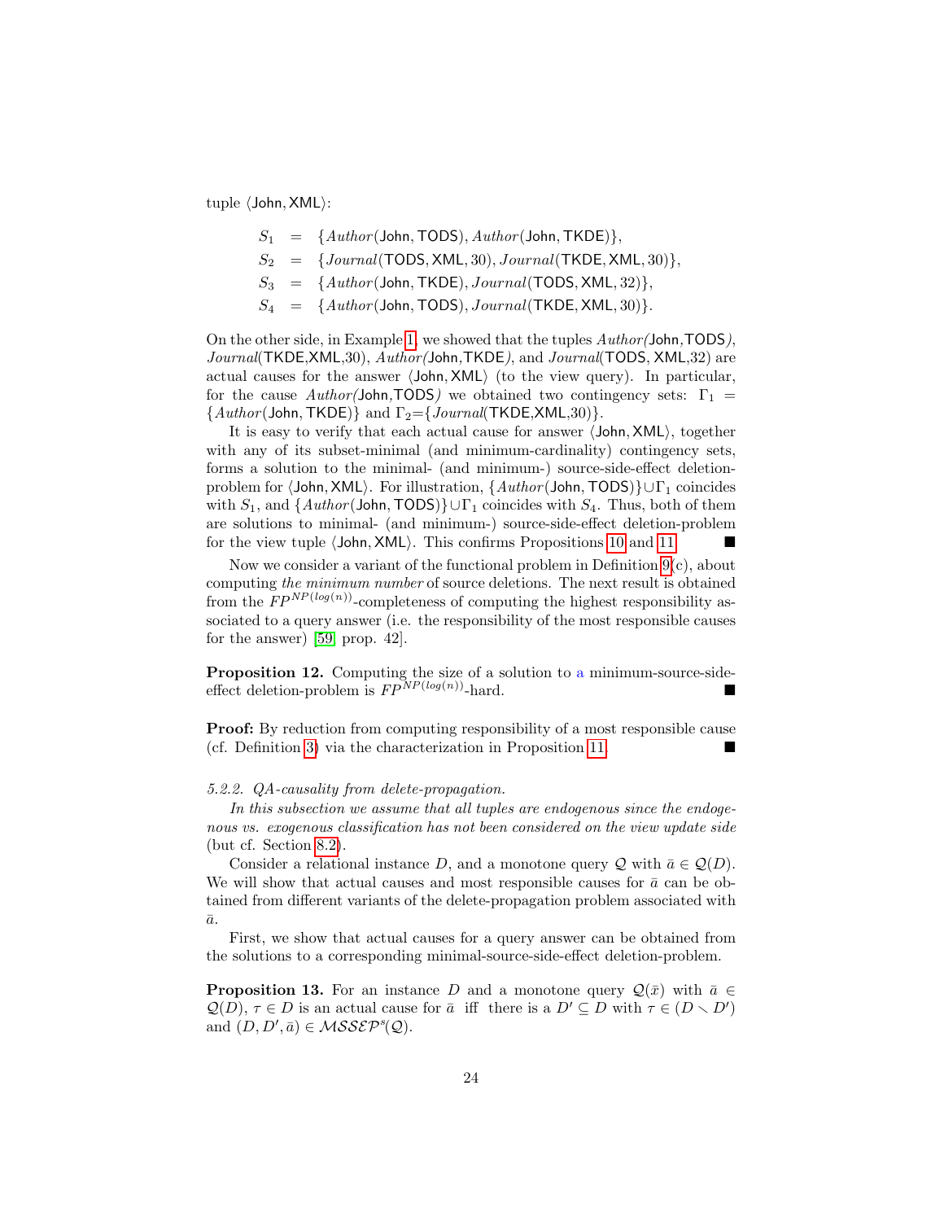tuple $\langle \mathsf{John}, \mathsf{XML}\rangle$:

$$
\begin{aligned}
S_1 &= \{Author(\mathsf{John}, \mathsf{TODS}), Author(\mathsf{John}, \mathsf{TKDE})\},\\
S_2 &= \{Journal(\mathsf{TODS}, \mathsf{XML}, 30), Journal(\mathsf{TKDE}, \mathsf{XML}, 30)\},\\
S_3 &= \{Author(\mathsf{John}, \mathsf{TKDE}), Journal(\mathsf{TODS}, \mathsf{XML}, 32)\},\\
S_4 &= \{Author(\mathsf{John}, \mathsf{TODS}), Journal(\mathsf{TKDE}, \mathsf{XML}, 30)\}.
\end{aligned}
$$

On the other side, in Example 1, we showed that the tuples $Author(\mathsf{John}, \mathsf{TODS})$, $Journal(\mathsf{TKDE}, \mathsf{XML}, 30)$, $Author(\mathsf{John}, \mathsf{TKDE})$, and $Journal(\mathsf{TODS}, \mathsf{XML}, 32)$ are actual causes for the answer $\langle \mathsf{John}, \mathsf{XML}\rangle$ (to the view query). In particular, for the cause $Author(\mathsf{John}, \mathsf{TODS})$ we obtained two contingency sets: $\Gamma_1 = \{Author(\mathsf{John}, \mathsf{TKDE})\}$ and $\Gamma_2 = \{Journal(\mathsf{TKDE}, \mathsf{XML}, 30)\}$.

It is easy to verify that each actual cause for answer $\langle \mathsf{John}, \mathsf{XML}\rangle$, together with any of its subset-minimal (and minimum-cardinality) contingency sets, forms a solution to the minimal- (and minimum-) source-side-effect deletion-problem for $\langle \mathsf{John}, \mathsf{XML}\rangle$. For illustration, $\{Author(\mathsf{John}, \mathsf{TODS})\} \cup \Gamma_1$ coincides with $S_1$, and $\{Author(\mathsf{John}, \mathsf{TODS})\} \cup \Gamma_1$ coincides with $S_4$. Thus, both of them are solutions to minimal- (and minimum-) source-side-effect deletion-problem for the view tuple $\langle \mathsf{John}, \mathsf{XML}\rangle$. This confirms Propositions 10 and 11. ■

Now we consider a variant of the functional problem in Definition 9(c), about computing *the minimum number* of source deletions. The next result is obtained from the $FP^{NP(log(n))}$-completeness of computing the highest responsibility associated to a query answer (i.e. the responsibility of the most responsible causes for the answer) [59, prop. 42].

**Proposition 12.** Computing the size of a solution to a minimum-source-side-effect deletion-problem is $FP^{NP(log(n))}$-hard. ■

**Proof:** By reduction from computing responsibility of a most responsible cause (cf. Definition 3) via the characterization in Proposition 11. ■

*5.2.2. QA-causality from delete-propagation.*

*In this subsection we assume that all tuples are endogenous since the endogenous vs. exogenous classification has not been considered on the view update side* (but cf. Section 8.2).

Consider a relational instance $D$, and a monotone query $\mathcal{Q}$ with $\bar{a} \in \mathcal{Q}(D)$. We will show that actual causes and most responsible causes for $\bar{a}$ can be obtained from different variants of the delete-propagation problem associated with $\bar{a}$.

First, we show that actual causes for a query answer can be obtained from the solutions to a corresponding minimal-source-side-effect deletion-problem.

**Proposition 13.** For an instance $D$ and a monotone query $\mathcal{Q}(\bar{x})$ with $\bar{a} \in \mathcal{Q}(D)$, $\tau \in D$ is an actual cause for $\bar{a}$ iff there is a $D' \subseteq D$ with $\tau \in (D \smallsetminus D')$ and $(D, D', \bar{a}) \in \mathcal{MSSEP}^s(\mathcal{Q})$.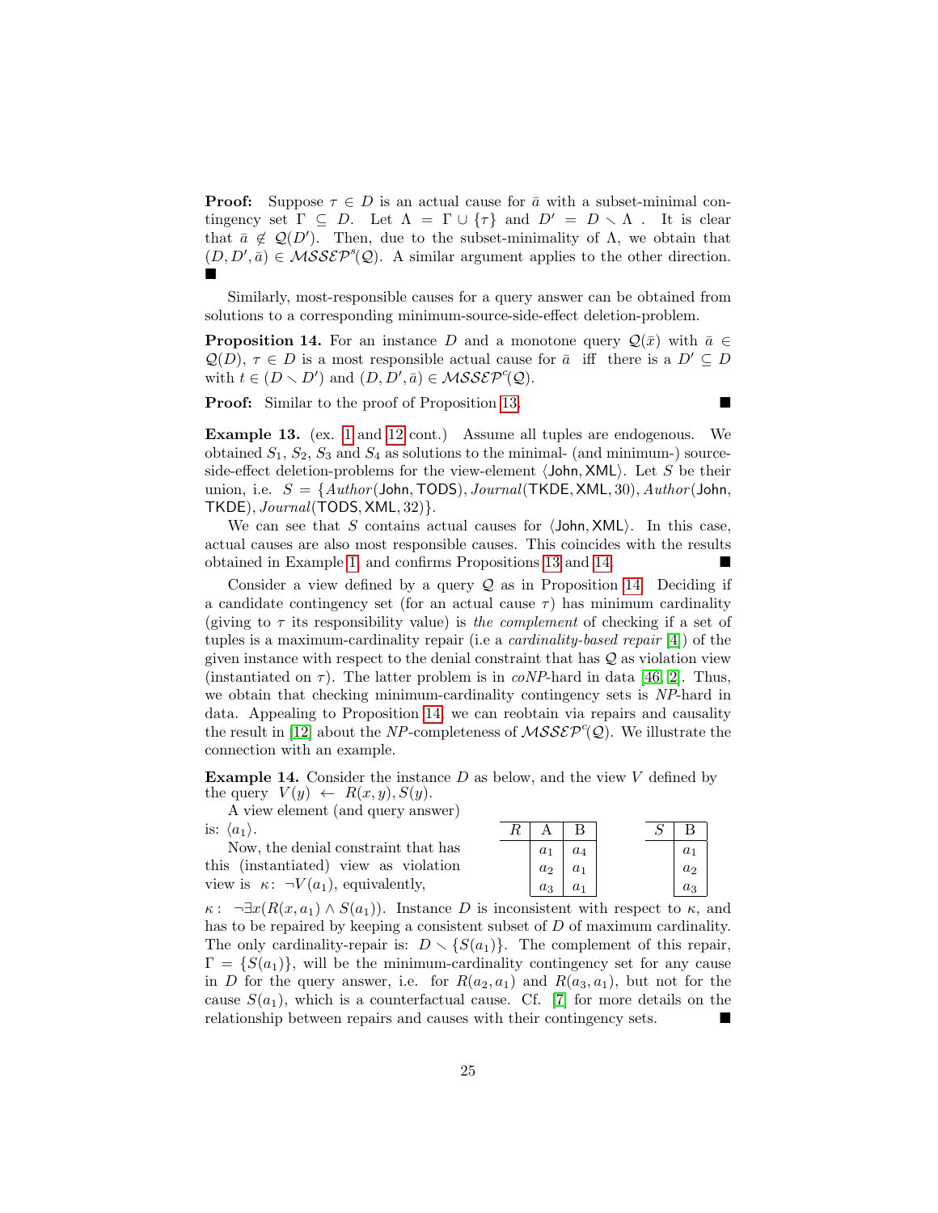**Proof:** Suppose $\tau \in D$ is an actual cause for $\bar{a}$ with a subset-minimal contingency set $\Gamma \subseteq D$. Let $\Lambda = \Gamma \cup \{\tau\}$ and $D' = D \smallsetminus \Lambda$ . It is clear that $\bar{a} \notin \mathcal{Q}(D')$. Then, due to the subset-minimality of $\Lambda$, we obtain that $(D, D', \bar{a}) \in \mathcal{MSSEP}^s(\mathcal{Q})$. A similar argument applies to the other direction. ■

Similarly, most-responsible causes for a query answer can be obtained from solutions to a corresponding minimum-source-side-effect deletion-problem.

**Proposition 14.** For an instance $D$ and a monotone query $\mathcal{Q}(\bar{x})$ with $\bar{a} \in \mathcal{Q}(D)$, $\tau \in D$ is a most responsible actual cause for $\bar{a}$ iff there is a $D' \subseteq D$ with $t \in (D \smallsetminus D')$ and $(D, D', \bar{a}) \in \mathcal{MSSEP}^c(\mathcal{Q})$.

**Proof:** Similar to the proof of Proposition 13. ■

**Example 13.** (ex. 1 and 12 cont.) Assume all tuples are endogenous. We obtained $S_1$, $S_2$, $S_3$ and $S_4$ as solutions to the minimal- (and minimum-) source-side-effect deletion-problems for the view-element $\langle \mathsf{John}, \mathsf{XML}\rangle$. Let $S$ be their union, i.e. $S = \{Author(\mathsf{John}, \mathsf{TODS}), Journal(\mathsf{TKDE}, \mathsf{XML}, 30), Author(\mathsf{John}, \mathsf{TKDE}), Journal(\mathsf{TODS}, \mathsf{XML}, 32)\}$.

We can see that $S$ contains actual causes for $\langle \mathsf{John}, \mathsf{XML}\rangle$. In this case, actual causes are also most responsible causes. This coincides with the results obtained in Example 1 and confirms Propositions 13 and 14. ■

Consider a view defined by a query $\mathcal{Q}$ as in Proposition 14. Deciding if a candidate contingency set (for an actual cause $\tau$) has minimum cardinality (giving to $\tau$ its responsibility value) is *the complement* of checking if a set of tuples is a maximum-cardinality repair (i.e a *cardinality-based repair* [4]) of the given instance with respect to the denial constraint that has $\mathcal{Q}$ as violation view (instantiated on $\tau$). The latter problem is in *coNP*-hard in data [46, 2]. Thus, we obtain that checking minimum-cardinality contingency sets is *NP*-hard in data. Appealing to Proposition 14, we can reobtain via repairs and causality the result in [12] about the *NP*-completeness of $\mathcal{MSSEP}^c(\mathcal{Q})$. We illustrate the connection with an example.

**Example 14.** Consider the instance $D$ as below, and the view $V$ defined by the query $V(y) \leftarrow R(x, y), S(y)$.

A view element (and query answer) is: $\langle a_1\rangle$.

| $R$ | A | B |
|---|---|---|
| | $a_1$ | $a_4$ |
| | $a_2$ | $a_1$ |
| | $a_3$ | $a_1$ |

| $S$ | B |
|---|---|
| | $a_1$ |
| | $a_2$ |
| | $a_3$ |

Now, the denial constraint that has this (instantiated) view as violation view is $\kappa\colon \neg V(a_1)$, equivalently, $\kappa\colon \neg\exists x(R(x, a_1) \wedge S(a_1))$. Instance $D$ is inconsistent with respect to $\kappa$, and has to be repaired by keeping a consistent subset of $D$ of maximum cardinality. The only cardinality-repair is: $D \smallsetminus \{S(a_1)\}$. The complement of this repair, $\Gamma = \{S(a_1)\}$, will be the minimum-cardinality contingency set for any cause in $D$ for the query answer, i.e. for $R(a_2, a_1)$ and $R(a_3, a_1)$, but not for the cause $S(a_1)$, which is a counterfactual cause. Cf. [7] for more details on the relationship between repairs and causes with their contingency sets. ■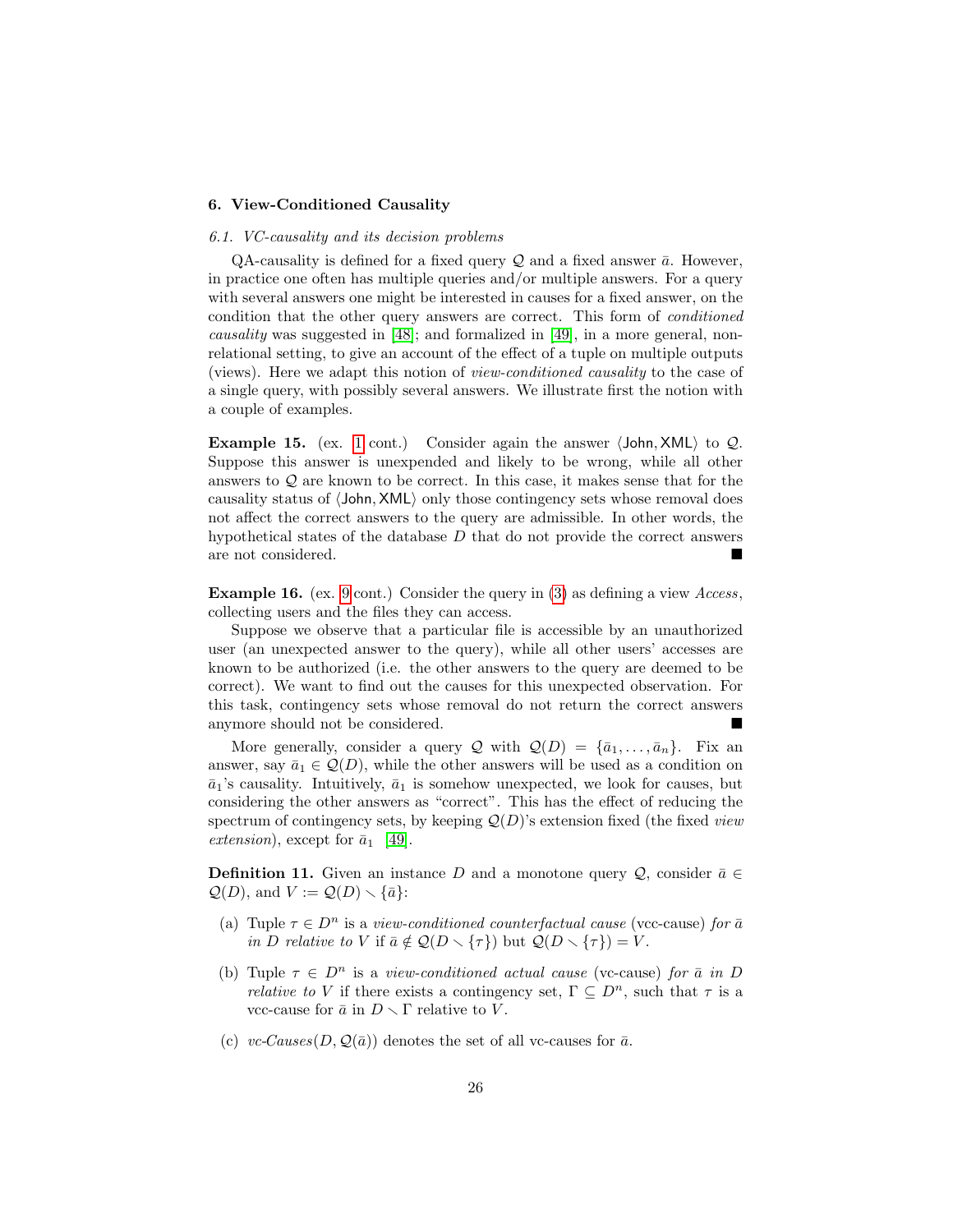## 6. View-Conditioned Causality

### 6.1. VC-causality and its decision problems

QA-causality is defined for a fixed query $\mathcal{Q}$ and a fixed answer $\bar{a}$. However, in practice one often has multiple queries and/or multiple answers. For a query with several answers one might be interested in causes for a fixed answer, on the condition that the other query answers are correct. This form of *conditioned causality* was suggested in [48]; and formalized in [49], in a more general, non-relational setting, to give an account of the effect of a tuple on multiple outputs (views). Here we adapt this notion of *view-conditioned causality* to the case of a single query, with possibly several answers. We illustrate first the notion with a couple of examples.

**Example 15.** (ex. 1 cont.) Consider again the answer $\langle \mathsf{John}, \mathsf{XML} \rangle$ to $\mathcal{Q}$. Suppose this answer is unexpended and likely to be wrong, while all other answers to $\mathcal{Q}$ are known to be correct. In this case, it makes sense that for the causality status of $\langle \mathsf{John}, \mathsf{XML} \rangle$ only those contingency sets whose removal does not affect the correct answers to the query are admissible. In other words, the hypothetical states of the database $D$ that do not provide the correct answers are not considered. ■

**Example 16.** (ex. 9 cont.) Consider the query in (3) as defining a view *Access*, collecting users and the files they can access.

Suppose we observe that a particular file is accessible by an unauthorized user (an unexpected answer to the query), while all other users' accesses are known to be authorized (i.e. the other answers to the query are deemed to be correct). We want to find out the causes for this unexpected observation. For this task, contingency sets whose removal do not return the correct answers anymore should not be considered. ■

More generally, consider a query $\mathcal{Q}$ with $\mathcal{Q}(D) = \{\bar{a}_1, \ldots, \bar{a}_n\}$. Fix an answer, say $\bar{a}_1 \in \mathcal{Q}(D)$, while the other answers will be used as a condition on $\bar{a}_1$'s causality. Intuitively, $\bar{a}_1$ is somehow unexpected, we look for causes, but considering the other answers as "correct". This has the effect of reducing the spectrum of contingency sets, by keeping $\mathcal{Q}(D)$'s extension fixed (the fixed *view extension*), except for $\bar{a}_1$ [49].

**Definition 11.** Given an instance $D$ and a monotone query $\mathcal{Q}$, consider $\bar{a} \in \mathcal{Q}(D)$, and $V := \mathcal{Q}(D) \smallsetminus \{\bar{a}\}$:

(a) Tuple $\tau \in D^n$ is a *view-conditioned counterfactual cause* (vcc-cause) *for $\bar{a}$ in $D$ relative to $V$* if $\bar{a} \notin \mathcal{Q}(D \smallsetminus \{\tau\})$ but $\mathcal{Q}(D \smallsetminus \{\tau\}) = V$.

(b) Tuple $\tau \in D^n$ is a *view-conditioned actual cause* (vc-cause) *for $\bar{a}$ in $D$ relative to $V$* if there exists a contingency set, $\Gamma \subseteq D^n$, such that $\tau$ is a vcc-cause for $\bar{a}$ in $D \smallsetminus \Gamma$ relative to $V$.

(c) *vc-Causes*$(D, \mathcal{Q}(\bar{a}))$ denotes the set of all vc-causes for $\bar{a}$.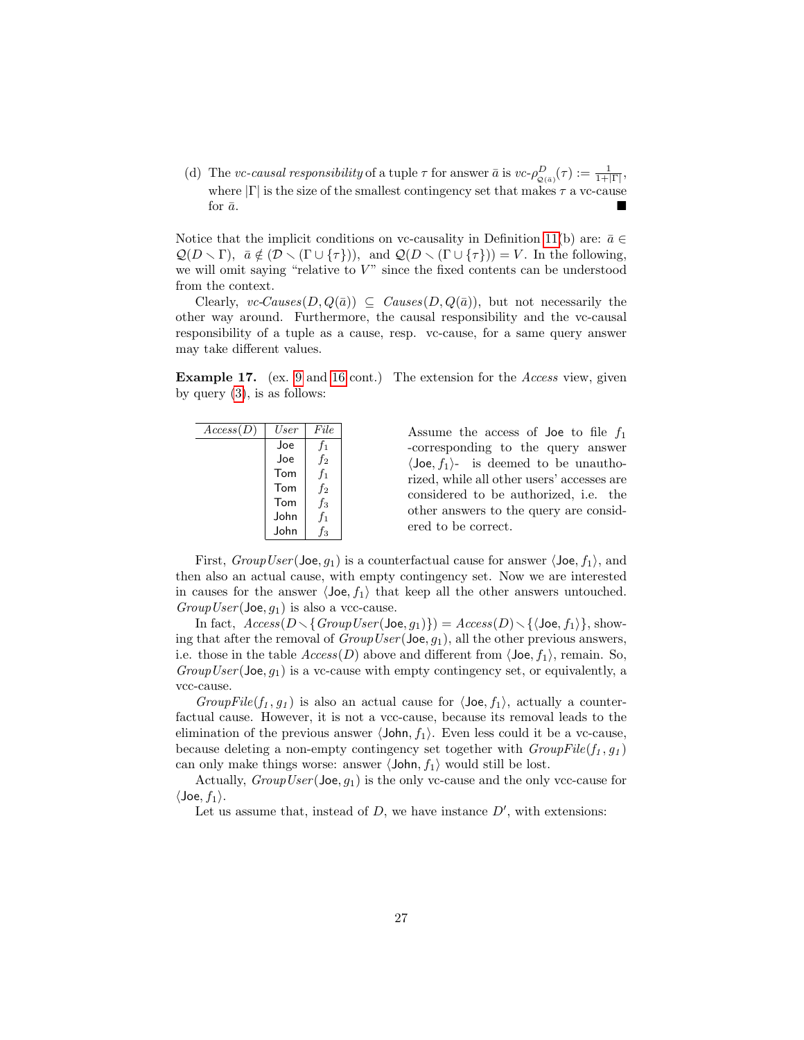(d) The *vc-causal responsibility* of a tuple $\tau$ for answer $\bar{a}$ is $vc\text{-}\rho^{D}_{\mathcal{Q}(\bar{a})}(\tau) := \frac{1}{1+|\Gamma|}$, where $|\Gamma|$ is the size of the smallest contingency set that makes $\tau$ a vc-cause for $\bar{a}$. ∎

Notice that the implicit conditions on vc-causality in Definition 11(b) are: $\bar{a} \in \mathcal{Q}(D \smallsetminus \Gamma)$, $\bar{a} \notin (\mathcal{D} \smallsetminus (\Gamma \cup \{\tau\}))$, and $\mathcal{Q}(D \smallsetminus (\Gamma \cup \{\tau\})) = V$. In the following, we will omit saying "relative to $V$" since the fixed contents can be understood from the context.

Clearly, $\mathit{vc\text{-}Causes}(D, Q(\bar{a})) \subseteq \mathit{Causes}(D, Q(\bar{a}))$, but not necessarily the other way around. Furthermore, the causal responsibility and the vc-causal responsibility of a tuple as a cause, resp. vc-cause, for a same query answer may take different values.

**Example 17.** (ex. 9 and 16 cont.) The extension for the *Access* view, given by query (3), is as follows:

| *Access(D)* | *User* | *File* |
|---|---|---|
| | Joe | $f_1$ |
| | Joe | $f_2$ |
| | Tom | $f_1$ |
| | Tom | $f_2$ |
| | Tom | $f_3$ |
| | John | $f_1$ |
| | John | $f_3$ |

Assume the access of Joe to file $f_1$ -corresponding to the query answer $\langle \mathsf{Joe}, f_1\rangle$- is deemed to be unauthorized, while all other users' accesses are considered to be authorized, i.e. the other answers to the query are considered to be correct.

First, $\mathit{GroupUser}(\mathsf{Joe}, g_1)$ is a counterfactual cause for answer $\langle \mathsf{Joe}, f_1\rangle$, and then also an actual cause, with empty contingency set. Now we are interested in causes for the answer $\langle \mathsf{Joe}, f_1\rangle$ that keep all the other answers untouched. $\mathit{GroupUser}(\mathsf{Joe}, g_1)$ is also a vcc-cause.

In fact, $\mathit{Access}(D \smallsetminus \{\mathit{GroupUser}(\mathsf{Joe}, g_1)\}) = \mathit{Access}(D) \smallsetminus \{\langle \mathsf{Joe}, f_1\rangle\}$, showing that after the removal of $\mathit{GroupUser}(\mathsf{Joe}, g_1)$, all the other previous answers, i.e. those in the table $\mathit{Access}(D)$ above and different from $\langle \mathsf{Joe}, f_1\rangle$, remain. So, $\mathit{GroupUser}(\mathsf{Joe}, g_1)$ is a vc-cause with empty contingency set, or equivalently, a vcc-cause.

$\mathit{GroupFile}(f_1, g_1)$ is also an actual cause for $\langle \mathsf{Joe}, f_1\rangle$, actually a counterfactual cause. However, it is not a vcc-cause, because its removal leads to the elimination of the previous answer $\langle \mathsf{John}, f_1\rangle$. Even less could it be a vc-cause, because deleting a non-empty contingency set together with $\mathit{GroupFile}(f_1, g_1)$ can only make things worse: answer $\langle \mathsf{John}, f_1\rangle$ would still be lost.

Actually, $\mathit{GroupUser}(\mathsf{Joe}, g_1)$ is the only vc-cause and the only vcc-cause for $\langle \mathsf{Joe}, f_1\rangle$.

Let us assume that, instead of $D$, we have instance $D'$, with extensions: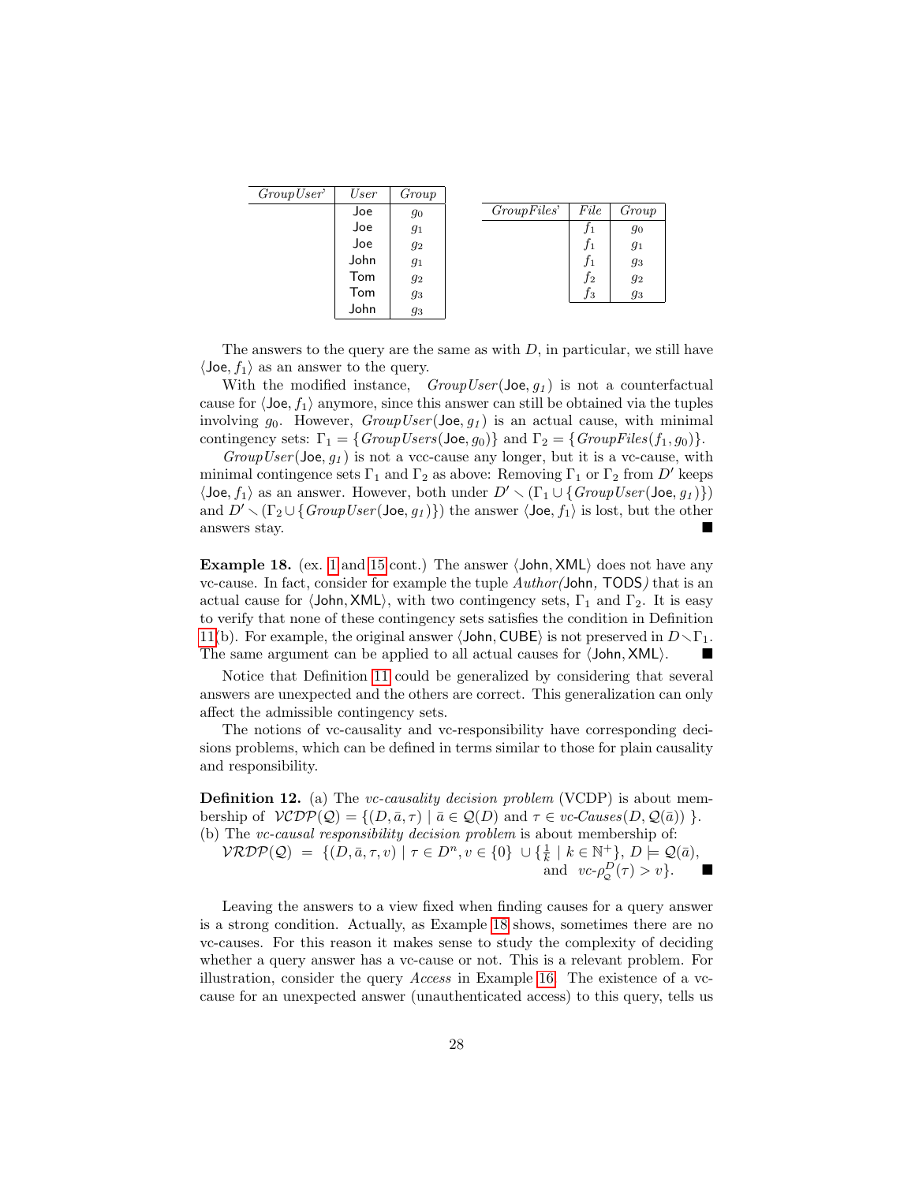| *GroupUser'* | *User* | *Group* |
|---|---|---|
| | Joe | $g_0$ |
| | Joe | $g_1$ |
| | Joe | $g_2$ |
| | John | $g_1$ |
| | Tom | $g_2$ |
| | Tom | $g_3$ |
| | John | $g_3$ |

| *GroupFiles'* | *File* | *Group* |
|---|---|---|
| | $f_1$ | $g_0$ |
| | $f_1$ | $g_1$ |
| | $f_1$ | $g_3$ |
| | $f_2$ | $g_2$ |
| | $f_3$ | $g_3$ |

The answers to the query are the same as with $D$, in particular, we still have $\langle \mathsf{Joe}, f_1\rangle$ as an answer to the query.

With the modified instance, $\mathit{GroupUser}(\mathsf{Joe}, g_1)$ is not a counterfactual cause for $\langle \mathsf{Joe}, f_1\rangle$ anymore, since this answer can still be obtained via the tuples involving $g_0$. However, $\mathit{GroupUser}(\mathsf{Joe}, g_1)$ is an actual cause, with minimal contingency sets: $\Gamma_1 = \{\mathit{GroupUsers}(\mathsf{Joe}, g_0)\}$ and $\Gamma_2 = \{\mathit{GroupFiles}(f_1, g_0)\}$.

$\mathit{GroupUser}(\mathsf{Joe}, g_1)$ is not a vcc-cause any longer, but it is a vc-cause, with minimal contingence sets $\Gamma_1$ and $\Gamma_2$ as above: Removing $\Gamma_1$ or $\Gamma_2$ from $D'$ keeps $\langle \mathsf{Joe}, f_1\rangle$ as an answer. However, both under $D' \smallsetminus (\Gamma_1 \cup \{\mathit{GroupUser}(\mathsf{Joe}, g_1)\})$ and $D' \smallsetminus (\Gamma_2 \cup \{\mathit{GroupUser}(\mathsf{Joe}, g_1)\})$ the answer $\langle \mathsf{Joe}, f_1\rangle$ is lost, but the other answers stay. ■

**Example 18.** (ex. 1 and 15 cont.) The answer $\langle \mathsf{John}, \mathsf{XML}\rangle$ does not have any vc-cause. In fact, consider for example the tuple *Author(*John*,* TODS*)* that is an actual cause for $\langle \mathsf{John}, \mathsf{XML}\rangle$, with two contingency sets, $\Gamma_1$ and $\Gamma_2$. It is easy to verify that none of these contingency sets satisfies the condition in Definition 11(b). For example, the original answer $\langle \mathsf{John}, \mathsf{CUBE}\rangle$ is not preserved in $D \smallsetminus \Gamma_1$. The same argument can be applied to all actual causes for $\langle \mathsf{John}, \mathsf{XML}\rangle$. ■

Notice that Definition 11 could be generalized by considering that several answers are unexpected and the others are correct. This generalization can only affect the admissible contingency sets.

The notions of vc-causality and vc-responsibility have corresponding decisions problems, which can be defined in terms similar to those for plain causality and responsibility.

**Definition 12.** (a) The *vc-causality decision problem* (VCDP) is about membership of $\mathcal{VCDP}(\mathcal{Q}) = \{(D, \bar{a}, \tau) \mid \bar{a} \in \mathcal{Q}(D) \text{ and } \tau \in \mathit{vc}\text{-}\mathit{Causes}(D, \mathcal{Q}(\bar{a}))\ \}$.
(b) The *vc-causal responsibility decision problem* is about membership of:
$\mathcal{VRDP}(\mathcal{Q}) = \{(D, \bar{a}, \tau, v) \mid \tau \in D^n, v \in \{0\} \cup \{\frac{1}{k} \mid k \in \mathbb{N}^+\},\ D \models \mathcal{Q}(\bar{a}), \text{ and } \mathit{vc}\text{-}\rho^{D}_{\mathcal{Q}}(\tau) > v\}$. ■

Leaving the answers to a view fixed when finding causes for a query answer is a strong condition. Actually, as Example 18 shows, sometimes there are no vc-causes. For this reason it makes sense to study the complexity of deciding whether a query answer has a vc-cause or not. This is a relevant problem. For illustration, consider the query *Access* in Example 16. The existence of a vc-cause for an unexpected answer (unauthenticated access) to this query, tells us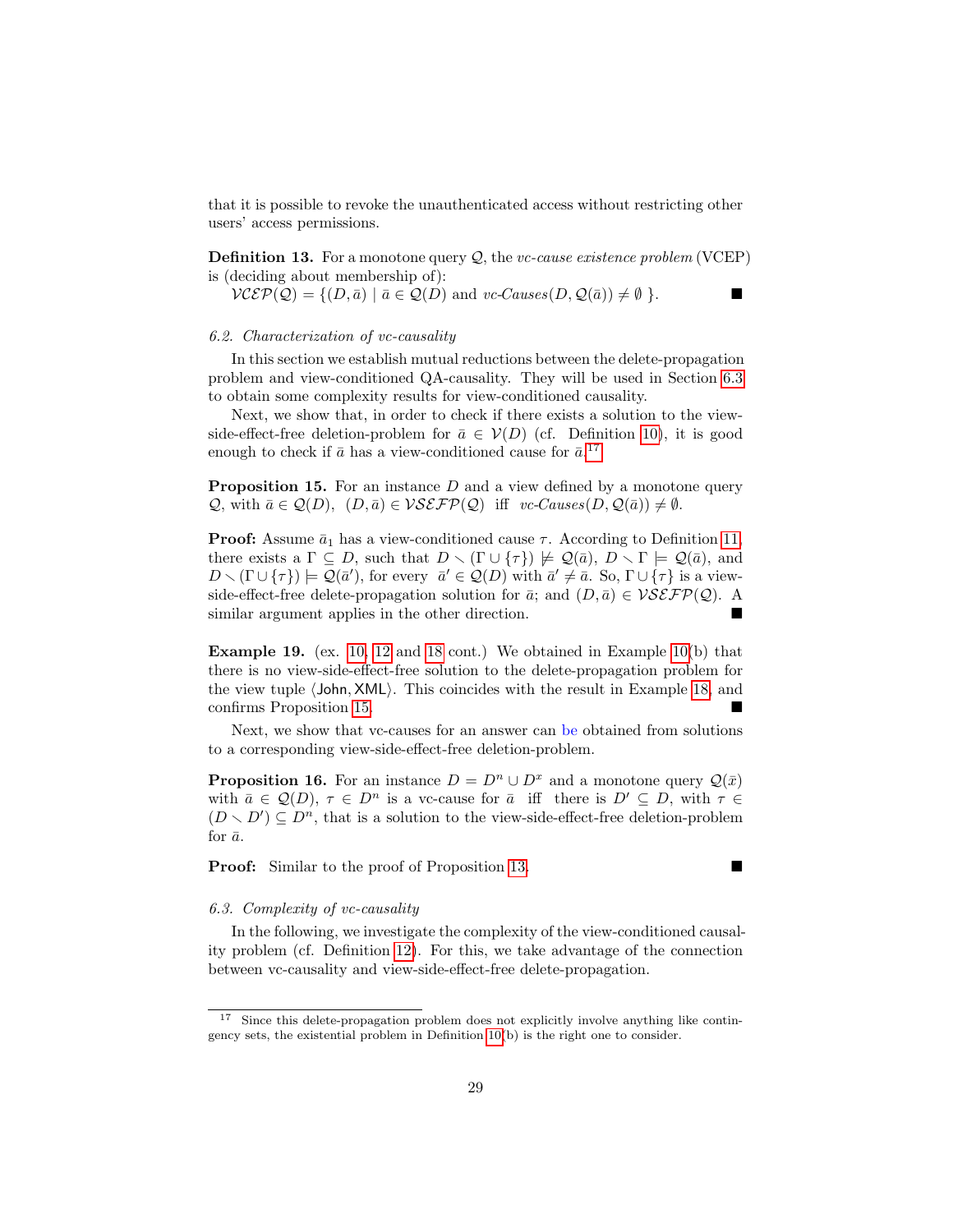that it is possible to revoke the unauthenticated access without restricting other users' access permissions.

**Definition 13.** For a monotone query $\mathcal{Q}$, the *vc-cause existence problem* (VCEP) is (deciding about membership of):
$\mathcal{VCEP}(\mathcal{Q}) = \{(D, \bar{a}) \mid \bar{a} \in \mathcal{Q}(D) \text{ and } \textit{vc-Causes}(D, \mathcal{Q}(\bar{a})) \neq \emptyset \ \}$. ■

### 6.2. Characterization of vc-causality

In this section we establish mutual reductions between the delete-propagation problem and view-conditioned QA-causality. They will be used in Section 6.3 to obtain some complexity results for view-conditioned causality.

Next, we show that, in order to check if there exists a solution to the view-side-effect-free deletion-problem for $\bar{a} \in \mathcal{V}(D)$ (cf. Definition 10), it is good enough to check if $\bar{a}$ has a view-conditioned cause for $\bar{a}$.[17]

**Proposition 15.** For an instance $D$ and a view defined by a monotone query $\mathcal{Q}$, with $\bar{a} \in \mathcal{Q}(D)$, $(D, \bar{a}) \in \mathcal{VSEFP}(\mathcal{Q})$ iff $\textit{vc-Causes}(D, \mathcal{Q}(\bar{a})) \neq \emptyset$.

**Proof:** Assume $\bar{a}_1$ has a view-conditioned cause $\tau$. According to Definition 11, there exists a $\Gamma \subseteq D$, such that $D \smallsetminus (\Gamma \cup \{\tau\}) \not\models \mathcal{Q}(\bar{a})$, $D \smallsetminus \Gamma \models \mathcal{Q}(\bar{a})$, and $D \smallsetminus (\Gamma \cup \{\tau\}) \models \mathcal{Q}(\bar{a}')$, for every $\bar{a}' \in \mathcal{Q}(D)$ with $\bar{a}' \neq \bar{a}$. So, $\Gamma \cup \{\tau\}$ is a view-side-effect-free delete-propagation solution for $\bar{a}$; and $(D, \bar{a}) \in \mathcal{VSEFP}(\mathcal{Q})$. A similar argument applies in the other direction. ■

**Example 19.** (ex. 10, 12 and 18 cont.) We obtained in Example 10(b) that there is no view-side-effect-free solution to the delete-propagation problem for the view tuple $\langle \mathsf{John}, \mathsf{XML} \rangle$. This coincides with the result in Example 18, and confirms Proposition 15. ■

Next, we show that vc-causes for an answer can be obtained from solutions to a corresponding view-side-effect-free deletion-problem.

**Proposition 16.** For an instance $D = D^n \cup D^x$ and a monotone query $\mathcal{Q}(\bar{x})$ with $\bar{a} \in \mathcal{Q}(D)$, $\tau \in D^n$ is a vc-cause for $\bar{a}$ iff there is $D' \subseteq D$, with $\tau \in (D \smallsetminus D') \subseteq D^n$, that is a solution to the view-side-effect-free deletion-problem for $\bar{a}$.

**Proof:** Similar to the proof of Proposition 13. ■

### 6.3. Complexity of vc-causality

In the following, we investigate the complexity of the view-conditioned causality problem (cf. Definition 12). For this, we take advantage of the connection between vc-causality and view-side-effect-free delete-propagation.

[17] Since this delete-propagation problem does not explicitly involve anything like contingency sets, the existential problem in Definition 10(b) is the right one to consider.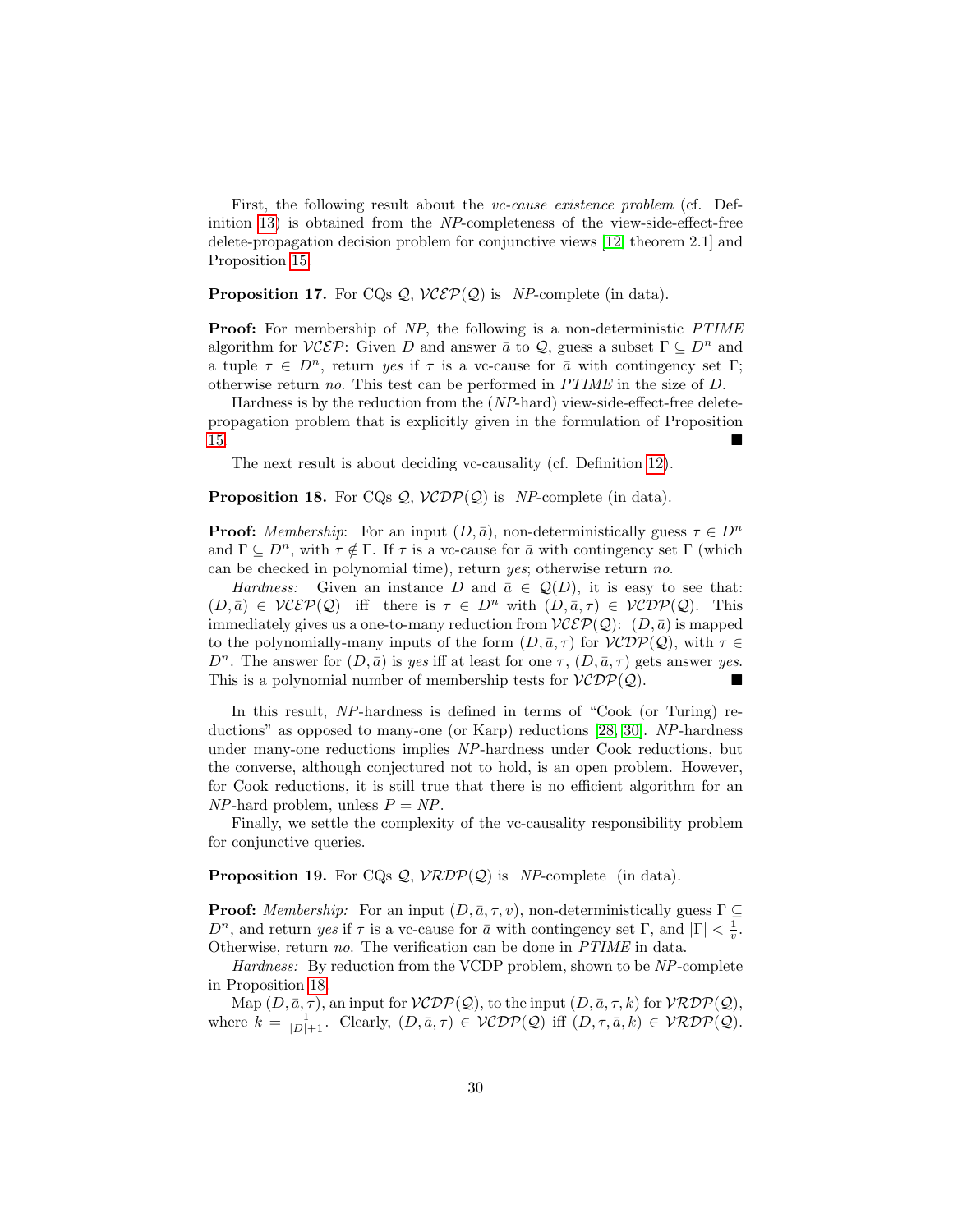First, the following result about the *vc-cause existence problem* (cf. Definition 13) is obtained from the *NP*-completeness of the view-side-effect-free delete-propagation decision problem for conjunctive views [12, theorem 2.1] and Proposition 15.

**Proposition 17.** For CQs $\mathcal{Q}$, $\mathcal{VCEP}(\mathcal{Q})$ is *NP*-complete (in data).

**Proof:** For membership of *NP*, the following is a non-deterministic *PTIME* algorithm for $\mathcal{VCEP}$: Given $D$ and answer $\bar{a}$ to $\mathcal{Q}$, guess a subset $\Gamma \subseteq D^n$ and a tuple $\tau \in D^n$, return *yes* if $\tau$ is a vc-cause for $\bar{a}$ with contingency set $\Gamma$; otherwise return *no*. This test can be performed in *PTIME* in the size of $D$.

Hardness is by the reduction from the (*NP*-hard) view-side-effect-free delete-propagation problem that is explicitly given in the formulation of Proposition 15. ■

The next result is about deciding vc-causality (cf. Definition 12).

**Proposition 18.** For CQs $\mathcal{Q}$, $\mathcal{VCDP}(\mathcal{Q})$ is *NP*-complete (in data).

**Proof:** *Membership*: For an input $(D, \bar{a})$, non-deterministically guess $\tau \in D^n$ and $\Gamma \subseteq D^n$, with $\tau \notin \Gamma$. If $\tau$ is a vc-cause for $\bar{a}$ with contingency set $\Gamma$ (which can be checked in polynomial time), return *yes*; otherwise return *no*.

*Hardness:* Given an instance $D$ and $\bar{a} \in \mathcal{Q}(D)$, it is easy to see that: $(D, \bar{a}) \in \mathcal{VCEP}(\mathcal{Q})$ iff there is $\tau \in D^n$ with $(D, \bar{a}, \tau) \in \mathcal{VCDP}(\mathcal{Q})$. This immediately gives us a one-to-many reduction from $\mathcal{VCEP}(\mathcal{Q})$: $(D, \bar{a})$ is mapped to the polynomially-many inputs of the form $(D, \bar{a}, \tau)$ for $\mathcal{VCDP}(\mathcal{Q})$, with $\tau \in D^n$. The answer for $(D, \bar{a})$ is *yes* iff at least for one $\tau$, $(D, \bar{a}, \tau)$ gets answer *yes*. This is a polynomial number of membership tests for $\mathcal{VCDP}(\mathcal{Q})$. ■

In this result, *NP*-hardness is defined in terms of "Cook (or Turing) reductions" as opposed to many-one (or Karp) reductions [28, 30]. *NP*-hardness under many-one reductions implies *NP*-hardness under Cook reductions, but the converse, although conjectured not to hold, is an open problem. However, for Cook reductions, it is still true that there is no efficient algorithm for an *NP*-hard problem, unless $P = NP$.

Finally, we settle the complexity of the vc-causality responsibility problem for conjunctive queries.

**Proposition 19.** For CQs $\mathcal{Q}$, $\mathcal{VRDP}(\mathcal{Q})$ is *NP*-complete (in data).

**Proof:** *Membership:* For an input $(D, \bar{a}, \tau, v)$, non-deterministically guess $\Gamma \subseteq D^n$, and return *yes* if $\tau$ is a vc-cause for $\bar{a}$ with contingency set $\Gamma$, and $|\Gamma| < \frac{1}{v}$. Otherwise, return *no*. The verification can be done in *PTIME* in data.

*Hardness:* By reduction from the VCDP problem, shown to be *NP*-complete in Proposition 18.

Map $(D, \bar{a}, \tau)$, an input for $\mathcal{VCDP}(\mathcal{Q})$, to the input $(D, \bar{a}, \tau, k)$ for $\mathcal{VRDP}(\mathcal{Q})$, where $k = \frac{1}{|D|+1}$. Clearly, $(D, \bar{a}, \tau) \in \mathcal{VCDP}(\mathcal{Q})$ iff $(D, \tau, \bar{a}, k) \in \mathcal{VRDP}(\mathcal{Q})$.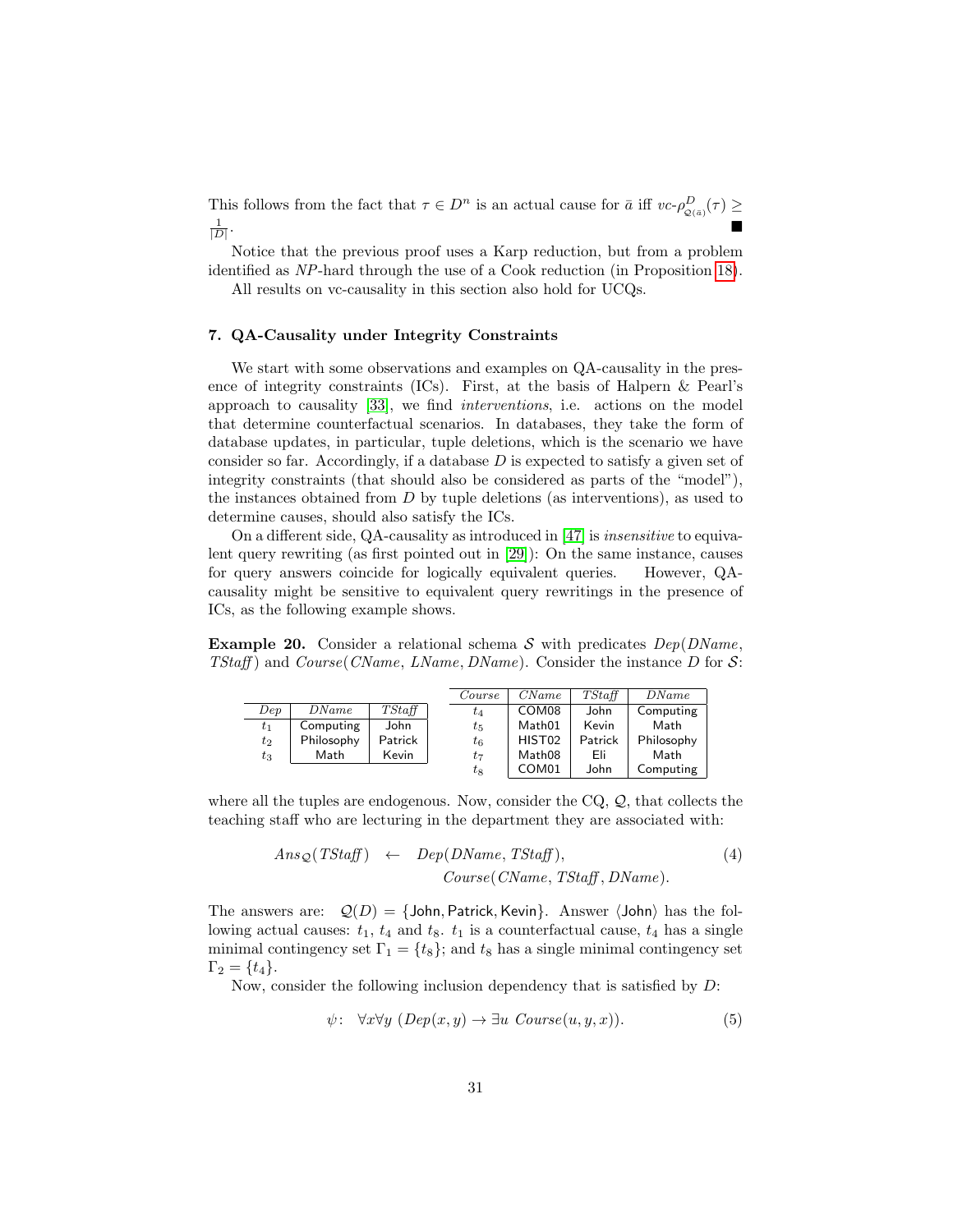This follows from the fact that $\tau \in D^n$ is an actual cause for $\bar{a}$ iff $vc\text{-}\rho^D_{\mathcal{Q}(\bar{a})}(\tau) \geq \frac{1}{|D|}$. ■

Notice that the previous proof uses a Karp reduction, but from a problem identified as *NP*-hard through the use of a Cook reduction (in Proposition 18).

All results on vc-causality in this section also hold for UCQs.

## 7. QA-Causality under Integrity Constraints

We start with some observations and examples on QA-causality in the presence of integrity constraints (ICs). First, at the basis of Halpern & Pearl's approach to causality [33], we find *interventions*, i.e. actions on the model that determine counterfactual scenarios. In databases, they take the form of database updates, in particular, tuple deletions, which is the scenario we have consider so far. Accordingly, if a database $D$ is expected to satisfy a given set of integrity constraints (that should also be considered as parts of the "model"), the instances obtained from $D$ by tuple deletions (as interventions), as used to determine causes, should also satisfy the ICs.

On a different side, QA-causality as introduced in [47] is *insensitive* to equivalent query rewriting (as first pointed out in [29]): On the same instance, causes for query answers coincide for logically equivalent queries. However, QA-causality might be sensitive to equivalent query rewritings in the presence of ICs, as the following example shows.

**Example 20.** Consider a relational schema $\mathcal{S}$ with predicates $Dep(DName, TStaff)$ and $Course(CName, LName, DName)$. Consider the instance $D$ for $\mathcal{S}$:

| *Dep* | *DName* | *TStaff* |
|---|---|---|
| $t_1$ | Computing | John |
| $t_2$ | Philosophy | Patrick |
| $t_3$ | Math | Kevin |

| *Course* | *CName* | *TStaff* | *DName* |
|---|---|---|---|
| $t_4$ | COM08 | John | Computing |
| $t_5$ | Math01 | Kevin | Math |
| $t_6$ | HIST02 | Patrick | Philosophy |
| $t_7$ | Math08 | Eli | Math |
| $t_8$ | COM01 | John | Computing |

where all the tuples are endogenous. Now, consider the CQ, $\mathcal{Q}$, that collects the teaching staff who are lecturing in the department they are associated with:

$$\begin{aligned} Ans_{\mathcal{Q}}(TStaff) \;\; \leftarrow \;\; & Dep(DName, TStaff), \\ & Course(CName, TStaff, DName). \end{aligned} \tag{4}$$

The answers are: $\mathcal{Q}(D) = \{\text{John}, \text{Patrick}, \text{Kevin}\}$. Answer $\langle \text{John} \rangle$ has the following actual causes: $t_1$, $t_4$ and $t_8$. $t_1$ is a counterfactual cause, $t_4$ has a single minimal contingency set $\Gamma_1 = \{t_8\}$; and $t_8$ has a single minimal contingency set $\Gamma_2 = \{t_4\}$.

Now, consider the following inclusion dependency that is satisfied by $D$:

$$\psi: \;\; \forall x \forall y \; (Dep(x, y) \rightarrow \exists u \; Course(u, y, x)). \tag{5}$$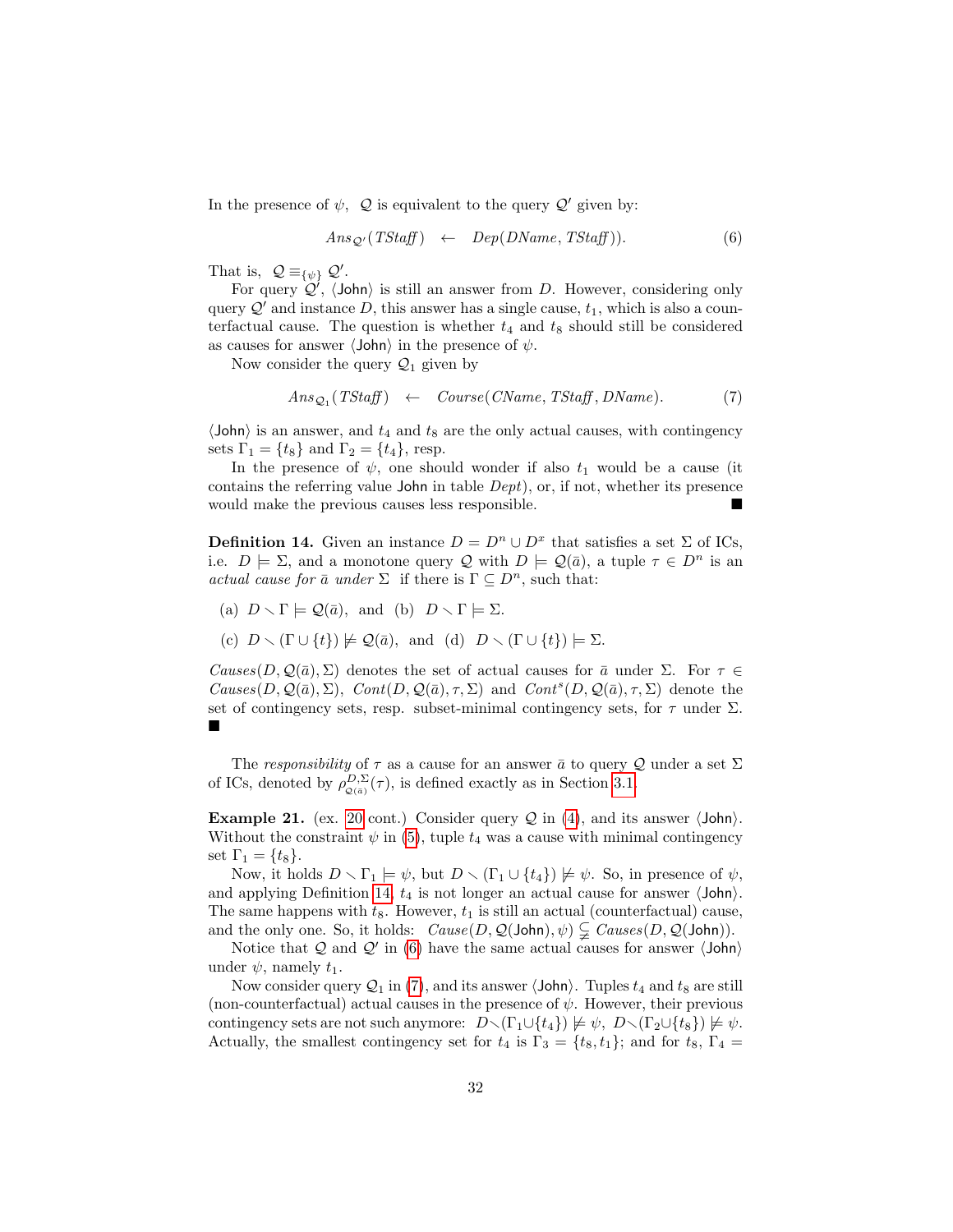In the presence of $\psi$, $\mathcal{Q}$ is equivalent to the query $\mathcal{Q}'$ given by:

$$Ans_{\mathcal{Q}'}(\mathit{TStaff}) \;\; \leftarrow \;\; Dep(\mathit{DName}, \mathit{TStaff})). \tag{6}$$

That is, $\mathcal{Q} \equiv_{\{\psi\}} \mathcal{Q}'$.

For query $\mathcal{Q}'$, $\langle \mathsf{John} \rangle$ is still an answer from $D$. However, considering only query $\mathcal{Q}'$ and instance $D$, this answer has a single cause, $t_1$, which is also a counterfactual cause. The question is whether $t_4$ and $t_8$ should still be considered as causes for answer $\langle \mathsf{John} \rangle$ in the presence of $\psi$.

Now consider the query $\mathcal{Q}_1$ given by

$$Ans_{\mathcal{Q}_1}(\mathit{TStaff}) \;\; \leftarrow \;\; Course(\mathit{CName}, \mathit{TStaff}, \mathit{DName}). \tag{7}$$

$\langle \mathsf{John} \rangle$ is an answer, and $t_4$ and $t_8$ are the only actual causes, with contingency sets $\Gamma_1 = \{t_8\}$ and $\Gamma_2 = \{t_4\}$, resp.

In the presence of $\psi$, one should wonder if also $t_1$ would be a cause (it contains the referring value $\mathsf{John}$ in table $Dept$), or, if not, whether its presence would make the previous causes less responsible. ■

**Definition 14.** Given an instance $D = D^n \cup D^x$ that satisfies a set $\Sigma$ of ICs, i.e. $D \models \Sigma$, and a monotone query $\mathcal{Q}$ with $D \models \mathcal{Q}(\bar{a})$, a tuple $\tau \in D^n$ is an *actual cause for* $\bar{a}$ *under* $\Sigma$ if there is $\Gamma \subseteq D^n$, such that:

(a) $D \smallsetminus \Gamma \models \mathcal{Q}(\bar{a})$, and (b) $D \smallsetminus \Gamma \models \Sigma$.

(c) $D \smallsetminus (\Gamma \cup \{t\}) \not\models \mathcal{Q}(\bar{a})$, and (d) $D \smallsetminus (\Gamma \cup \{t\}) \models \Sigma$.

$Causes(D, \mathcal{Q}(\bar{a}), \Sigma)$ denotes the set of actual causes for $\bar{a}$ under $\Sigma$. For $\tau \in Causes(D, \mathcal{Q}(\bar{a}), \Sigma)$, $Cont(D, \mathcal{Q}(\bar{a}), \tau, \Sigma)$ and $Cont^s(D, \mathcal{Q}(\bar{a}), \tau, \Sigma)$ denote the set of contingency sets, resp. subset-minimal contingency sets, for $\tau$ under $\Sigma$. ■

The *responsibility* of $\tau$ as a cause for an answer $\bar{a}$ to query $\mathcal{Q}$ under a set $\Sigma$ of ICs, denoted by $\rho^{D,\Sigma}_{\mathcal{Q}(\bar{a})}(\tau)$, is defined exactly as in Section 3.1.

**Example 21.** (ex. 20 cont.) Consider query $\mathcal{Q}$ in (4), and its answer $\langle \mathsf{John} \rangle$. Without the constraint $\psi$ in (5), tuple $t_4$ was a cause with minimal contingency set $\Gamma_1 = \{t_8\}$.

Now, it holds $D \smallsetminus \Gamma_1 \models \psi$, but $D \smallsetminus (\Gamma_1 \cup \{t_4\}) \not\models \psi$. So, in presence of $\psi$, and applying Definition 14, $t_4$ is not longer an actual cause for answer $\langle \mathsf{John} \rangle$. The same happens with $t_8$. However, $t_1$ is still an actual (counterfactual) cause, and the only one. So, it holds: $Cause(D, \mathcal{Q}(\mathsf{John}), \psi) \subsetneqq Causes(D, \mathcal{Q}(\mathsf{John}))$.

Notice that $\mathcal{Q}$ and $\mathcal{Q}'$ in (6) have the same actual causes for answer $\langle \mathsf{John} \rangle$ under $\psi$, namely $t_1$.

Now consider query $\mathcal{Q}_1$ in (7), and its answer $\langle \mathsf{John} \rangle$. Tuples $t_4$ and $t_8$ are still (non-counterfactual) actual causes in the presence of $\psi$. However, their previous contingency sets are not such anymore: $D \smallsetminus (\Gamma_1 \cup \{t_4\}) \not\models \psi$, $D \smallsetminus (\Gamma_2 \cup \{t_8\}) \not\models \psi$. Actually, the smallest contingency set for $t_4$ is $\Gamma_3 = \{t_8, t_1\}$; and for $t_8$, $\Gamma_4 =$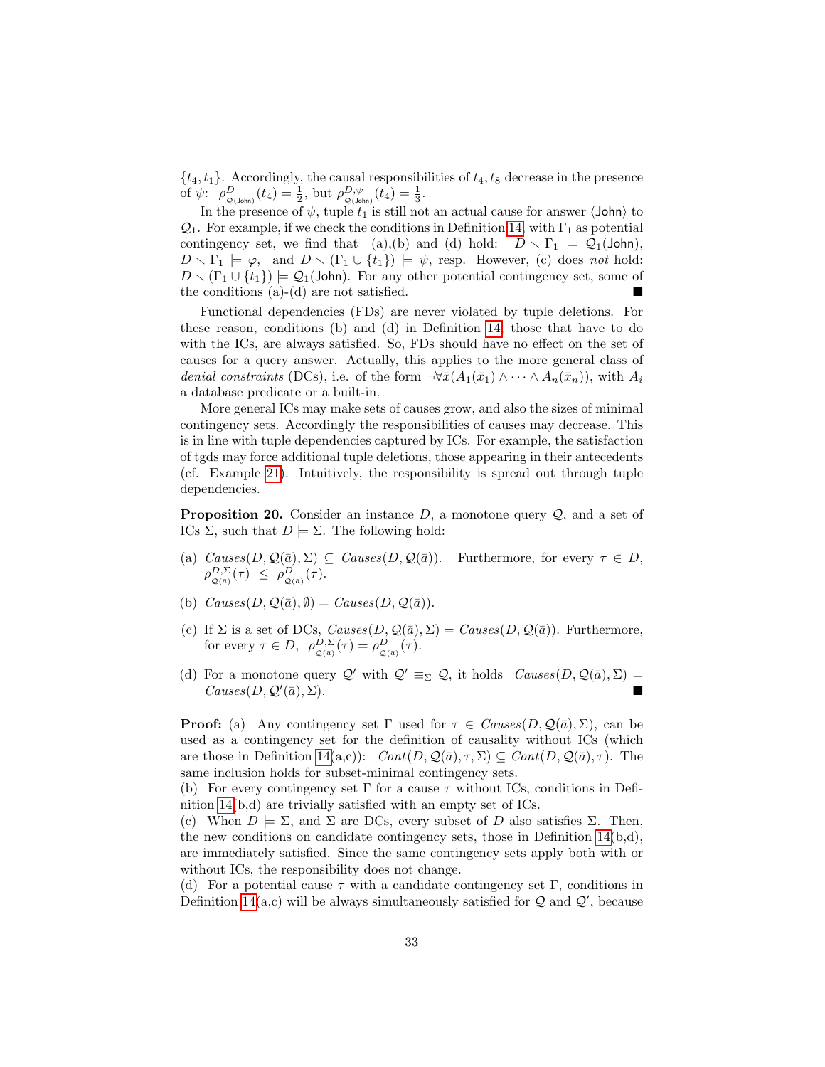$\{t_4, t_1\}$. Accordingly, the causal responsibilities of $t_4, t_8$ decrease in the presence of $\psi$: $\rho^{D}_{\mathcal{Q}(\mathsf{John})}(t_4) = \frac{1}{2}$, but $\rho^{D,\psi}_{\mathcal{Q}(\mathsf{John})}(t_4) = \frac{1}{3}$.

In the presence of $\psi$, tuple $t_1$ is still not an actual cause for answer $\langle\mathsf{John}\rangle$ to $\mathcal{Q}_1$. For example, if we check the conditions in Definition 14, with $\Gamma_1$ as potential contingency set, we find that (a),(b) and (d) hold: $D \smallsetminus \Gamma_1 \models \mathcal{Q}_1(\mathsf{John})$, $D \smallsetminus \Gamma_1 \models \varphi$, and $D \smallsetminus (\Gamma_1 \cup \{t_1\}) \models \psi$, resp. However, (c) does *not* hold: $D \smallsetminus (\Gamma_1 \cup \{t_1\}) \models \mathcal{Q}_1(\mathsf{John})$. For any other potential contingency set, some of the conditions (a)-(d) are not satisfied. ■

Functional dependencies (FDs) are never violated by tuple deletions. For these reason, conditions (b) and (d) in Definition 14, those that have to do with the ICs, are always satisfied. So, FDs should have no effect on the set of causes for a query answer. Actually, this applies to the more general class of *denial constraints* (DCs), i.e. of the form $\neg\forall\bar{x}(A_1(\bar{x}_1) \wedge \cdots \wedge A_n(\bar{x}_n))$, with $A_i$ a database predicate or a built-in.

More general ICs may make sets of causes grow, and also the sizes of minimal contingency sets. Accordingly the responsibilities of causes may decrease. This is in line with tuple dependencies captured by ICs. For example, the satisfaction of tgds may force additional tuple deletions, those appearing in their antecedents (cf. Example 21). Intuitively, the responsibility is spread out through tuple dependencies.

**Proposition 20.** Consider an instance $D$, a monotone query $\mathcal{Q}$, and a set of ICs $\Sigma$, such that $D \models \Sigma$. The following hold:

(a) $\mathit{Causes}(D, \mathcal{Q}(\bar{a}), \Sigma) \subseteq \mathit{Causes}(D, \mathcal{Q}(\bar{a}))$. Furthermore, for every $\tau \in D$, $\rho^{D,\Sigma}_{\mathcal{Q}(\bar{a})}(\tau) \leq \rho^{D}_{\mathcal{Q}(\bar{a})}(\tau)$.

(b) $\mathit{Causes}(D, \mathcal{Q}(\bar{a}), \emptyset) = \mathit{Causes}(D, \mathcal{Q}(\bar{a}))$.

(c) If $\Sigma$ is a set of DCs, $\mathit{Causes}(D, \mathcal{Q}(\bar{a}), \Sigma) = \mathit{Causes}(D, \mathcal{Q}(\bar{a}))$. Furthermore, for every $\tau \in D$, $\rho^{D,\Sigma}_{\mathcal{Q}(\bar{a})}(\tau) = \rho^{D}_{\mathcal{Q}(\bar{a})}(\tau)$.

(d) For a monotone query $\mathcal{Q}'$ with $\mathcal{Q}' \equiv_\Sigma \mathcal{Q}$, it holds $\mathit{Causes}(D, \mathcal{Q}(\bar{a}), \Sigma) = \mathit{Causes}(D, \mathcal{Q}'(\bar{a}), \Sigma)$. ■

**Proof:** (a) Any contingency set $\Gamma$ used for $\tau \in \mathit{Causes}(D, \mathcal{Q}(\bar{a}), \Sigma)$, can be used as a contingency set for the definition of causality without ICs (which are those in Definition 14(a,c)): $\mathit{Cont}(D, \mathcal{Q}(\bar{a}), \tau, \Sigma) \subseteq \mathit{Cont}(D, \mathcal{Q}(\bar{a}), \tau)$. The same inclusion holds for subset-minimal contingency sets.
(b) For every contingency set $\Gamma$ for a cause $\tau$ without ICs, conditions in Definition 14(b,d) are trivially satisfied with an empty set of ICs.
(c) When $D \models \Sigma$, and $\Sigma$ are DCs, every subset of $D$ also satisfies $\Sigma$. Then, the new conditions on candidate contingency sets, those in Definition 14(b,d), are immediately satisfied. Since the same contingency sets apply both with or without ICs, the responsibility does not change.
(d) For a potential cause $\tau$ with a candidate contingency set $\Gamma$, conditions in Definition 14(a,c) will be always simultaneously satisfied for $\mathcal{Q}$ and $\mathcal{Q}'$, because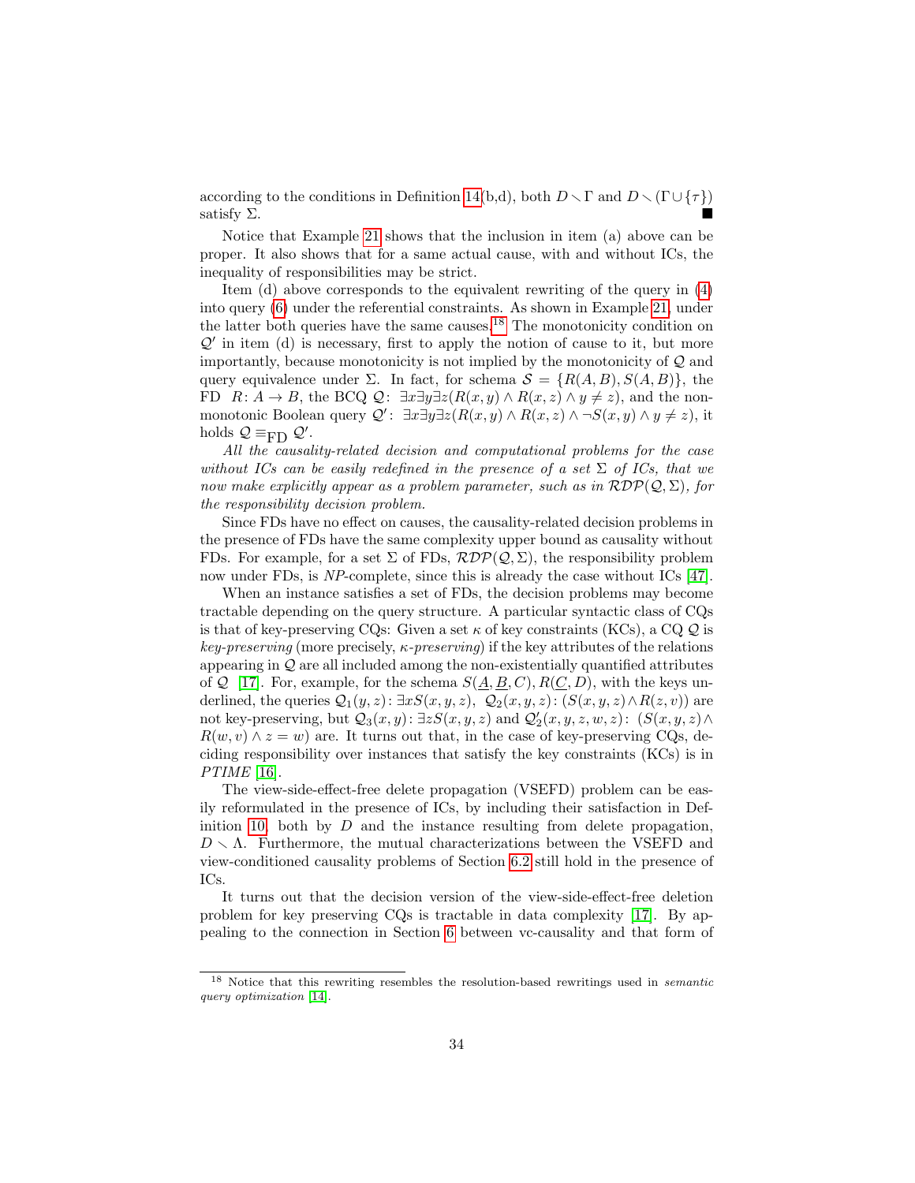according to the conditions in Definition 14(b,d), both $D \smallsetminus \Gamma$ and $D \smallsetminus (\Gamma \cup \{\tau\})$ satisfy $\Sigma$. ■

Notice that Example 21 shows that the inclusion in item (a) above can be proper. It also shows that for a same actual cause, with and without ICs, the inequality of responsibilities may be strict.

Item (d) above corresponds to the equivalent rewriting of the query in (4) into query (6) under the referential constraints. As shown in Example 21, under the latter both queries have the same causes.[18] The monotonicity condition on $\mathcal{Q}'$ in item (d) is necessary, first to apply the notion of cause to it, but more importantly, because monotonicity is not implied by the monotonicity of $\mathcal{Q}$ and query equivalence under $\Sigma$. In fact, for schema $\mathcal{S} = \{R(A, B), S(A, B)\}$, the FD $R\colon A \rightarrow B$, the BCQ $\mathcal{Q}\colon\ \exists x \exists y \exists z (R(x, y) \land R(x, z) \land y \neq z)$, and the non-monotonic Boolean query $\mathcal{Q}'\colon\ \exists x \exists y \exists z (R(x, y) \land R(x, z) \land \neg S(x, y) \land y \neq z)$, it holds $\mathcal{Q} \equiv_{\text{FD}} \mathcal{Q}'$.

*All the causality-related decision and computational problems for the case without ICs can be easily redefined in the presence of a set $\Sigma$ of ICs, that we now make explicitly appear as a problem parameter, such as in $\mathcal{RDP}(\mathcal{Q}, \Sigma)$, for the responsibility decision problem.*

Since FDs have no effect on causes, the causality-related decision problems in the presence of FDs have the same complexity upper bound as causality without FDs. For example, for a set $\Sigma$ of FDs, $\mathcal{RDP}(\mathcal{Q}, \Sigma)$, the responsibility problem now under FDs, is *NP*-complete, since this is already the case without ICs [47].

When an instance satisfies a set of FDs, the decision problems may become tractable depending on the query structure. A particular syntactic class of CQs is that of key-preserving CQs: Given a set $\kappa$ of key constraints (KCs), a CQ $\mathcal{Q}$ is *key-preserving* (more precisely, *$\kappa$-preserving*) if the key attributes of the relations appearing in $\mathcal{Q}$ are all included among the non-existentially quantified attributes of $\mathcal{Q}$ [17]. For, example, for the schema $S(\underline{A}, \underline{B}, C), R(\underline{C}, D)$, with the keys underlined, the queries $\mathcal{Q}_1(y, z)\colon \exists x S(x, y, z),\ \mathcal{Q}_2(x, y, z)\colon (S(x, y, z) \land R(z, v))$ are not key-preserving, but $\mathcal{Q}_3(x, y)\colon \exists z S(x, y, z)$ and $\mathcal{Q}_2'(x, y, z, w, z)\colon\ (S(x, y, z) \land R(w, v) \land z = w)$ are. It turns out that, in the case of key-preserving CQs, deciding responsibility over instances that satisfy the key constraints (KCs) is in *PTIME* [16].

The view-side-effect-free delete propagation (VSEFD) problem can be easily reformulated in the presence of ICs, by including their satisfaction in Definition 10, both by $D$ and the instance resulting from delete propagation, $D \smallsetminus \Lambda$. Furthermore, the mutual characterizations between the VSEFD and view-conditioned causality problems of Section 6.2 still hold in the presence of ICs.

It turns out that the decision version of the view-side-effect-free deletion problem for key preserving CQs is tractable in data complexity [17]. By appealing to the connection in Section 6 between vc-causality and that form of

[18] Notice that this rewriting resembles the resolution-based rewritings used in *semantic query optimization* [14].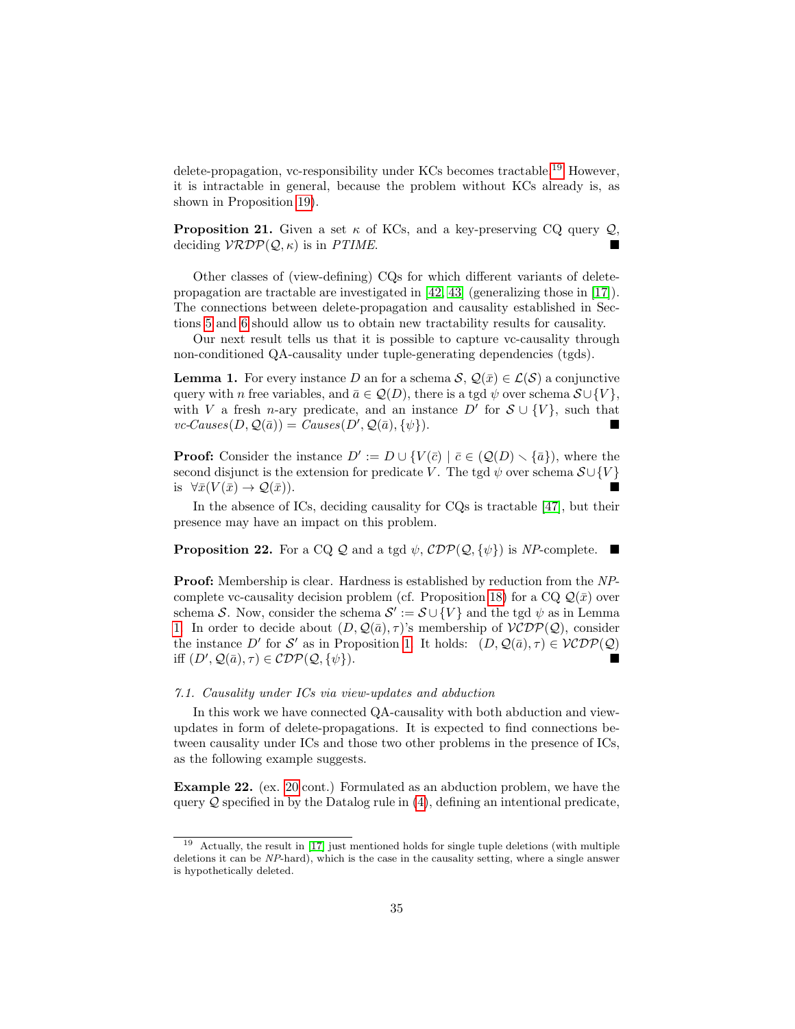delete-propagation, vc-responsibility under KCs becomes tractable.[19] However, it is intractable in general, because the problem without KCs already is, as shown in Proposition 19).

**Proposition 21.** Given a set $\kappa$ of KCs, and a key-preserving CQ query $\mathcal{Q}$, deciding $\mathcal{VRDP}(\mathcal{Q},\kappa)$ is in *PTIME*. ∎

Other classes of (view-defining) CQs for which different variants of delete-propagation are tractable are investigated in [42, 43] (generalizing those in [17]). The connections between delete-propagation and causality established in Sections 5 and 6 should allow us to obtain new tractability results for causality.

Our next result tells us that it is possible to capture vc-causality through non-conditioned QA-causality under tuple-generating dependencies (tgds).

**Lemma 1.** For every instance $D$ an for a schema $\mathcal{S}$, $\mathcal{Q}(\bar{x}) \in \mathcal{L}(\mathcal{S})$ a conjunctive query with $n$ free variables, and $\bar{a} \in \mathcal{Q}(D)$, there is a tgd $\psi$ over schema $\mathcal{S} \cup \{V\}$, with $V$ a fresh $n$-ary predicate, and an instance $D'$ for $\mathcal{S} \cup \{V\}$, such that $\mathit{vc}\text{-}\mathit{Causes}(D, \mathcal{Q}(\bar{a})) = \mathit{Causes}(D', \mathcal{Q}(\bar{a}), \{\psi\})$. ∎

**Proof:** Consider the instance $D' := D \cup \{V(\bar{c}) \mid \bar{c} \in (\mathcal{Q}(D) \smallsetminus \{\bar{a}\}\}$, where the second disjunct is the extension for predicate $V$. The tgd $\psi$ over schema $\mathcal{S} \cup \{V\}$ is $\forall \bar{x}(V(\bar{x}) \rightarrow \mathcal{Q}(\bar{x}))$. ∎

In the absence of ICs, deciding causality for CQs is tractable [47], but their presence may have an impact on this problem.

**Proposition 22.** For a CQ $\mathcal{Q}$ and a tgd $\psi$, $\mathcal{CDP}(\mathcal{Q}, \{\psi\})$ is *NP*-complete. ∎

**Proof:** Membership is clear. Hardness is established by reduction from the *NP*-complete vc-causality decision problem (cf. Proposition 18) for a CQ $\mathcal{Q}(\bar{x})$ over schema $\mathcal{S}$. Now, consider the schema $\mathcal{S}' := \mathcal{S} \cup \{V\}$ and the tgd $\psi$ as in Lemma 1. In order to decide about $(D, \mathcal{Q}(\bar{a}), \tau)$'s membership of $\mathcal{VCDP}(\mathcal{Q})$, consider the instance $D'$ for $\mathcal{S}'$ as in Proposition 1. It holds: $(D, \mathcal{Q}(\bar{a}), \tau) \in \mathcal{VCDP}(\mathcal{Q})$ iff $(D', \mathcal{Q}(\bar{a}), \tau) \in \mathcal{CDP}(\mathcal{Q}, \{\psi\})$. ∎

### *7.1. Causality under ICs via view-updates and abduction*

In this work we have connected QA-causality with both abduction and view-updates in form of delete-propagations. It is expected to find connections between causality under ICs and those two other problems in the presence of ICs, as the following example suggests.

**Example 22.** (ex. 20 cont.) Formulated as an abduction problem, we have the query $\mathcal{Q}$ specified in by the Datalog rule in (4), defining an intentional predicate,

---

[19] Actually, the result in [17] just mentioned holds for single tuple deletions (with multiple deletions it can be *NP*-hard), which is the case in the causality setting, where a single answer is hypothetically deleted.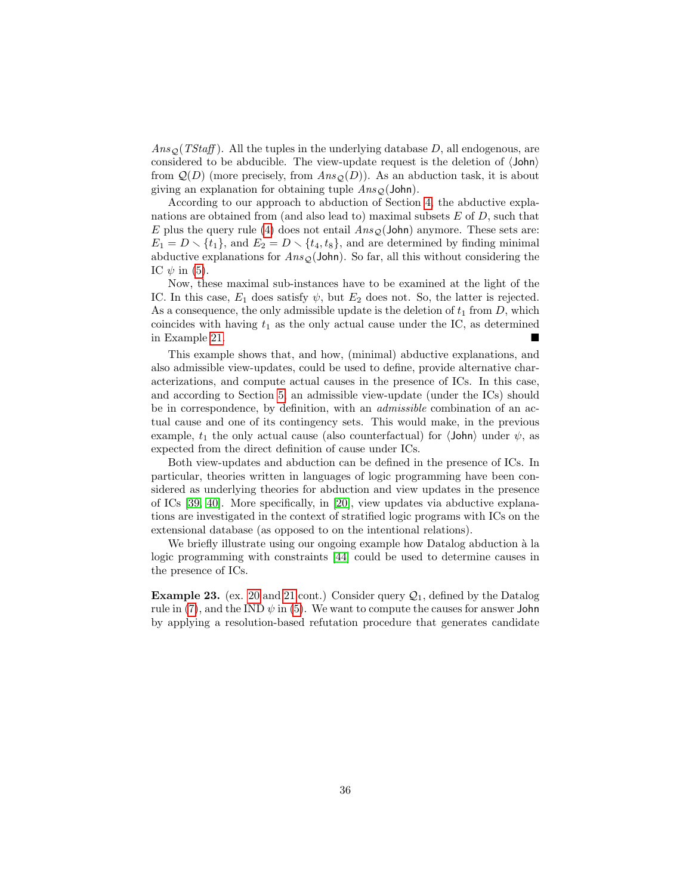$Ans_{\mathcal{Q}}(TStaff)$. All the tuples in the underlying database $D$, all endogenous, are considered to be abducible. The view-update request is the deletion of $\langle \mathsf{John} \rangle$ from $\mathcal{Q}(D)$ (more precisely, from $Ans_{\mathcal{Q}}(D)$). As an abduction task, it is about giving an explanation for obtaining tuple $Ans_{\mathcal{Q}}(\mathsf{John})$.

According to our approach to abduction of Section 4, the abductive explanations are obtained from (and also lead to) maximal subsets $E$ of $D$, such that $E$ plus the query rule (4) does not entail $Ans_{\mathcal{Q}}(\mathsf{John})$ anymore. These sets are: $E_1 = D \smallsetminus \{t_1\}$, and $E_2 = D \smallsetminus \{t_4, t_8\}$, and are determined by finding minimal abductive explanations for $Ans_{\mathcal{Q}}(\mathsf{John})$. So far, all this without considering the IC $\psi$ in (5).

Now, these maximal sub-instances have to be examined at the light of the IC. In this case, $E_1$ does satisfy $\psi$, but $E_2$ does not. So, the latter is rejected. As a consequence, the only admissible update is the deletion of $t_1$ from $D$, which coincides with having $t_1$ as the only actual cause under the IC, as determined in Example 21. ∎

This example shows that, and how, (minimal) abductive explanations, and also admissible view-updates, could be used to define, provide alternative characterizations, and compute actual causes in the presence of ICs. In this case, and according to Section 5, an admissible view-update (under the ICs) should be in correspondence, by definition, with an *admissible* combination of an actual cause and one of its contingency sets. This would make, in the previous example, $t_1$ the only actual cause (also counterfactual) for $\langle \mathsf{John} \rangle$ under $\psi$, as expected from the direct definition of cause under ICs.

Both view-updates and abduction can be defined in the presence of ICs. In particular, theories written in languages of logic programming have been considered as underlying theories for abduction and view updates in the presence of ICs [39, 40]. More specifically, in [20], view updates via abductive explanations are investigated in the context of stratified logic programs with ICs on the extensional database (as opposed to on the intentional relations).

We briefly illustrate using our ongoing example how Datalog abduction à la logic programming with constraints [44] could be used to determine causes in the presence of ICs.

**Example 23.** (ex. 20 and 21 cont.) Consider query $\mathcal{Q}_1$, defined by the Datalog rule in (7), and the IND $\psi$ in (5). We want to compute the causes for answer $\mathsf{John}$ by applying a resolution-based refutation procedure that generates candidate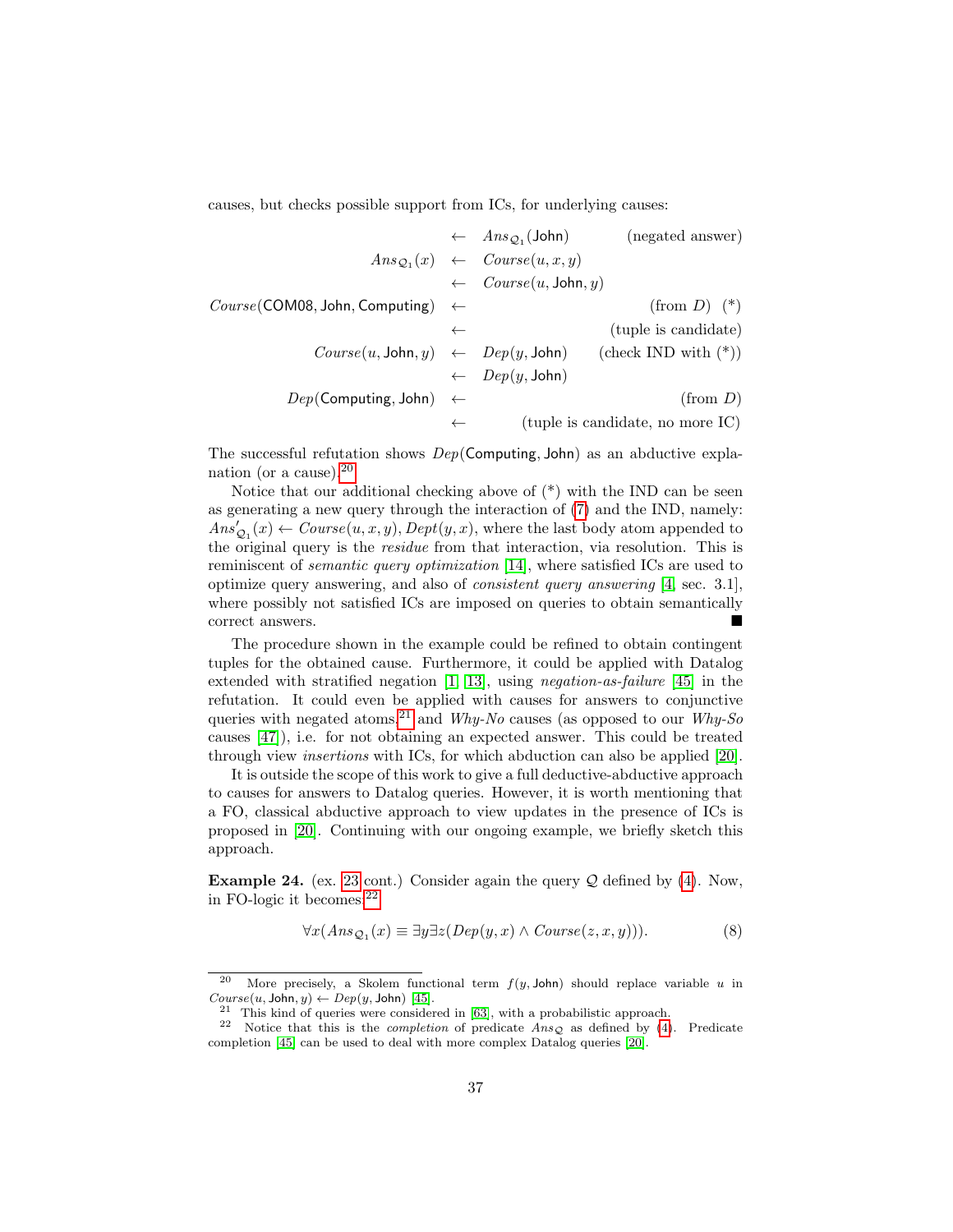causes, but checks possible support from ICs, for underlying causes:

$$
\begin{array}{rcll}
 & \leftarrow & \mathit{Ans}_{\mathcal{Q}_1}(\mathsf{John}) & \text{(negated answer)} \\
\mathit{Ans}_{\mathcal{Q}_1}(x) & \leftarrow & \mathit{Course}(u, x, y) & \\
 & \leftarrow & \mathit{Course}(u, \mathsf{John}, y) & \\
\mathit{Course}(\mathsf{COM08}, \mathsf{John}, \mathsf{Computing}) & \leftarrow & & \text{(from } D\text{)} \quad (*) \\
 & \leftarrow & & \text{(tuple is candidate)} \\
\mathit{Course}(u, \mathsf{John}, y) & \leftarrow & \mathit{Dep}(y, \mathsf{John}) & \text{(check IND with } (*)\text{)} \\
 & \leftarrow & \mathit{Dep}(y, \mathsf{John}) & \\
\mathit{Dep}(\mathsf{Computing}, \mathsf{John}) & \leftarrow & & \text{(from } D\text{)} \\
 & \leftarrow & & \text{(tuple is candidate, no more IC)}
\end{array}
$$

The successful refutation shows $\mathit{Dep}(\mathsf{Computing}, \mathsf{John})$ as an abductive explanation (or a cause).[20]

Notice that our additional checking above of (\*) with the IND can be seen as generating a new query through the interaction of (7) and the IND, namely: $\mathit{Ans}'_{\mathcal{Q}_1}(x) \leftarrow \mathit{Course}(u, x, y), \mathit{Dept}(y, x)$, where the last body atom appended to the original query is the *residue* from that interaction, via resolution. This is reminiscent of *semantic query optimization* [14], where satisfied ICs are used to optimize query answering, and also of *consistent query answering* [4, sec. 3.1], where possibly not satisfied ICs are imposed on queries to obtain semantically correct answers. ■

The procedure shown in the example could be refined to obtain contingent tuples for the obtained cause. Furthermore, it could be applied with Datalog extended with stratified negation [1, 13], using *negation-as-failure* [45] in the refutation. It could even be applied with causes for answers to conjunctive queries with negated atoms,[21] and *Why-No* causes (as opposed to our *Why-So* causes [47]), i.e. for not obtaining an expected answer. This could be treated through view *insertions* with ICs, for which abduction can also be applied [20].

It is outside the scope of this work to give a full deductive-abductive approach to causes for answers to Datalog queries. However, it is worth mentioning that a FO, classical abductive approach to view updates in the presence of ICs is proposed in [20]. Continuing with our ongoing example, we briefly sketch this approach.

**Example 24.** (ex. 23 cont.) Consider again the query $\mathcal{Q}$ defined by (4). Now, in FO-logic it becomes:[22]

$$\forall x(\mathit{Ans}_{\mathcal{Q}_1}(x) \equiv \exists y \exists z(\mathit{Dep}(y, x) \wedge \mathit{Course}(z, x, y))). \tag{8}$$

---

[20] More precisely, a Skolem functional term $f(y, \mathsf{John})$ should replace variable $u$ in $\mathit{Course}(u, \mathsf{John}, y) \leftarrow \mathit{Dep}(y, \mathsf{John})$ [45].

[21] This kind of queries were considered in [63], with a probabilistic approach.

[22] Notice that this is the *completion* of predicate $\mathit{Ans}_{\mathcal{Q}}$ as defined by (4). Predicate completion [45] can be used to deal with more complex Datalog queries [20].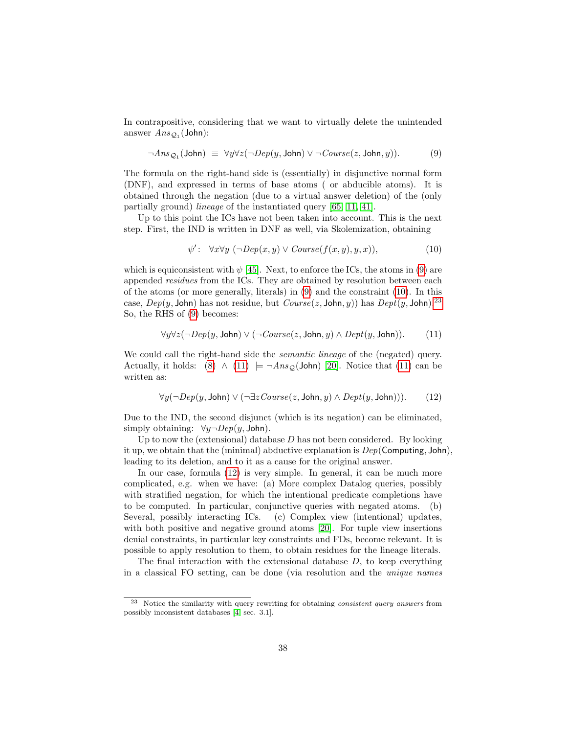In contrapositive, considering that we want to virtually delete the unintended answer $Ans_{\mathcal{Q}_1}(\mathsf{John})$:

$$\neg Ans_{\mathcal{Q}_1}(\mathsf{John}) \;\equiv\; \forall y \forall z(\neg Dep(y, \mathsf{John}) \vee \neg Course(z, \mathsf{John}, y)). \tag{9}$$

The formula on the right-hand side is (essentially) in disjunctive normal form (DNF), and expressed in terms of base atoms ( or abducible atoms). It is obtained through the negation (due to a virtual answer deletion) of the (only partially ground) *lineage* of the instantiated query [65, 11, 41].

Up to this point the ICs have not been taken into account. This is the next step. First, the IND is written in DNF as well, via Skolemization, obtaining

$$\psi' \colon \;\; \forall x \forall y \; (\neg Dep(x, y) \vee Course(f(x, y), y, x)), \tag{10}$$

which is equiconsistent with $\psi$ [45]. Next, to enforce the ICs, the atoms in (9) are appended *residues* from the ICs. They are obtained by resolution between each of the atoms (or more generally, literals) in (9) and the constraint (10). In this case, $Dep(y, \mathsf{John})$ has not residue, but $Course(z, \mathsf{John}, y))$ has $Dept(y, \mathsf{John})$.[23] So, the RHS of (9) becomes:

$$\forall y \forall z(\neg Dep(y, \mathsf{John}) \vee (\neg Course(z, \mathsf{John}, y) \wedge Dept(y, \mathsf{John})). \tag{11}$$

We could call the right-hand side the *semantic lineage* of the (negated) query. Actually, it holds: (8) $\wedge$ (11) $\models \neg Ans_{\mathcal{Q}}(\mathsf{John})$ [20]. Notice that (11) can be written as:

$$\forall y(\neg Dep(y, \mathsf{John}) \vee (\neg \exists z Course(z, \mathsf{John}, y) \wedge Dept(y, \mathsf{John}))). \tag{12}$$

Due to the IND, the second disjunct (which is its negation) can be eliminated, simply obtaining: $\forall y \neg Dep(y, \mathsf{John})$.

Up to now the (extensional) database $D$ has not been considered. By looking it up, we obtain that the (minimal) abductive explanation is $Dep(\mathsf{Computing}, \mathsf{John})$, leading to its deletion, and to it as a cause for the original answer.

In our case, formula (12) is very simple. In general, it can be much more complicated, e.g. when we have: (a) More complex Datalog queries, possibly with stratified negation, for which the intentional predicate completions have to be computed. In particular, conjunctive queries with negated atoms. (b) Several, possibly interacting ICs. (c) Complex view (intentional) updates, with both positive and negative ground atoms [20]. For tuple view insertions denial constraints, in particular key constraints and FDs, become relevant. It is possible to apply resolution to them, to obtain residues for the lineage literals.

The final interaction with the extensional database $D$, to keep everything in a classical FO setting, can be done (via resolution and the *unique names*

---

[23] Notice the similarity with query rewriting for obtaining *consistent query answers* from possibly inconsistent databases [4, sec. 3.1].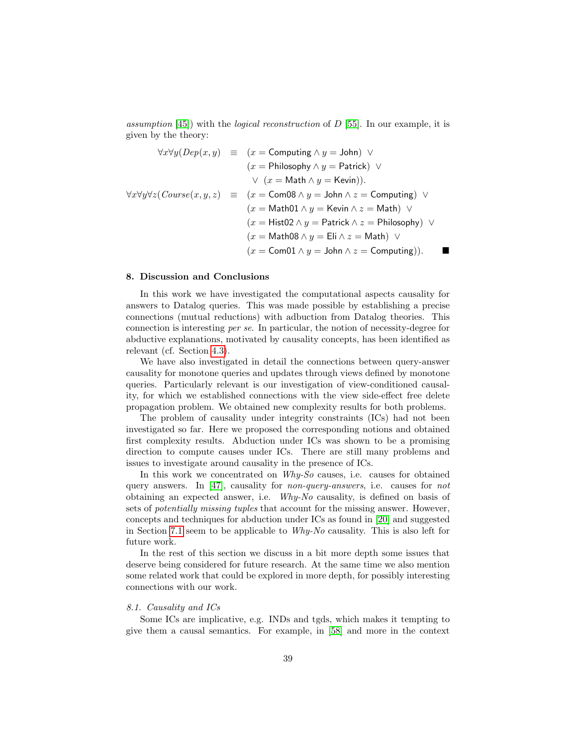*assumption* [45]) with the *logical reconstruction* of $D$ [55]. In our example, it is given by the theory:

$$
\begin{aligned}
\forall x \forall y (Dep(x,y) \quad &\equiv \quad (x = \mathsf{Computing} \wedge y = \mathsf{John}) \ \vee \\
&\quad\;\; (x = \mathsf{Philosophy} \wedge y = \mathsf{Patrick}) \ \vee \\
&\quad\;\; \vee \ (x = \mathsf{Math} \wedge y = \mathsf{Kevin})). \\
\forall x \forall y \forall z (Course(x,y,z) \quad &\equiv \quad (x = \mathsf{Com08} \wedge y = \mathsf{John} \wedge z = \mathsf{Computing}) \ \vee \\
&\quad\;\; (x = \mathsf{Math01} \wedge y = \mathsf{Kevin} \wedge z = \mathsf{Math}) \ \vee \\
&\quad\;\; (x = \mathsf{Hist02} \wedge y = \mathsf{Patrick} \wedge z = \mathsf{Philosophy}) \ \vee \\
&\quad\;\; (x = \mathsf{Math08} \wedge y = \mathsf{Eli} \wedge z = \mathsf{Math}) \ \vee \\
&\quad\;\; (x = \mathsf{Com01} \wedge y = \mathsf{John} \wedge z = \mathsf{Computing})). \qquad \blacksquare
\end{aligned}
$$

## 8. Discussion and Conclusions

In this work we have investigated the computational aspects causality for answers to Datalog queries. This was made possible by establishing a precise connections (mutual reductions) with abduction from Datalog theories. This connection is interesting *per se*. In particular, the notion of necessity-degree for abductive explanations, motivated by causality concepts, has been identified as relevant (cf. Section 4.3).

We have also investigated in detail the connections between query-answer causality for monotone queries and updates through views defined by monotone queries. Particularly relevant is our investigation of view-conditioned causality, for which we established connections with the view side-effect free delete propagation problem. We obtained new complexity results for both problems.

The problem of causality under integrity constraints (ICs) had not been investigated so far. Here we proposed the corresponding notions and obtained first complexity results. Abduction under ICs was shown to be a promising direction to compute causes under ICs. There are still many problems and issues to investigate around causality in the presence of ICs.

In this work we concentrated on *Why-So* causes, i.e. causes for obtained query answers. In [47], causality for *non-query-answers*, i.e. causes for *not* obtaining an expected answer, i.e. *Why-No* causality, is defined on basis of sets of *potentially missing tuples* that account for the missing answer. However, concepts and techniques for abduction under ICs as found in [20] and suggested in Section 7.1 seem to be applicable to *Why-No* causality. This is also left for future work.

In the rest of this section we discuss in a bit more depth some issues that deserve being considered for future research. At the same time we also mention some related work that could be explored in more depth, for possibly interesting connections with our work.

### *8.1. Causality and ICs*

Some ICs are implicative, e.g. INDs and tgds, which makes it tempting to give them a causal semantics. For example, in [58] and more in the context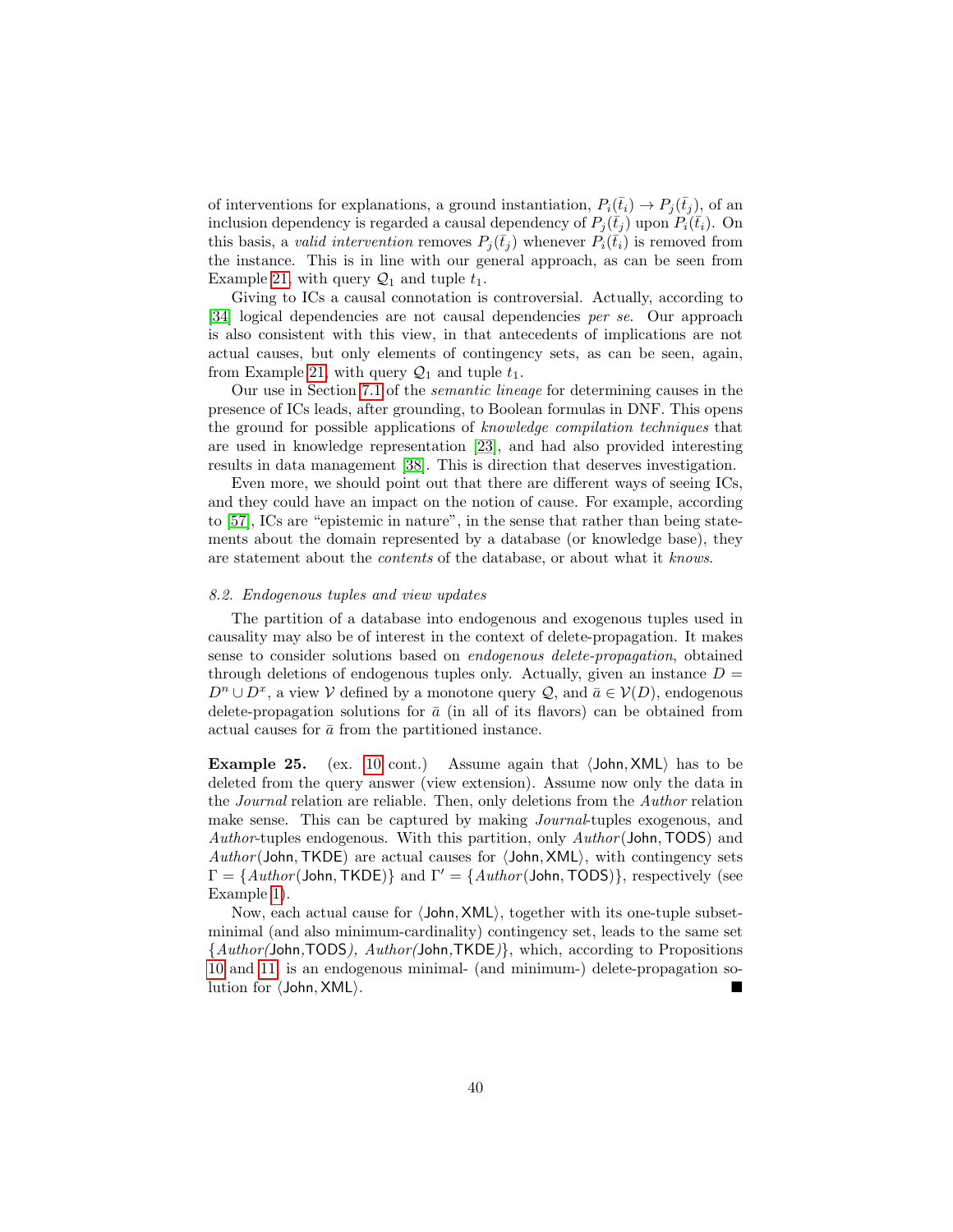of interventions for explanations, a ground instantiation, $P_i(\bar{t}_i) \rightarrow P_j(\bar{t}_j)$, of an inclusion dependency is regarded a causal dependency of $P_j(\bar{t}_j)$ upon $P_i(\bar{t}_i)$. On this basis, a *valid intervention* removes $P_j(\bar{t}_j)$ whenever $P_i(\bar{t}_i)$ is removed from the instance. This is in line with our general approach, as can be seen from Example 21, with query $\mathcal{Q}_1$ and tuple $t_1$.

Giving to ICs a causal connotation is controversial. Actually, according to [34] logical dependencies are not causal dependencies *per se*. Our approach is also consistent with this view, in that antecedents of implications are not actual causes, but only elements of contingency sets, as can be seen, again, from Example 21, with query $\mathcal{Q}_1$ and tuple $t_1$.

Our use in Section 7.1 of the *semantic lineage* for determining causes in the presence of ICs leads, after grounding, to Boolean formulas in DNF. This opens the ground for possible applications of *knowledge compilation techniques* that are used in knowledge representation [23], and had also provided interesting results in data management [38]. This is direction that deserves investigation.

Even more, we should point out that there are different ways of seeing ICs, and they could have an impact on the notion of cause. For example, according to [57], ICs are "epistemic in nature", in the sense that rather than being statements about the domain represented by a database (or knowledge base), they are statement about the *contents* of the database, or about what it *knows*.

### 8.2. Endogenous tuples and view updates

The partition of a database into endogenous and exogenous tuples used in causality may also be of interest in the context of delete-propagation. It makes sense to consider solutions based on *endogenous delete-propagation*, obtained through deletions of endogenous tuples only. Actually, given an instance $D = D^n \cup D^x$, a view $\mathcal{V}$ defined by a monotone query $\mathcal{Q}$, and $\bar{a} \in \mathcal{V}(D)$, endogenous delete-propagation solutions for $\bar{a}$ (in all of its flavors) can be obtained from actual causes for $\bar{a}$ from the partitioned instance.

**Example 25.** (ex. 10 cont.) Assume again that $\langle \mathsf{John}, \mathsf{XML} \rangle$ has to be deleted from the query answer (view extension). Assume now only the data in the *Journal* relation are reliable. Then, only deletions from the *Author* relation make sense. This can be captured by making *Journal*-tuples exogenous, and *Author*-tuples endogenous. With this partition, only $Author(\mathsf{John}, \mathsf{TODS})$ and $Author(\mathsf{John}, \mathsf{TKDE})$ are actual causes for $\langle \mathsf{John}, \mathsf{XML} \rangle$, with contingency sets $\Gamma = \{Author(\mathsf{John}, \mathsf{TKDE})\}$ and $\Gamma' = \{Author(\mathsf{John}, \mathsf{TODS})\}$, respectively (see Example 1).

Now, each actual cause for $\langle \mathsf{John}, \mathsf{XML} \rangle$, together with its one-tuple subset-minimal (and also minimum-cardinality) contingency set, leads to the same set $\{Author(\mathsf{John}, \mathsf{TODS}), Author(\mathsf{John}, \mathsf{TKDE})\}$, which, according to Propositions 10 and 11, is an endogenous minimal- (and minimum-) delete-propagation solution for $\langle \mathsf{John}, \mathsf{XML} \rangle$. ■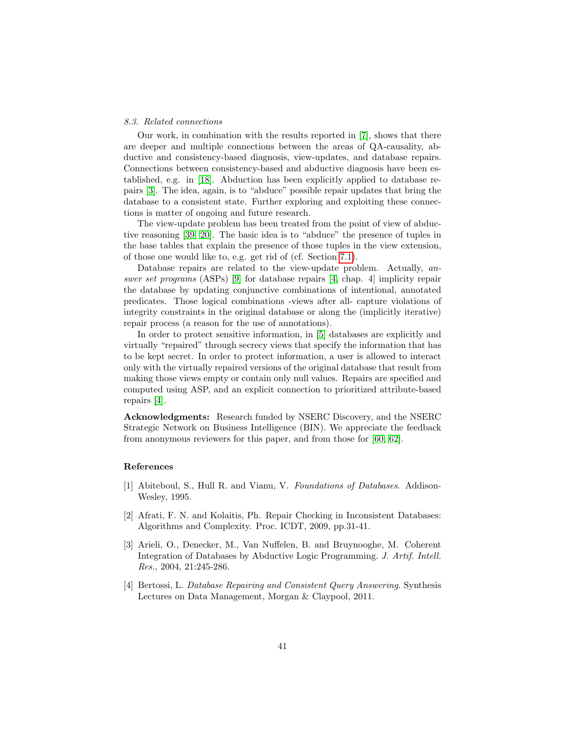### 8.3. Related connections

Our work, in combination with the results reported in [7], shows that there are deeper and multiple connections between the areas of QA-causality, abductive and consistency-based diagnosis, view-updates, and database repairs. Connections between consistency-based and abductive diagnosis have been established, e.g. in [18]. Abduction has been explicitly applied to database repairs [3]. The idea, again, is to "abduce" possible repair updates that bring the database to a consistent state. Further exploring and exploiting these connections is matter of ongoing and future research.

The view-update problem has been treated from the point of view of abductive reasoning [39, 20]. The basic idea is to "abduce" the presence of tuples in the base tables that explain the presence of those tuples in the view extension, of those one would like to, e.g. get rid of (cf. Section 7.1).

Database repairs are related to the view-update problem. Actually, *answer set programs* (ASPs) [9] for database repairs [4, chap. 4] implicity repair the database by updating conjunctive combinations of intentional, annotated predicates. Those logical combinations -views after all- capture violations of integrity constraints in the original database or along the (implicitly iterative) repair process (a reason for the use of annotations).

In order to protect sensitive information, in [5] databases are explicitly and virtually "repaired" through secrecy views that specify the information that has to be kept secret. In order to protect information, a user is allowed to interact only with the virtually repaired versions of the original database that result from making those views empty or contain only null values. Repairs are specified and computed using ASP, and an explicit connection to prioritized attribute-based repairs [4].

**Acknowledgments:** Research funded by NSERC Discovery, and the NSERC Strategic Network on Business Intelligence (BIN). We appreciate the feedback from anonymous reviewers for this paper, and from those for [60, 62].

## References

[1] Abiteboul, S., Hull R. and Vianu, V. *Foundations of Databases*. Addison-Wesley, 1995.

[2] Afrati, F. N. and Kolaitis, Ph. Repair Checking in Inconsistent Databases: Algorithms and Complexity. Proc. ICDT, 2009, pp.31-41.

[3] Arieli, O., Denecker, M., Van Nuffelen, B. and Bruynooghe, M. Coherent Integration of Databases by Abductive Logic Programming. *J. Artif. Intell. Res.*, 2004, 21:245-286.

[4] Bertossi, L. *Database Repairing and Consistent Query Answering*. Synthesis Lectures on Data Management, Morgan & Claypool, 2011.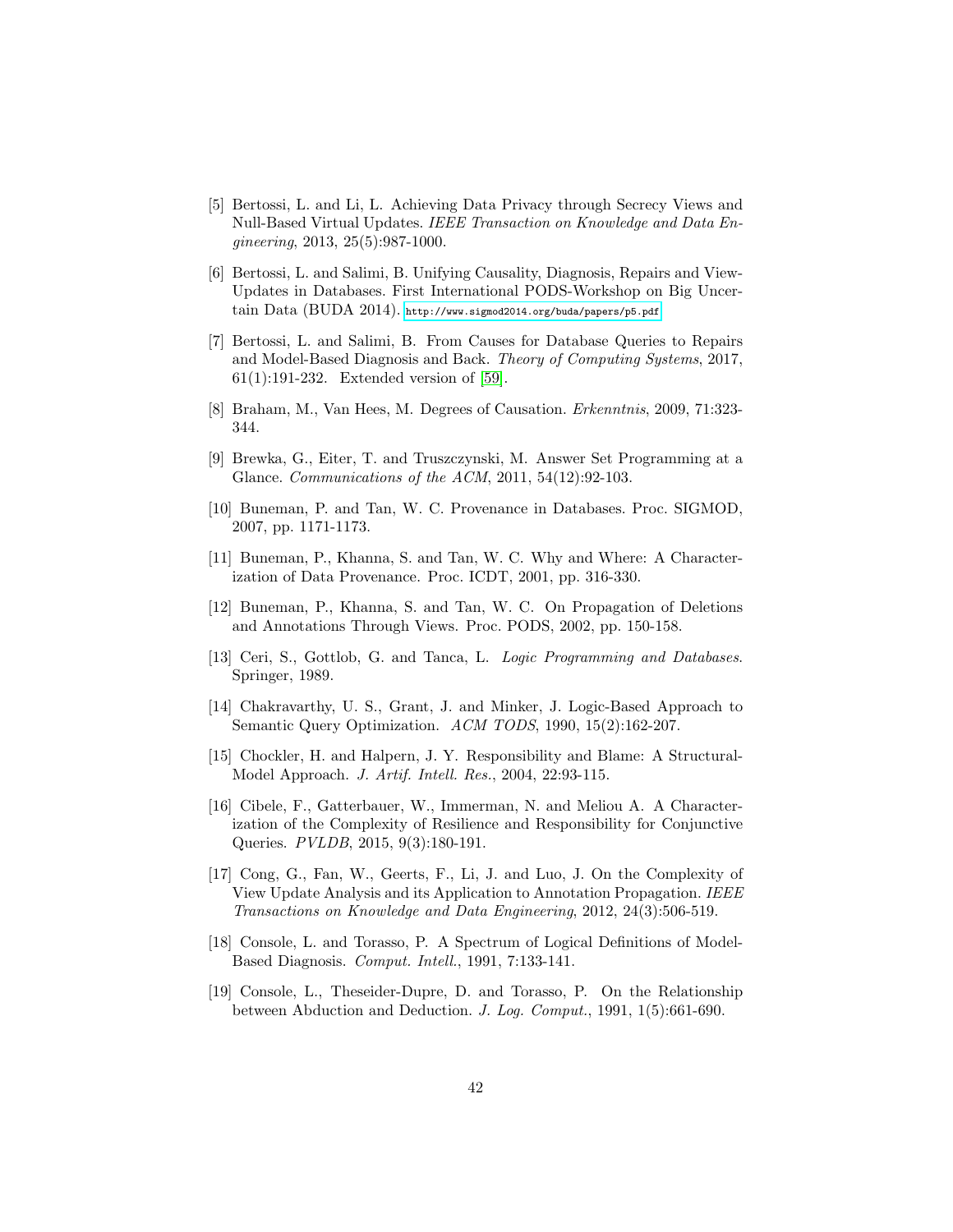[5] Bertossi, L. and Li, L. Achieving Data Privacy through Secrecy Views and Null-Based Virtual Updates. *IEEE Transaction on Knowledge and Data Engineering*, 2013, 25(5):987-1000.

[6] Bertossi, L. and Salimi, B. Unifying Causality, Diagnosis, Repairs and View-Updates in Databases. First International PODS-Workshop on Big Uncertain Data (BUDA 2014). http://www.sigmod2014.org/buda/papers/p5.pdf

[7] Bertossi, L. and Salimi, B. From Causes for Database Queries to Repairs and Model-Based Diagnosis and Back. *Theory of Computing Systems*, 2017, 61(1):191-232. Extended version of [59].

[8] Braham, M., Van Hees, M. Degrees of Causation. *Erkenntnis*, 2009, 71:323-344.

[9] Brewka, G., Eiter, T. and Truszczynski, M. Answer Set Programming at a Glance. *Communications of the ACM*, 2011, 54(12):92-103.

[10] Buneman, P. and Tan, W. C. Provenance in Databases. Proc. SIGMOD, 2007, pp. 1171-1173.

[11] Buneman, P., Khanna, S. and Tan, W. C. Why and Where: A Characterization of Data Provenance. Proc. ICDT, 2001, pp. 316-330.

[12] Buneman, P., Khanna, S. and Tan, W. C. On Propagation of Deletions and Annotations Through Views. Proc. PODS, 2002, pp. 150-158.

[13] Ceri, S., Gottlob, G. and Tanca, L. *Logic Programming and Databases*. Springer, 1989.

[14] Chakravarthy, U. S., Grant, J. and Minker, J. Logic-Based Approach to Semantic Query Optimization. *ACM TODS*, 1990, 15(2):162-207.

[15] Chockler, H. and Halpern, J. Y. Responsibility and Blame: A Structural-Model Approach. *J. Artif. Intell. Res.*, 2004, 22:93-115.

[16] Cibele, F., Gatterbauer, W., Immerman, N. and Meliou A. A Characterization of the Complexity of Resilience and Responsibility for Conjunctive Queries. *PVLDB*, 2015, 9(3):180-191.

[17] Cong, G., Fan, W., Geerts, F., Li, J. and Luo, J. On the Complexity of View Update Analysis and its Application to Annotation Propagation. *IEEE Transactions on Knowledge and Data Engineering*, 2012, 24(3):506-519.

[18] Console, L. and Torasso, P. A Spectrum of Logical Definitions of Model-Based Diagnosis. *Comput. Intell.*, 1991, 7:133-141.

[19] Console, L., Theseider-Dupre, D. and Torasso, P. On the Relationship between Abduction and Deduction. *J. Log. Comput.*, 1991, 1(5):661-690.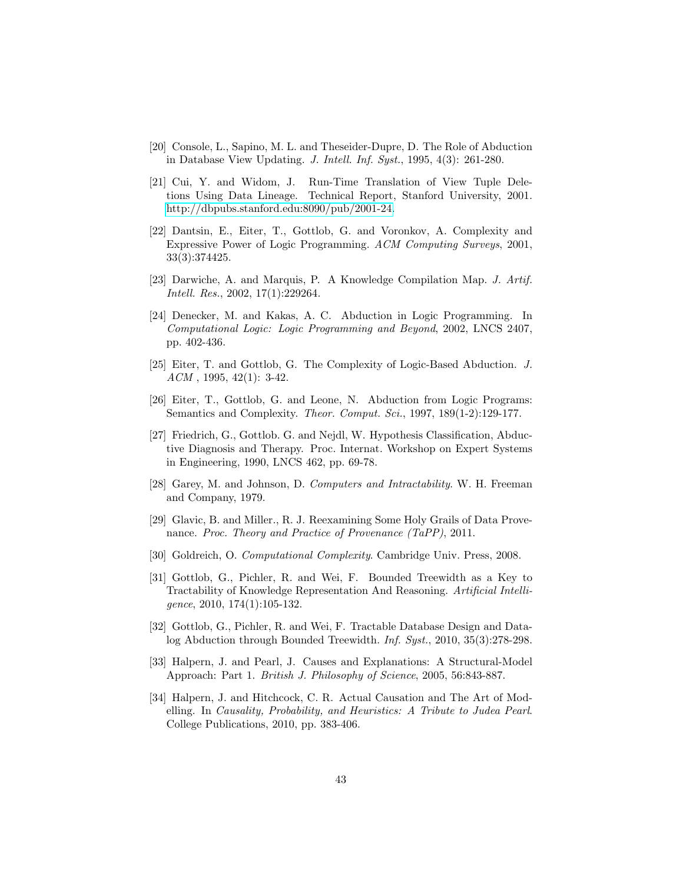[20] Console, L., Sapino, M. L. and Theseider-Dupre, D. The Role of Abduction in Database View Updating. *J. Intell. Inf. Syst.*, 1995, 4(3): 261-280.

[21] Cui, Y. and Widom, J. Run-Time Translation of View Tuple Deletions Using Data Lineage. Technical Report, Stanford University, 2001. http://dbpubs.stanford.edu:8090/pub/2001-24.

[22] Dantsin, E., Eiter, T., Gottlob, G. and Voronkov, A. Complexity and Expressive Power of Logic Programming. *ACM Computing Surveys*, 2001, 33(3):374425.

[23] Darwiche, A. and Marquis, P. A Knowledge Compilation Map. *J. Artif. Intell. Res.*, 2002, 17(1):229264.

[24] Denecker, M. and Kakas, A. C. Abduction in Logic Programming. In *Computational Logic: Logic Programming and Beyond*, 2002, LNCS 2407, pp. 402-436.

[25] Eiter, T. and Gottlob, G. The Complexity of Logic-Based Abduction. *J. ACM* , 1995, 42(1): 3-42.

[26] Eiter, T., Gottlob, G. and Leone, N. Abduction from Logic Programs: Semantics and Complexity. *Theor. Comput. Sci.*, 1997, 189(1-2):129-177.

[27] Friedrich, G., Gottlob. G. and Nejdl, W. Hypothesis Classification, Abductive Diagnosis and Therapy. Proc. Internat. Workshop on Expert Systems in Engineering, 1990, LNCS 462, pp. 69-78.

[28] Garey, M. and Johnson, D. *Computers and Intractability*. W. H. Freeman and Company, 1979.

[29] Glavic, B. and Miller., R. J. Reexamining Some Holy Grails of Data Provenance. *Proc. Theory and Practice of Provenance (TaPP)*, 2011.

[30] Goldreich, O. *Computational Complexity*. Cambridge Univ. Press, 2008.

[31] Gottlob, G., Pichler, R. and Wei, F. Bounded Treewidth as a Key to Tractability of Knowledge Representation And Reasoning. *Artificial Intelligence*, 2010, 174(1):105-132.

[32] Gottlob, G., Pichler, R. and Wei, F. Tractable Database Design and Datalog Abduction through Bounded Treewidth. *Inf. Syst.*, 2010, 35(3):278-298.

[33] Halpern, J. and Pearl, J. Causes and Explanations: A Structural-Model Approach: Part 1. *British J. Philosophy of Science*, 2005, 56:843-887.

[34] Halpern, J. and Hitchcock, C. R. Actual Causation and The Art of Modelling. In *Causality, Probability, and Heuristics: A Tribute to Judea Pearl*. College Publications, 2010, pp. 383-406.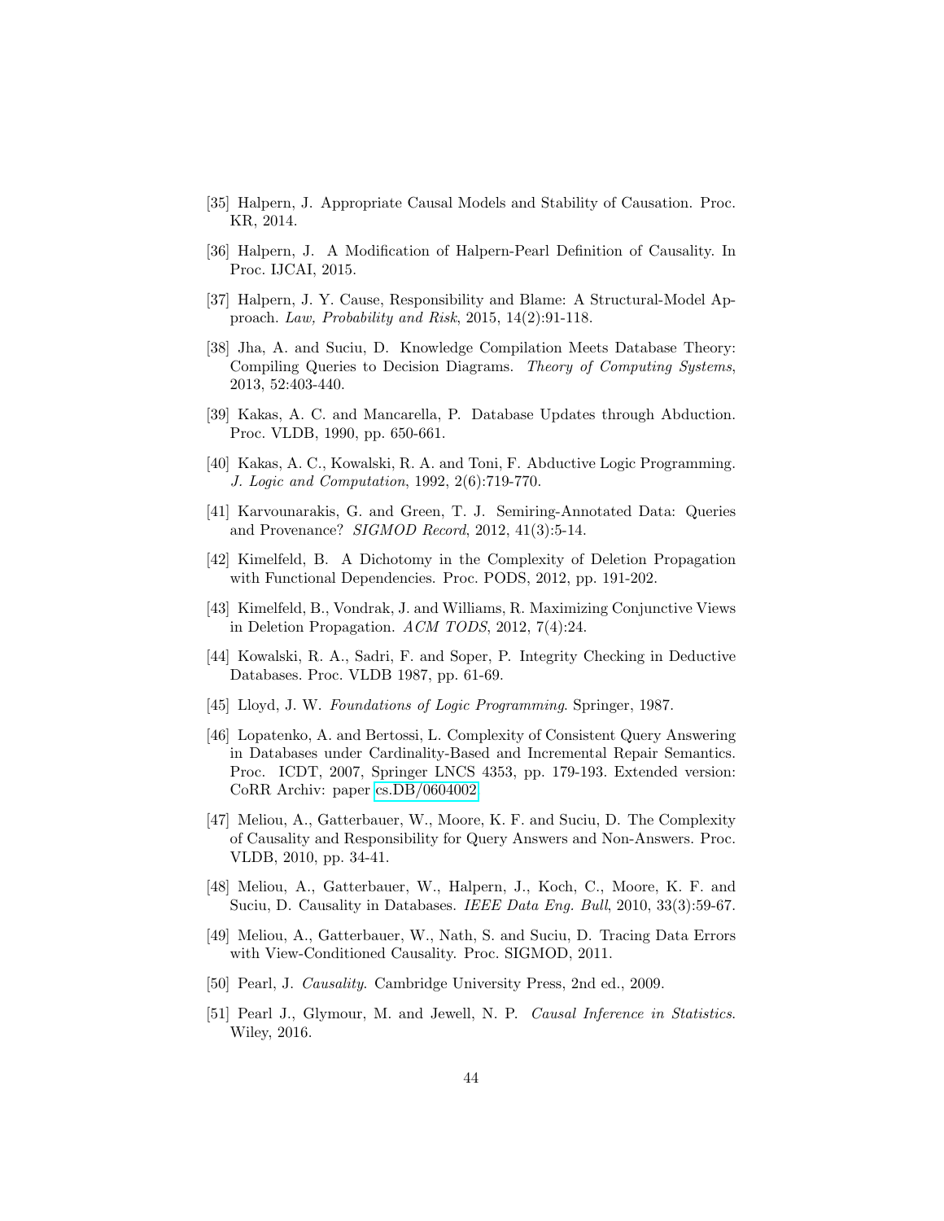[35] Halpern, J. Appropriate Causal Models and Stability of Causation. Proc. KR, 2014.

[36] Halpern, J. A Modification of Halpern-Pearl Definition of Causality. In Proc. IJCAI, 2015.

[37] Halpern, J. Y. Cause, Responsibility and Blame: A Structural-Model Approach. *Law, Probability and Risk*, 2015, 14(2):91-118.

[38] Jha, A. and Suciu, D. Knowledge Compilation Meets Database Theory: Compiling Queries to Decision Diagrams. *Theory of Computing Systems*, 2013, 52:403-440.

[39] Kakas, A. C. and Mancarella, P. Database Updates through Abduction. Proc. VLDB, 1990, pp. 650-661.

[40] Kakas, A. C., Kowalski, R. A. and Toni, F. Abductive Logic Programming. *J. Logic and Computation*, 1992, 2(6):719-770.

[41] Karvounarakis, G. and Green, T. J. Semiring-Annotated Data: Queries and Provenance? *SIGMOD Record*, 2012, 41(3):5-14.

[42] Kimelfeld, B. A Dichotomy in the Complexity of Deletion Propagation with Functional Dependencies. Proc. PODS, 2012, pp. 191-202.

[43] Kimelfeld, B., Vondrak, J. and Williams, R. Maximizing Conjunctive Views in Deletion Propagation. *ACM TODS*, 2012, 7(4):24.

[44] Kowalski, R. A., Sadri, F. and Soper, P. Integrity Checking in Deductive Databases. Proc. VLDB 1987, pp. 61-69.

[45] Lloyd, J. W. *Foundations of Logic Programming*. Springer, 1987.

[46] Lopatenko, A. and Bertossi, L. Complexity of Consistent Query Answering in Databases under Cardinality-Based and Incremental Repair Semantics. Proc. ICDT, 2007, Springer LNCS 4353, pp. 179-193. Extended version: CoRR Archiv: paper cs.DB/0604002.

[47] Meliou, A., Gatterbauer, W., Moore, K. F. and Suciu, D. The Complexity of Causality and Responsibility for Query Answers and Non-Answers. Proc. VLDB, 2010, pp. 34-41.

[48] Meliou, A., Gatterbauer, W., Halpern, J., Koch, C., Moore, K. F. and Suciu, D. Causality in Databases. *IEEE Data Eng. Bull*, 2010, 33(3):59-67.

[49] Meliou, A., Gatterbauer, W., Nath, S. and Suciu, D. Tracing Data Errors with View-Conditioned Causality. Proc. SIGMOD, 2011.

[50] Pearl, J. *Causality*. Cambridge University Press, 2nd ed., 2009.

[51] Pearl J., Glymour, M. and Jewell, N. P. *Causal Inference in Statistics*. Wiley, 2016.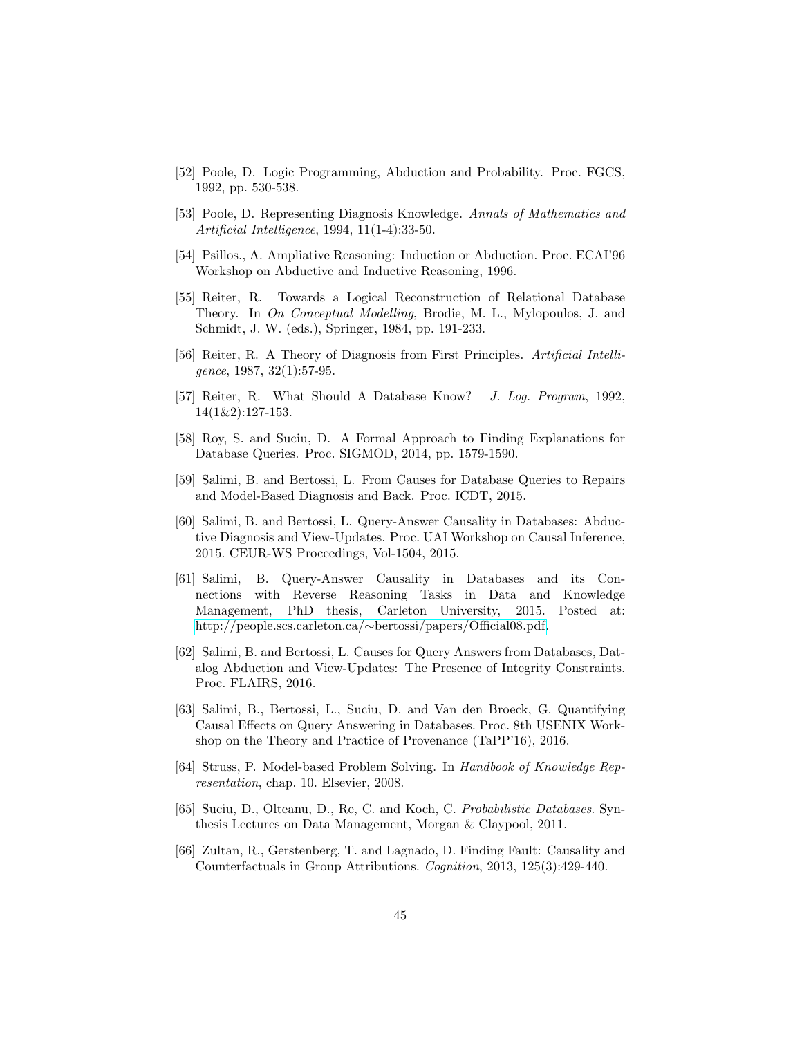[52] Poole, D. Logic Programming, Abduction and Probability. Proc. FGCS, 1992, pp. 530-538.

[53] Poole, D. Representing Diagnosis Knowledge. *Annals of Mathematics and Artificial Intelligence*, 1994, 11(1-4):33-50.

[54] Psillos., A. Ampliative Reasoning: Induction or Abduction. Proc. ECAI'96 Workshop on Abductive and Inductive Reasoning, 1996.

[55] Reiter, R. Towards a Logical Reconstruction of Relational Database Theory. In *On Conceptual Modelling*, Brodie, M. L., Mylopoulos, J. and Schmidt, J. W. (eds.), Springer, 1984, pp. 191-233.

[56] Reiter, R. A Theory of Diagnosis from First Principles. *Artificial Intelligence*, 1987, 32(1):57-95.

[57] Reiter, R. What Should A Database Know? *J. Log. Program*, 1992, 14(1&2):127-153.

[58] Roy, S. and Suciu, D. A Formal Approach to Finding Explanations for Database Queries. Proc. SIGMOD, 2014, pp. 1579-1590.

[59] Salimi, B. and Bertossi, L. From Causes for Database Queries to Repairs and Model-Based Diagnosis and Back. Proc. ICDT, 2015.

[60] Salimi, B. and Bertossi, L. Query-Answer Causality in Databases: Abductive Diagnosis and View-Updates. Proc. UAI Workshop on Causal Inference, 2015. CEUR-WS Proceedings, Vol-1504, 2015.

[61] Salimi, B. Query-Answer Causality in Databases and its Connections with Reverse Reasoning Tasks in Data and Knowledge Management, PhD thesis, Carleton University, 2015. Posted at: http://people.scs.carleton.ca/∼bertossi/papers/Official08.pdf.

[62] Salimi, B. and Bertossi, L. Causes for Query Answers from Databases, Datalog Abduction and View-Updates: The Presence of Integrity Constraints. Proc. FLAIRS, 2016.

[63] Salimi, B., Bertossi, L., Suciu, D. and Van den Broeck, G. Quantifying Causal Effects on Query Answering in Databases. Proc. 8th USENIX Workshop on the Theory and Practice of Provenance (TaPP'16), 2016.

[64] Struss, P. Model-based Problem Solving. In *Handbook of Knowledge Representation*, chap. 10. Elsevier, 2008.

[65] Suciu, D., Olteanu, D., Re, C. and Koch, C. *Probabilistic Databases*. Synthesis Lectures on Data Management, Morgan & Claypool, 2011.

[66] Zultan, R., Gerstenberg, T. and Lagnado, D. Finding Fault: Causality and Counterfactuals in Group Attributions. *Cognition*, 2013, 125(3):429-440.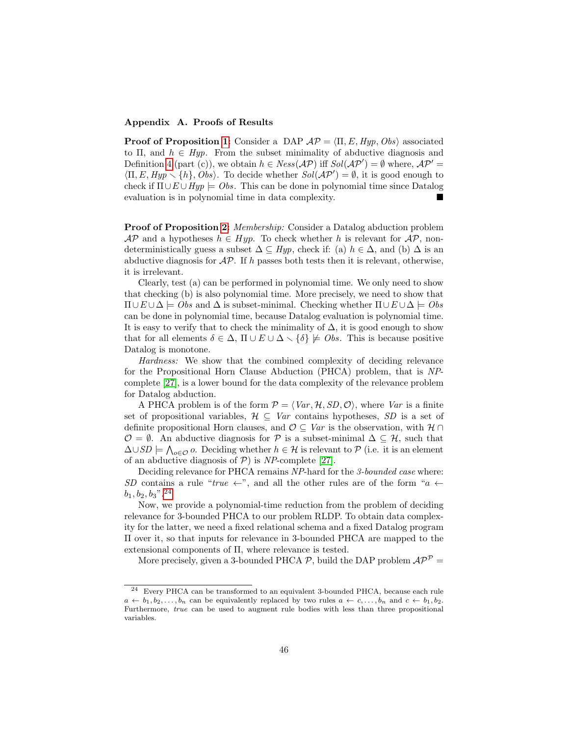## Appendix A. Proofs of Results

**Proof of Proposition 1:** Consider a DAP $\mathcal{AP} = \langle \Pi, E, \mathit{Hyp}, \mathit{Obs} \rangle$ associated to $\Pi$, and $h \in \mathit{Hyp}$. From the subset minimality of abductive diagnosis and Definition 4 (part (c)), we obtain $h \in \mathit{Ness}(\mathcal{AP})$ iff $\mathit{Sol}(\mathcal{AP}') = \emptyset$ where, $\mathcal{AP}' = \langle \Pi, E, \mathit{Hyp} \smallsetminus \{h\}, \mathit{Obs} \rangle$. To decide whether $\mathit{Sol}(\mathcal{AP}') = \emptyset$, it is good enough to check if $\Pi \cup E \cup \mathit{Hyp} \models \mathit{Obs}$. This can be done in polynomial time since Datalog evaluation is in polynomial time in data complexity. ■

**Proof of Proposition 2:** *Membership:* Consider a Datalog abduction problem $\mathcal{AP}$ and a hypotheses $h \in \mathit{Hyp}$. To check whether $h$ is relevant for $\mathcal{AP}$, non-deterministically guess a subset $\Delta \subseteq \mathit{Hyp}$, check if: (a) $h \in \Delta$, and (b) $\Delta$ is an abductive diagnosis for $\mathcal{AP}$. If $h$ passes both tests then it is relevant, otherwise, it is irrelevant.

Clearly, test (a) can be performed in polynomial time. We only need to show that checking (b) is also polynomial time. More precisely, we need to show that $\Pi \cup E \cup \Delta \models \mathit{Obs}$ and $\Delta$ is subset-minimal. Checking whether $\Pi \cup E \cup \Delta \models \mathit{Obs}$ can be done in polynomial time, because Datalog evaluation is polynomial time. It is easy to verify that to check the minimality of $\Delta$, it is good enough to show that for all elements $\delta \in \Delta$, $\Pi \cup E \cup \Delta \smallsetminus \{\delta\} \not\models \mathit{Obs}$. This is because positive Datalog is monotone.

*Hardness:* We show that the combined complexity of deciding relevance for the Propositional Horn Clause Abduction (PHCA) problem, that is *NP*-complete [27], is a lower bound for the data complexity of the relevance problem for Datalog abduction.

A PHCA problem is of the form $\mathcal{P} = \langle \mathit{Var}, \mathcal{H}, \mathit{SD}, \mathcal{O} \rangle$, where $\mathit{Var}$ is a finite set of propositional variables, $\mathcal{H} \subseteq \mathit{Var}$ contains hypotheses, $\mathit{SD}$ is a set of definite propositional Horn clauses, and $\mathcal{O} \subseteq \mathit{Var}$ is the observation, with $\mathcal{H} \cap \mathcal{O} = \emptyset$. An abductive diagnosis for $\mathcal{P}$ is a subset-minimal $\Delta \subseteq \mathcal{H}$, such that $\Delta \cup \mathit{SD} \models \bigwedge_{o \in \mathcal{O}} o$. Deciding whether $h \in \mathcal{H}$ is relevant to $\mathcal{P}$ (i.e. it is an element of an abductive diagnosis of $\mathcal{P}$) is *NP*-complete [27].

Deciding relevance for PHCA remains *NP*-hard for the *3-bounded case* where: $\mathit{SD}$ contains a rule "$\mathit{true} \leftarrow$", and all the other rules are of the form "$a \leftarrow b_1, b_2, b_3$".[24]

Now, we provide a polynomial-time reduction from the problem of deciding relevance for 3-bounded PHCA to our problem RLDP. To obtain data complexity for the latter, we need a fixed relational schema and a fixed Datalog program $\Pi$ over it, so that inputs for relevance in 3-bounded PHCA are mapped to the extensional components of $\Pi$, where relevance is tested.

More precisely, given a 3-bounded PHCA $\mathcal{P}$, build the DAP problem $\mathcal{AP}^{\mathcal{P}} =$

[24] Every PHCA can be transformed to an equivalent 3-bounded PHCA, because each rule $a \leftarrow b_1, b_2, \ldots, b_n$ can be equivalently replaced by two rules $a \leftarrow c, \ldots, b_n$ and $c \leftarrow b_1, b_2$. Furthermore, *true* can be used to augment rule bodies with less than three propositional variables.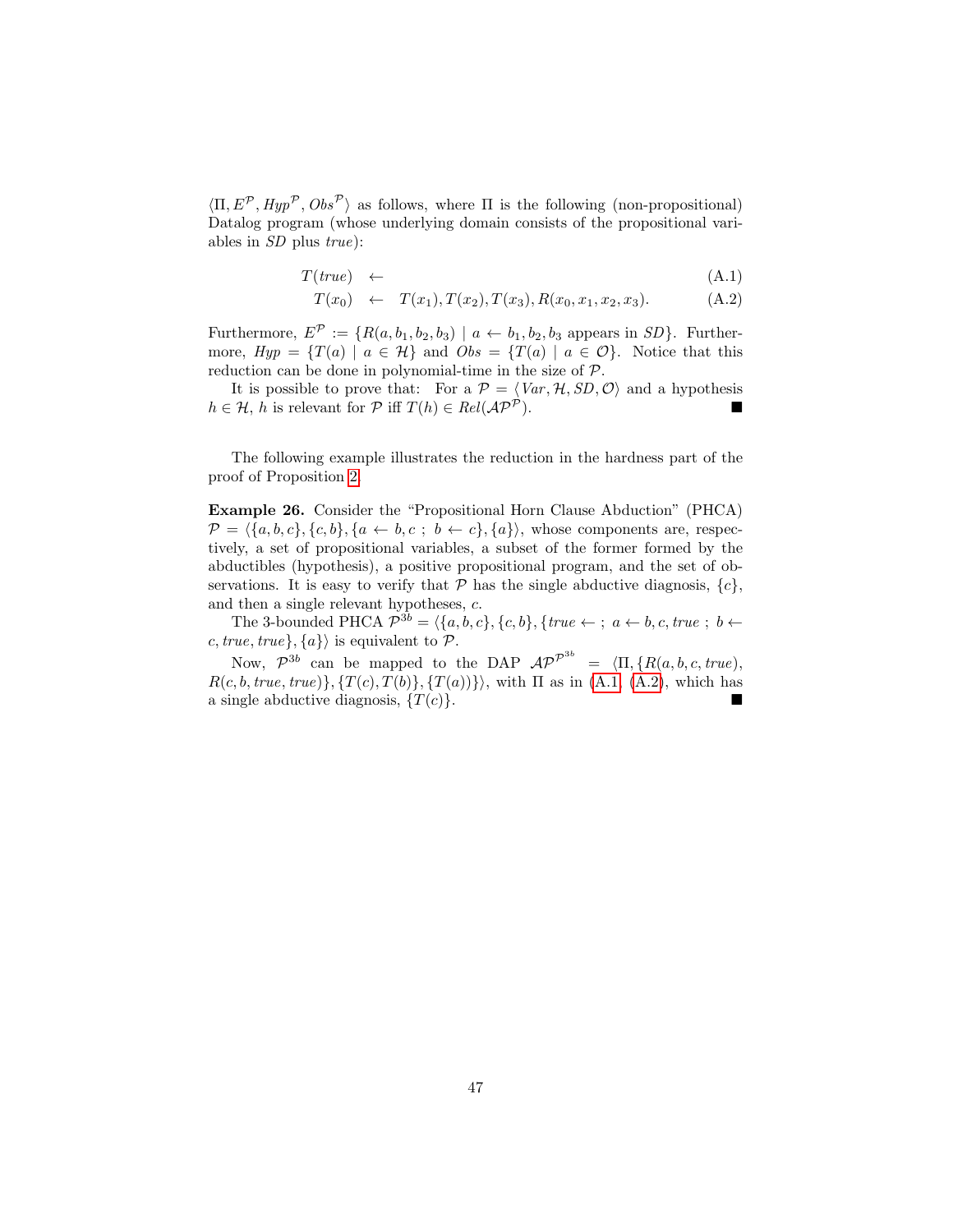$\langle \Pi, E^{\mathcal{P}}, Hyp^{\mathcal{P}}, Obs^{\mathcal{P}} \rangle$ as follows, where $\Pi$ is the following (non-propositional) Datalog program (whose underlying domain consists of the propositional variables in *SD* plus *true*):

$$T(true) \;\leftarrow \tag{A.1}$$

$$T(x_0) \;\leftarrow\; T(x_1), T(x_2), T(x_3), R(x_0, x_1, x_2, x_3). \tag{A.2}$$

Furthermore, $E^{\mathcal{P}} := \{R(a, b_1, b_2, b_3) \mid a \leftarrow b_1, b_2, b_3 \text{ appears in } SD\}$. Furthermore, $Hyp = \{T(a) \mid a \in \mathcal{H}\}$ and $Obs = \{T(a) \mid a \in \mathcal{O}\}$. Notice that this reduction can be done in polynomial-time in the size of $\mathcal{P}$.

It is possible to prove that: For a $\mathcal{P} = \langle Var, \mathcal{H}, SD, \mathcal{O} \rangle$ and a hypothesis $h \in \mathcal{H}$, $h$ is relevant for $\mathcal{P}$ iff $T(h) \in Rel(\mathcal{AP}^{\mathcal{P}})$. ■

The following example illustrates the reduction in the hardness part of the proof of Proposition 2.

**Example 26.** Consider the "Propositional Horn Clause Abduction" (PHCA) $\mathcal{P} = \langle \{a, b, c\}, \{c, b\}, \{a \leftarrow b, c \; ; \; b \leftarrow c\}, \{a\} \rangle$, whose components are, respectively, a set of propositional variables, a subset of the former formed by the abductibles (hypothesis), a positive propositional program, and the set of observations. It is easy to verify that $\mathcal{P}$ has the single abductive diagnosis, $\{c\}$, and then a single relevant hypotheses, $c$.

The 3-bounded PHCA $\mathcal{P}^{3b} = \langle \{a, b, c\}, \{c, b\}, \{true \leftarrow \; ; \; a \leftarrow b, c, true \; ; \; b \leftarrow c, true, true\}, \{a\} \rangle$ is equivalent to $\mathcal{P}$.

Now, $\mathcal{P}^{3b}$ can be mapped to the DAP $\mathcal{AP}^{\mathcal{P}^{3b}} = \langle \Pi, \{R(a, b, c, true), R(c, b, true, true)\}, \{T(c), T(b)\}, \{T(a)\} \rangle$, with $\Pi$ as in (A.1), (A.2), which has a single abductive diagnosis, $\{T(c)\}$. ■